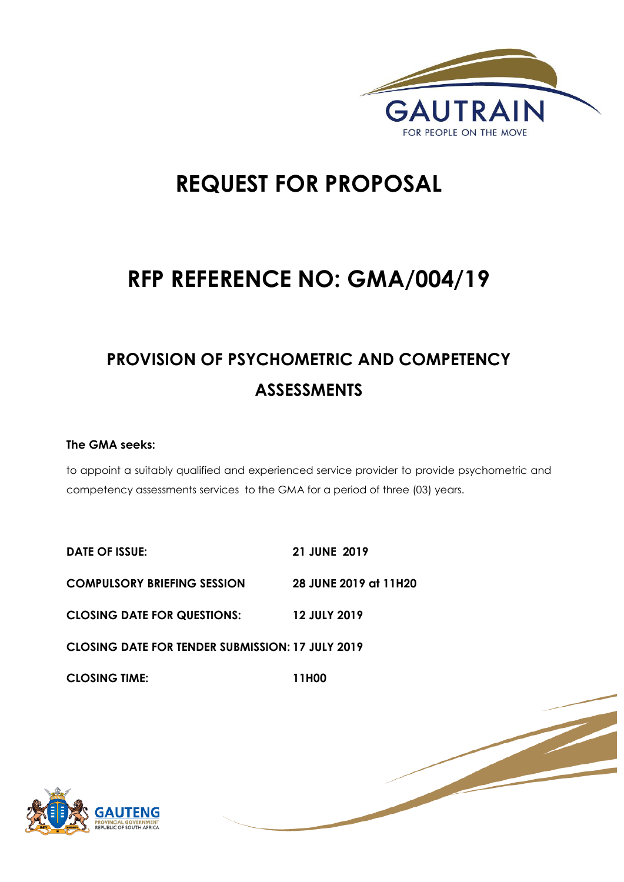# REQUEST FOR PROPOSAL

# RFP REFERENCE NO: GMA/004/19

## PROVISION OF PSYCHOMETRIC AND COMPETENCY ASSESSMENTS

**The GMA seeks:**

to appoint a suitably qualified and experienced service provider to provide psychometric and competency assessments services to the GMA for a period of three (03) years.

| | |
|---|---|
| **DATE OF ISSUE:** | **21 JUNE 2019** |
| **COMPULSORY BRIEFING SESSION** | **28 JUNE 2019 at 11H20** |
| **CLOSING DATE FOR QUESTIONS:** | **12 JULY 2019** |
| **CLOSING DATE FOR TENDER SUBMISSION:** | **17 JULY 2019** |
| **CLOSING TIME:** | **11H00** |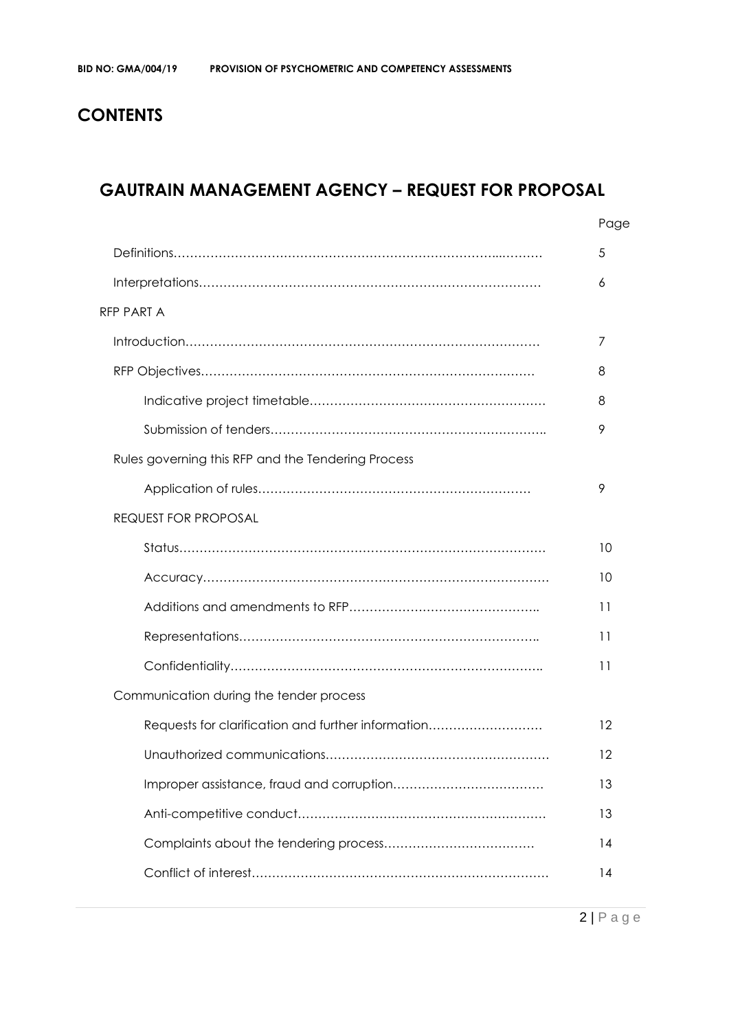# CONTENTS

## GAUTRAIN MANAGEMENT AGENCY – REQUEST FOR PROPOSAL

| | Page |
|---|---|
| Definitions | 5 |
| Interpretations | 6 |
| RFP PART A | |
| Introduction | 7 |
| RFP Objectives | 8 |
| Indicative project timetable | 8 |
| Submission of tenders | 9 |
| Rules governing this RFP and the Tendering Process | |
| Application of rules | 9 |
| REQUEST FOR PROPOSAL | |
| Status | 10 |
| Accuracy | 10 |
| Additions and amendments to RFP | 11 |
| Representations | 11 |
| Confidentiality | 11 |
| Communication during the tender process | |
| Requests for clarification and further information | 12 |
| Unauthorized communications | 12 |
| Improper assistance, fraud and corruption | 13 |
| Anti-competitive conduct | 13 |
| Complaints about the tendering process | 14 |
| Conflict of interest | 14 |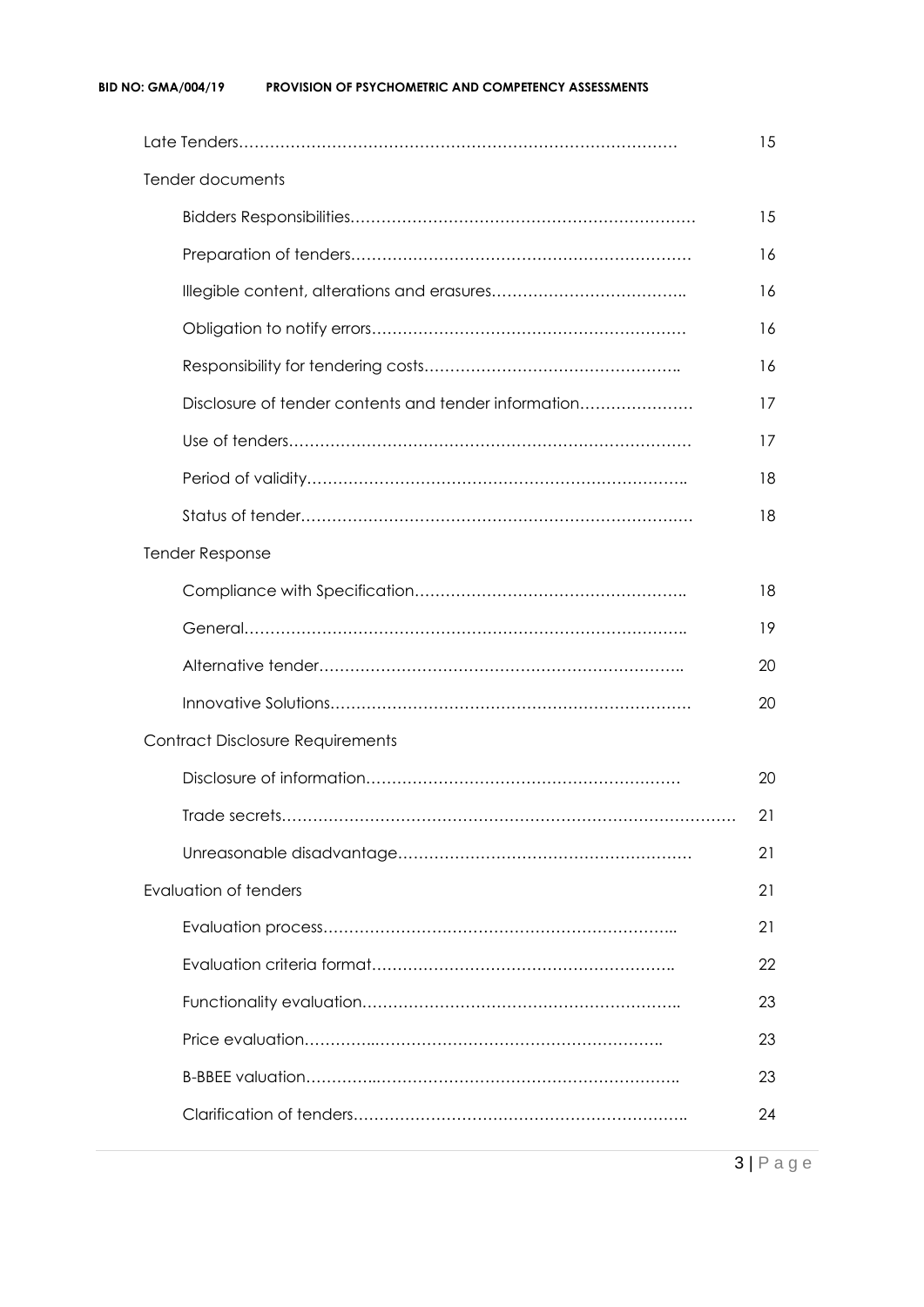| | |
|---|---|
| Late Tenders………………………………………………………………………… | 15 |
| Tender documents | |
| Bidders Responsibilities………………………………………………………… | 15 |
| Preparation of tenders………………………………………………………… | 16 |
| Illegible content, alterations and erasures……………………………….. | 16 |
| Obligation to notify errors…………………………………………………… | 16 |
| Responsibility for tendering costs………………………………………….. | 16 |
| Disclosure of tender contents and tender information…………………. | 17 |
| Use of tenders…………………………………………………………………… | 17 |
| Period of validity……………………………………………………………….. | 18 |
| Status of tender………………………………………………………………… | 18 |
| Tender Response | |
| Compliance with Specification…………………………………………….. | 18 |
| General………………………………………………………………………….. | 19 |
| Alternative tender…………………………………………………………….. | 20 |
| Innovative Solutions…………………………………………………………… | 20 |
| Contract Disclosure Requirements | |
| Disclosure of information…………………………………………………… | 20 |
| Trade secrets…………………………………………………………………………… | 21 |
| Unreasonable disadvantage………………………………………………… | 21 |
| Evaluation of tenders | 21 |
| Evaluation process…………………………………………………………….. | 21 |
| Evaluation criteria format………………………………………………….. | 22 |
| Functionality evaluation…………………………………………………….. | 23 |
| Price evaluation………….………………………………………………….. | 23 |
| B-BBEE valuation…………..…………………………………………………. | 23 |
| Clarification of tenders……………………………………………………….. | 24 |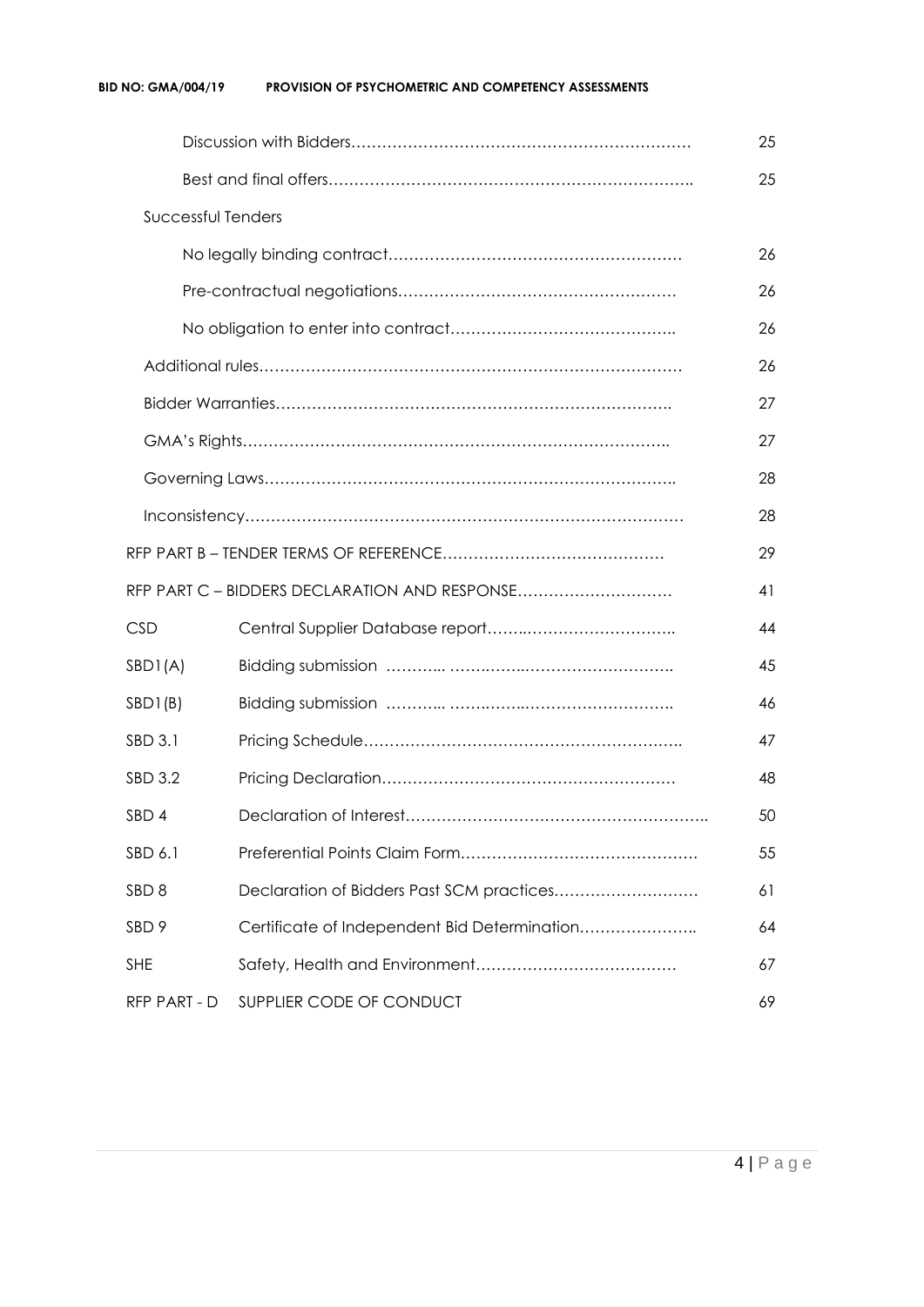| | | |
|---|---|---|
| | Discussion with Bidders………………………………………………………… | 25 |
| | Best and final offers…………………………………………………………….. | 25 |
| Successful Tenders | | |
| | No legally binding contract………………………………………………… | 26 |
| | Pre-contractual negotiations……………………………………………… | 26 |
| | No obligation to enter into contract…………………………………….. | 26 |
| Additional rules………………………………………………………………………… | | 26 |
| Bidder Warranties………………………………………………………………….. | | 27 |
| GMA's Rights……………………………………………………………………….. | | 27 |
| Governing Laws…………………………………………………………………….. | | 28 |
| Inconsistency…………………………………………………………………………… | | 28 |
| RFP PART B – TENDER TERMS OF REFERENCE…………………………………… | | 29 |
| RFP PART C – BIDDERS DECLARATION AND RESPONSE………………………… | | 41 |
| CSD | Central Supplier Database report…….……………………….. | 44 |
| SBD1(A) | Bidding submission ……….. ……….…..…………………….. | 45 |
| SBD1(B) | Bidding submission ……….. ……….…..…………………….. | 46 |
| SBD 3.1 | Pricing Schedule…………………………………………………….. | 47 |
| SBD 3.2 | Pricing Declaration………………………………………………… | 48 |
| SBD 4 | Declaration of Interest………………………………………………….. | 50 |
| SBD 6.1 | Preferential Points Claim Form………………………………………. | 55 |
| SBD 8 | Declaration of Bidders Past SCM practices………………………. | 61 |
| SBD 9 | Certificate of Independent Bid Determination………………….. | 64 |
| SHE | Safety, Health and Environment………………………………… | 67 |
| RFP PART - D | SUPPLIER CODE OF CONDUCT | 69 |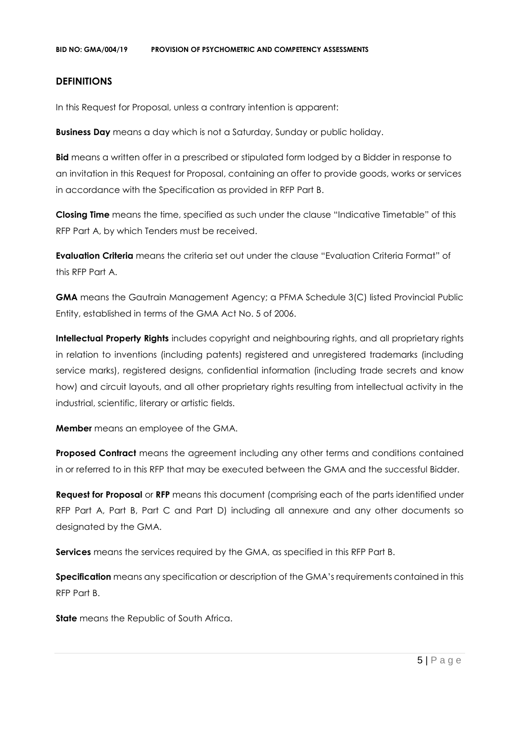## DEFINITIONS

In this Request for Proposal, unless a contrary intention is apparent:

**Business Day** means a day which is not a Saturday, Sunday or public holiday.

**Bid** means a written offer in a prescribed or stipulated form lodged by a Bidder in response to an invitation in this Request for Proposal, containing an offer to provide goods, works or services in accordance with the Specification as provided in RFP Part B.

**Closing Time** means the time, specified as such under the clause "Indicative Timetable" of this RFP Part A, by which Tenders must be received.

**Evaluation Criteria** means the criteria set out under the clause "Evaluation Criteria Format" of this RFP Part A.

**GMA** means the Gautrain Management Agency; a PFMA Schedule 3(C) listed Provincial Public Entity, established in terms of the GMA Act No. 5 of 2006.

**Intellectual Property Rights** includes copyright and neighbouring rights, and all proprietary rights in relation to inventions (including patents) registered and unregistered trademarks (including service marks), registered designs, confidential information (including trade secrets and know how) and circuit layouts, and all other proprietary rights resulting from intellectual activity in the industrial, scientific, literary or artistic fields.

**Member** means an employee of the GMA.

**Proposed Contract** means the agreement including any other terms and conditions contained in or referred to in this RFP that may be executed between the GMA and the successful Bidder.

**Request for Proposal** or **RFP** means this document (comprising each of the parts identified under RFP Part A, Part B, Part C and Part D) including all annexure and any other documents so designated by the GMA.

**Services** means the services required by the GMA, as specified in this RFP Part B.

**Specification** means any specification or description of the GMA's requirements contained in this RFP Part B.

**State** means the Republic of South Africa.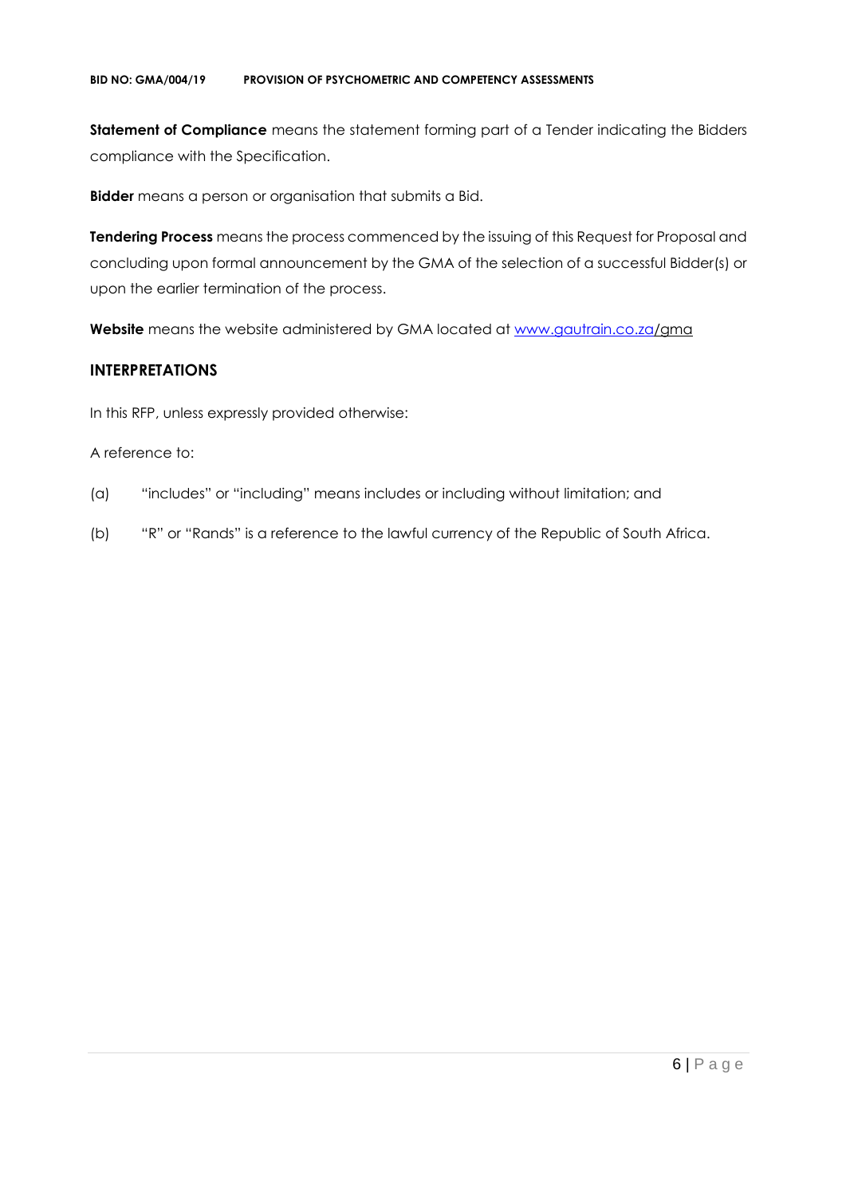**Statement of Compliance** means the statement forming part of a Tender indicating the Bidders compliance with the Specification.

**Bidder** means a person or organisation that submits a Bid.

**Tendering Process** means the process commenced by the issuing of this Request for Proposal and concluding upon formal announcement by the GMA of the selection of a successful Bidder(s) or upon the earlier termination of the process.

**Website** means the website administered by GMA located at www.gautrain.co.za/gma

## INTERPRETATIONS

In this RFP, unless expressly provided otherwise:

A reference to:

(a) "includes" or "including" means includes or including without limitation; and

(b) "R" or "Rands" is a reference to the lawful currency of the Republic of South Africa.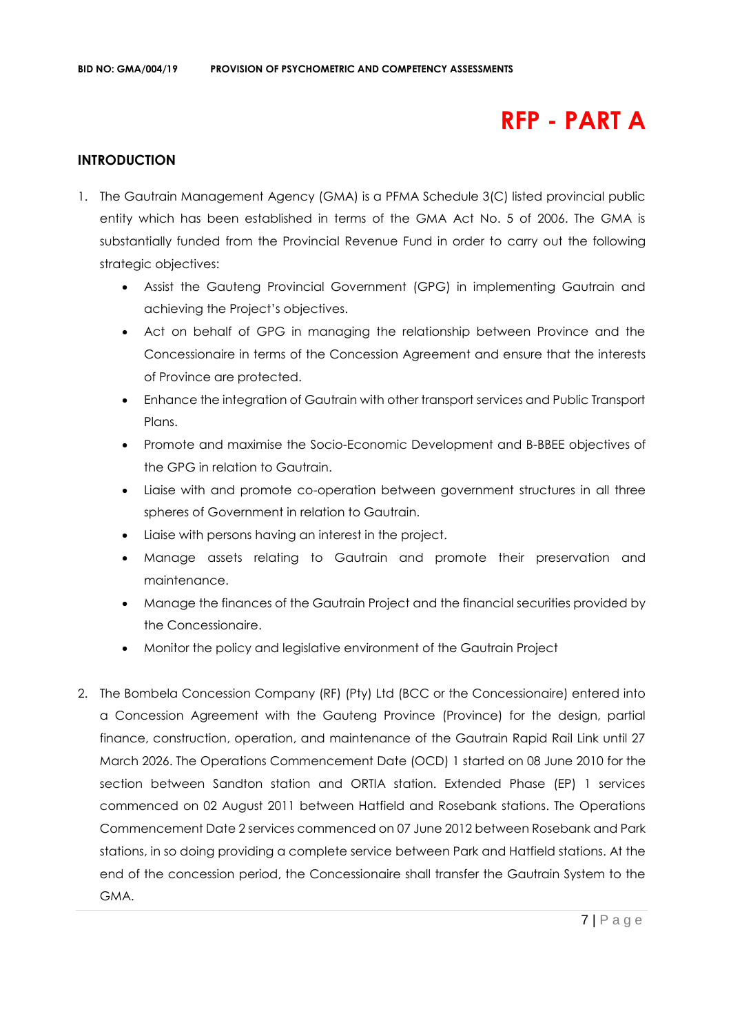# RFP - PART A

## INTRODUCTION

1. The Gautrain Management Agency (GMA) is a PFMA Schedule 3(C) listed provincial public entity which has been established in terms of the GMA Act No. 5 of 2006. The GMA is substantially funded from the Provincial Revenue Fund in order to carry out the following strategic objectives:
   - Assist the Gauteng Provincial Government (GPG) in implementing Gautrain and achieving the Project's objectives.
   - Act on behalf of GPG in managing the relationship between Province and the Concessionaire in terms of the Concession Agreement and ensure that the interests of Province are protected.
   - Enhance the integration of Gautrain with other transport services and Public Transport Plans.
   - Promote and maximise the Socio-Economic Development and B-BBEE objectives of the GPG in relation to Gautrain.
   - Liaise with and promote co-operation between government structures in all three spheres of Government in relation to Gautrain.
   - Liaise with persons having an interest in the project.
   - Manage assets relating to Gautrain and promote their preservation and maintenance.
   - Manage the finances of the Gautrain Project and the financial securities provided by the Concessionaire.
   - Monitor the policy and legislative environment of the Gautrain Project

2. The Bombela Concession Company (RF) (Pty) Ltd (BCC or the Concessionaire) entered into a Concession Agreement with the Gauteng Province (Province) for the design, partial finance, construction, operation, and maintenance of the Gautrain Rapid Rail Link until 27 March 2026. The Operations Commencement Date (OCD) 1 started on 08 June 2010 for the section between Sandton station and ORTIA station. Extended Phase (EP) 1 services commenced on 02 August 2011 between Hatfield and Rosebank stations. The Operations Commencement Date 2 services commenced on 07 June 2012 between Rosebank and Park stations, in so doing providing a complete service between Park and Hatfield stations. At the end of the concession period, the Concessionaire shall transfer the Gautrain System to the GMA.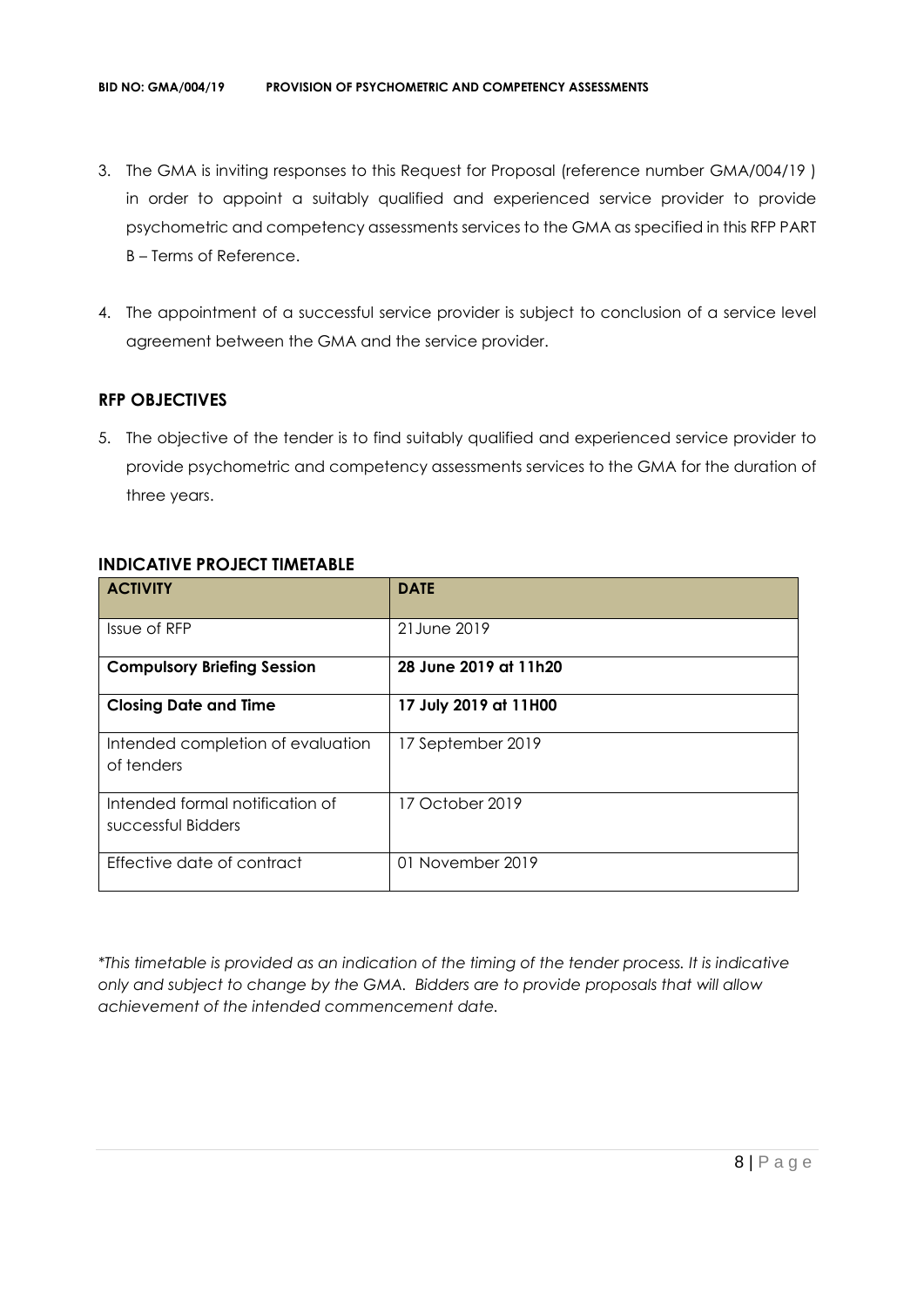3. The GMA is inviting responses to this Request for Proposal (reference number GMA/004/19 ) in order to appoint a suitably qualified and experienced service provider to provide psychometric and competency assessments services to the GMA as specified in this RFP PART B – Terms of Reference.

4. The appointment of a successful service provider is subject to conclusion of a service level agreement between the GMA and the service provider.

## RFP OBJECTIVES

5. The objective of the tender is to find suitably qualified and experienced service provider to provide psychometric and competency assessments services to the GMA for the duration of three years.

## INDICATIVE PROJECT TIMETABLE

| ACTIVITY | DATE |
|---|---|
| Issue of RFP | 21June 2019 |
| **Compulsory Briefing Session** | **28 June 2019 at 11h20** |
| **Closing Date and Time** | **17 July 2019 at 11H00** |
| Intended completion of evaluation of tenders | 17 September 2019 |
| Intended formal notification of successful Bidders | 17 October 2019 |
| Effective date of contract | 01 November 2019 |

*\*This timetable is provided as an indication of the timing of the tender process. It is indicative only and subject to change by the GMA. Bidders are to provide proposals that will allow achievement of the intended commencement date.*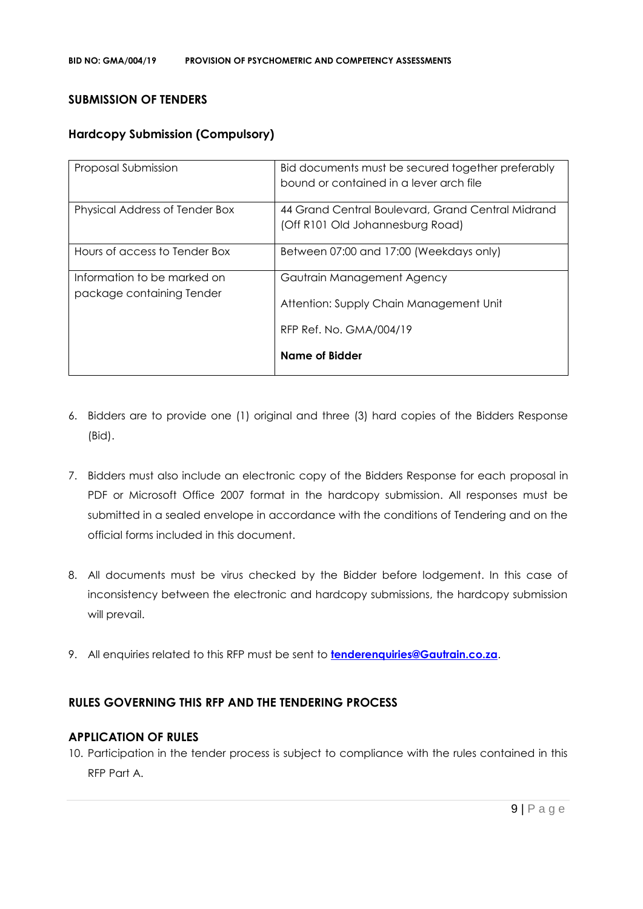## SUBMISSION OF TENDERS

### Hardcopy Submission (Compulsory)

| | |
|---|---|
| Proposal Submission | Bid documents must be secured together preferably bound or contained in a lever arch file |
| Physical Address of Tender Box | 44 Grand Central Boulevard, Grand Central Midrand (Off R101 Old Johannesburg Road) |
| Hours of access to Tender Box | Between 07:00 and 17:00 (Weekdays only) |
| Information to be marked on package containing Tender | Gautrain Management Agency<br><br>Attention: Supply Chain Management Unit<br><br>RFP Ref. No. GMA/004/19<br><br>**Name of Bidder** |

6. Bidders are to provide one (1) original and three (3) hard copies of the Bidders Response (Bid).

7. Bidders must also include an electronic copy of the Bidders Response for each proposal in PDF or Microsoft Office 2007 format in the hardcopy submission. All responses must be submitted in a sealed envelope in accordance with the conditions of Tendering and on the official forms included in this document.

8. All documents must be virus checked by the Bidder before lodgement. In this case of inconsistency between the electronic and hardcopy submissions, the hardcopy submission will prevail.

9. All enquiries related to this RFP must be sent to **tenderenquiries@Gautrain.co.za**.

## RULES GOVERNING THIS RFP AND THE TENDERING PROCESS

### APPLICATION OF RULES

10. Participation in the tender process is subject to compliance with the rules contained in this RFP Part A.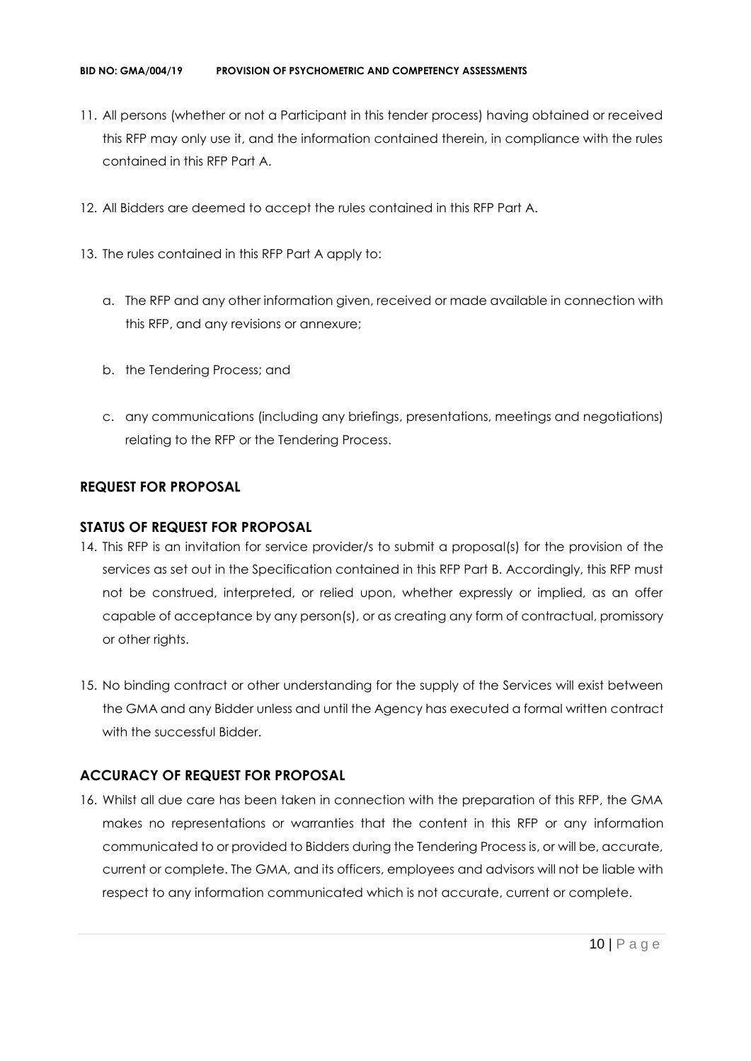11. All persons (whether or not a Participant in this tender process) having obtained or received this RFP may only use it, and the information contained therein, in compliance with the rules contained in this RFP Part A.

12. All Bidders are deemed to accept the rules contained in this RFP Part A.

13. The rules contained in this RFP Part A apply to:

    a. The RFP and any other information given, received or made available in connection with this RFP, and any revisions or annexure;

    b. the Tendering Process; and

    c. any communications (including any briefings, presentations, meetings and negotiations) relating to the RFP or the Tendering Process.

## REQUEST FOR PROPOSAL

## STATUS OF REQUEST FOR PROPOSAL

14. This RFP is an invitation for service provider/s to submit a proposal(s) for the provision of the services as set out in the Specification contained in this RFP Part B. Accordingly, this RFP must not be construed, interpreted, or relied upon, whether expressly or implied, as an offer capable of acceptance by any person(s), or as creating any form of contractual, promissory or other rights.

15. No binding contract or other understanding for the supply of the Services will exist between the GMA and any Bidder unless and until the Agency has executed a formal written contract with the successful Bidder.

## ACCURACY OF REQUEST FOR PROPOSAL

16. Whilst all due care has been taken in connection with the preparation of this RFP, the GMA makes no representations or warranties that the content in this RFP or any information communicated to or provided to Bidders during the Tendering Process is, or will be, accurate, current or complete. The GMA, and its officers, employees and advisors will not be liable with respect to any information communicated which is not accurate, current or complete.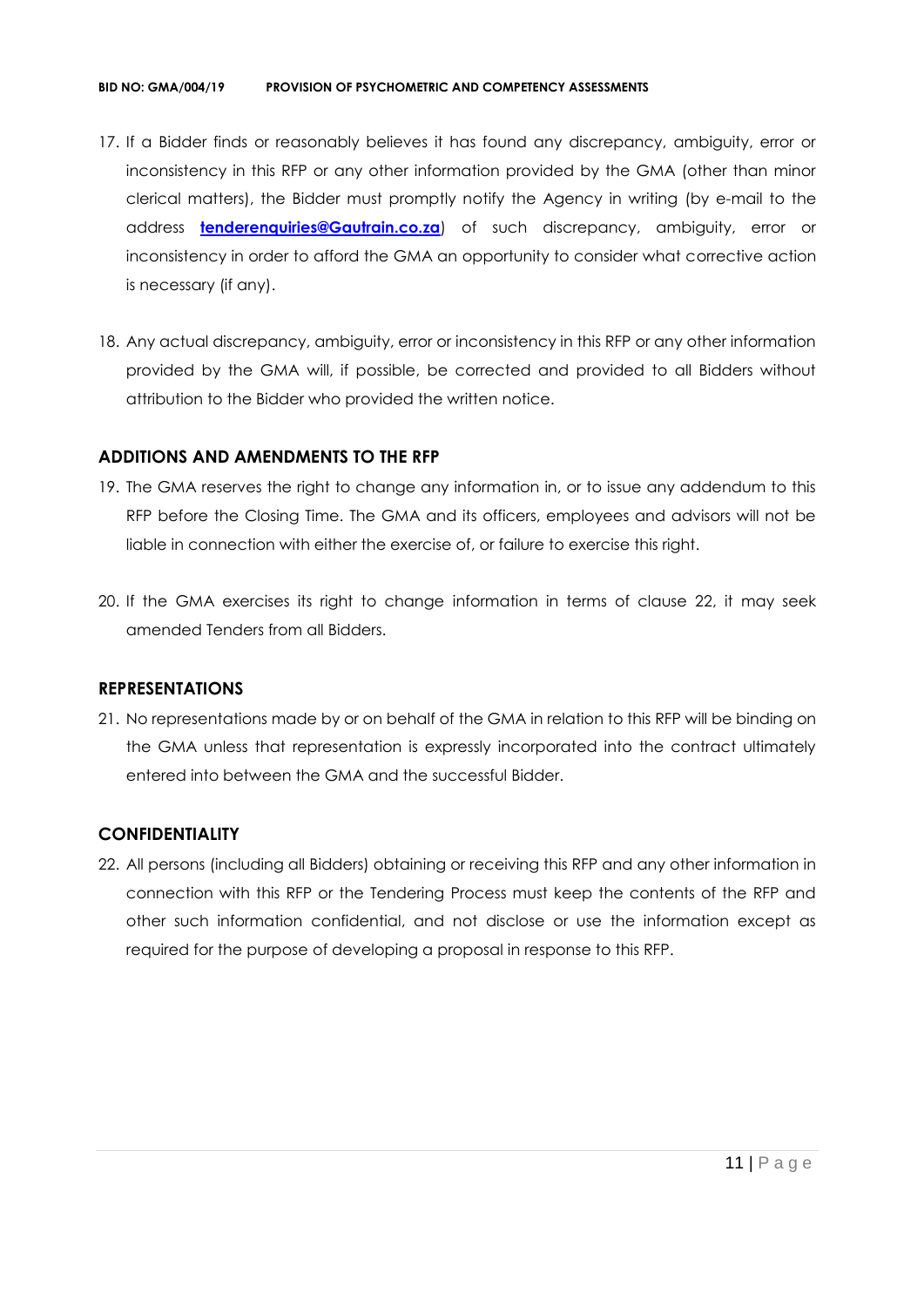17. If a Bidder finds or reasonably believes it has found any discrepancy, ambiguity, error or inconsistency in this RFP or any other information provided by the GMA (other than minor clerical matters), the Bidder must promptly notify the Agency in writing (by e-mail to the address **tenderenquiries@Gautrain.co.za**) of such discrepancy, ambiguity, error or inconsistency in order to afford the GMA an opportunity to consider what corrective action is necessary (if any).

18. Any actual discrepancy, ambiguity, error or inconsistency in this RFP or any other information provided by the GMA will, if possible, be corrected and provided to all Bidders without attribution to the Bidder who provided the written notice.

## ADDITIONS AND AMENDMENTS TO THE RFP

19. The GMA reserves the right to change any information in, or to issue any addendum to this RFP before the Closing Time. The GMA and its officers, employees and advisors will not be liable in connection with either the exercise of, or failure to exercise this right.

20. If the GMA exercises its right to change information in terms of clause 22, it may seek amended Tenders from all Bidders.

## REPRESENTATIONS

21. No representations made by or on behalf of the GMA in relation to this RFP will be binding on the GMA unless that representation is expressly incorporated into the contract ultimately entered into between the GMA and the successful Bidder.

## CONFIDENTIALITY

22. All persons (including all Bidders) obtaining or receiving this RFP and any other information in connection with this RFP or the Tendering Process must keep the contents of the RFP and other such information confidential, and not disclose or use the information except as required for the purpose of developing a proposal in response to this RFP.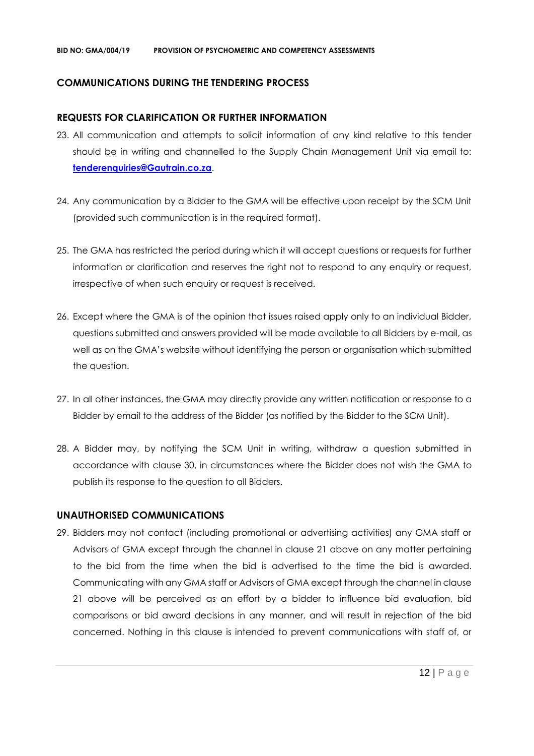## COMMUNICATIONS DURING THE TENDERING PROCESS

### REQUESTS FOR CLARIFICATION OR FURTHER INFORMATION

23. All communication and attempts to solicit information of any kind relative to this tender should be in writing and channelled to the Supply Chain Management Unit via email to: **tenderenquiries@Gautrain.co.za**.

24. Any communication by a Bidder to the GMA will be effective upon receipt by the SCM Unit (provided such communication is in the required format).

25. The GMA has restricted the period during which it will accept questions or requests for further information or clarification and reserves the right not to respond to any enquiry or request, irrespective of when such enquiry or request is received.

26. Except where the GMA is of the opinion that issues raised apply only to an individual Bidder, questions submitted and answers provided will be made available to all Bidders by e-mail, as well as on the GMA's website without identifying the person or organisation which submitted the question.

27. In all other instances, the GMA may directly provide any written notification or response to a Bidder by email to the address of the Bidder (as notified by the Bidder to the SCM Unit).

28. A Bidder may, by notifying the SCM Unit in writing, withdraw a question submitted in accordance with clause 30, in circumstances where the Bidder does not wish the GMA to publish its response to the question to all Bidders.

### UNAUTHORISED COMMUNICATIONS

29. Bidders may not contact (including promotional or advertising activities) any GMA staff or Advisors of GMA except through the channel in clause 21 above on any matter pertaining to the bid from the time when the bid is advertised to the time the bid is awarded. Communicating with any GMA staff or Advisors of GMA except through the channel in clause 21 above will be perceived as an effort by a bidder to influence bid evaluation, bid comparisons or bid award decisions in any manner, and will result in rejection of the bid concerned. Nothing in this clause is intended to prevent communications with staff of, or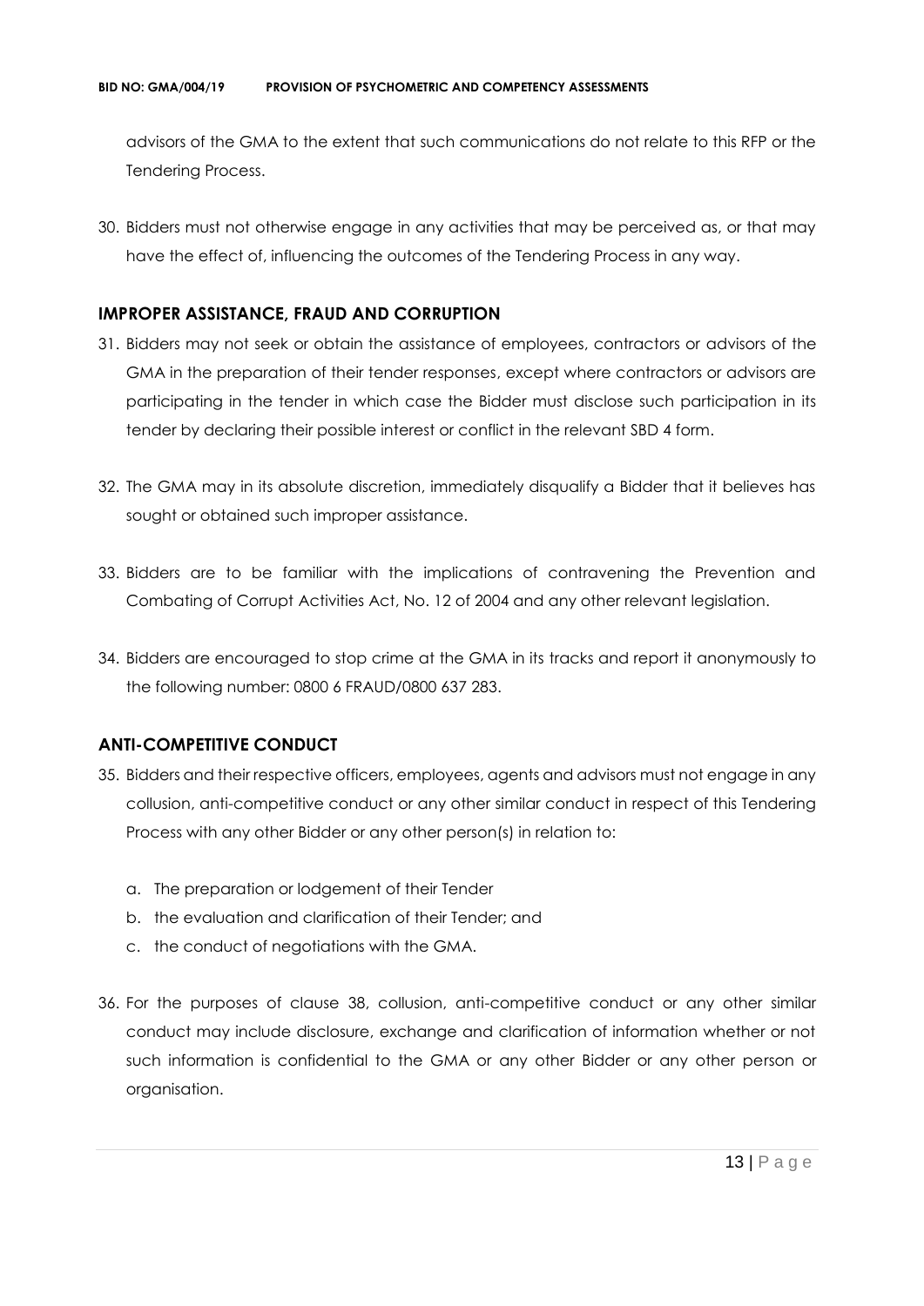advisors of the GMA to the extent that such communications do not relate to this RFP or the Tendering Process.

30. Bidders must not otherwise engage in any activities that may be perceived as, or that may have the effect of, influencing the outcomes of the Tendering Process in any way.

## IMPROPER ASSISTANCE, FRAUD AND CORRUPTION

31. Bidders may not seek or obtain the assistance of employees, contractors or advisors of the GMA in the preparation of their tender responses, except where contractors or advisors are participating in the tender in which case the Bidder must disclose such participation in its tender by declaring their possible interest or conflict in the relevant SBD 4 form.

32. The GMA may in its absolute discretion, immediately disqualify a Bidder that it believes has sought or obtained such improper assistance.

33. Bidders are to be familiar with the implications of contravening the Prevention and Combating of Corrupt Activities Act, No. 12 of 2004 and any other relevant legislation.

34. Bidders are encouraged to stop crime at the GMA in its tracks and report it anonymously to the following number: 0800 6 FRAUD/0800 637 283.

## ANTI-COMPETITIVE CONDUCT

35. Bidders and their respective officers, employees, agents and advisors must not engage in any collusion, anti-competitive conduct or any other similar conduct in respect of this Tendering Process with any other Bidder or any other person(s) in relation to:

    a. The preparation or lodgement of their Tender
    b. the evaluation and clarification of their Tender; and
    c. the conduct of negotiations with the GMA.

36. For the purposes of clause 38, collusion, anti-competitive conduct or any other similar conduct may include disclosure, exchange and clarification of information whether or not such information is confidential to the GMA or any other Bidder or any other person or organisation.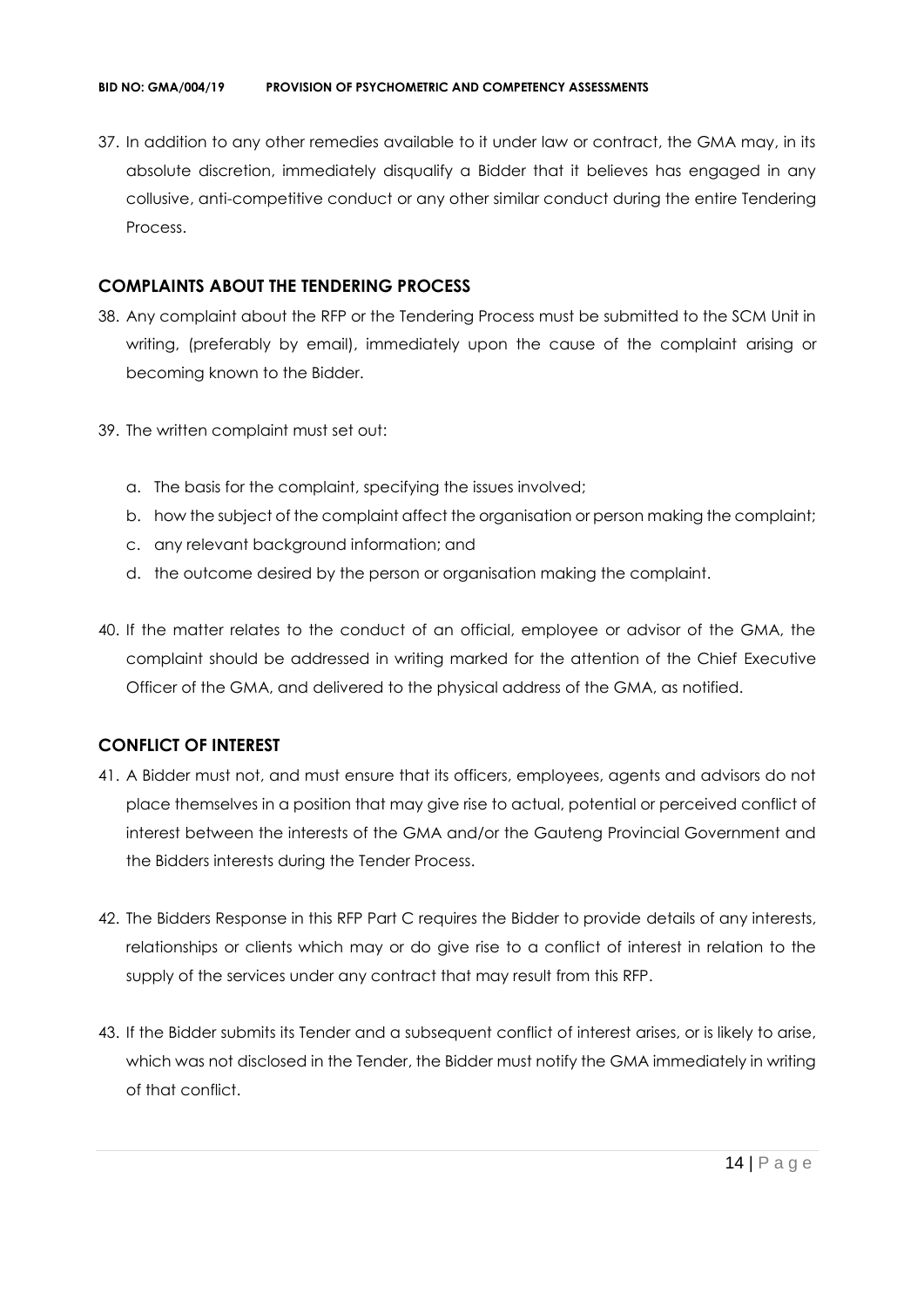37. In addition to any other remedies available to it under law or contract, the GMA may, in its absolute discretion, immediately disqualify a Bidder that it believes has engaged in any collusive, anti-competitive conduct or any other similar conduct during the entire Tendering Process.

## COMPLAINTS ABOUT THE TENDERING PROCESS

38. Any complaint about the RFP or the Tendering Process must be submitted to the SCM Unit in writing, (preferably by email), immediately upon the cause of the complaint arising or becoming known to the Bidder.

39. The written complaint must set out:

    a. The basis for the complaint, specifying the issues involved;
    b. how the subject of the complaint affect the organisation or person making the complaint;
    c. any relevant background information; and
    d. the outcome desired by the person or organisation making the complaint.

40. If the matter relates to the conduct of an official, employee or advisor of the GMA, the complaint should be addressed in writing marked for the attention of the Chief Executive Officer of the GMA, and delivered to the physical address of the GMA, as notified.

## CONFLICT OF INTEREST

41. A Bidder must not, and must ensure that its officers, employees, agents and advisors do not place themselves in a position that may give rise to actual, potential or perceived conflict of interest between the interests of the GMA and/or the Gauteng Provincial Government and the Bidders interests during the Tender Process.

42. The Bidders Response in this RFP Part C requires the Bidder to provide details of any interests, relationships or clients which may or do give rise to a conflict of interest in relation to the supply of the services under any contract that may result from this RFP.

43. If the Bidder submits its Tender and a subsequent conflict of interest arises, or is likely to arise, which was not disclosed in the Tender, the Bidder must notify the GMA immediately in writing of that conflict.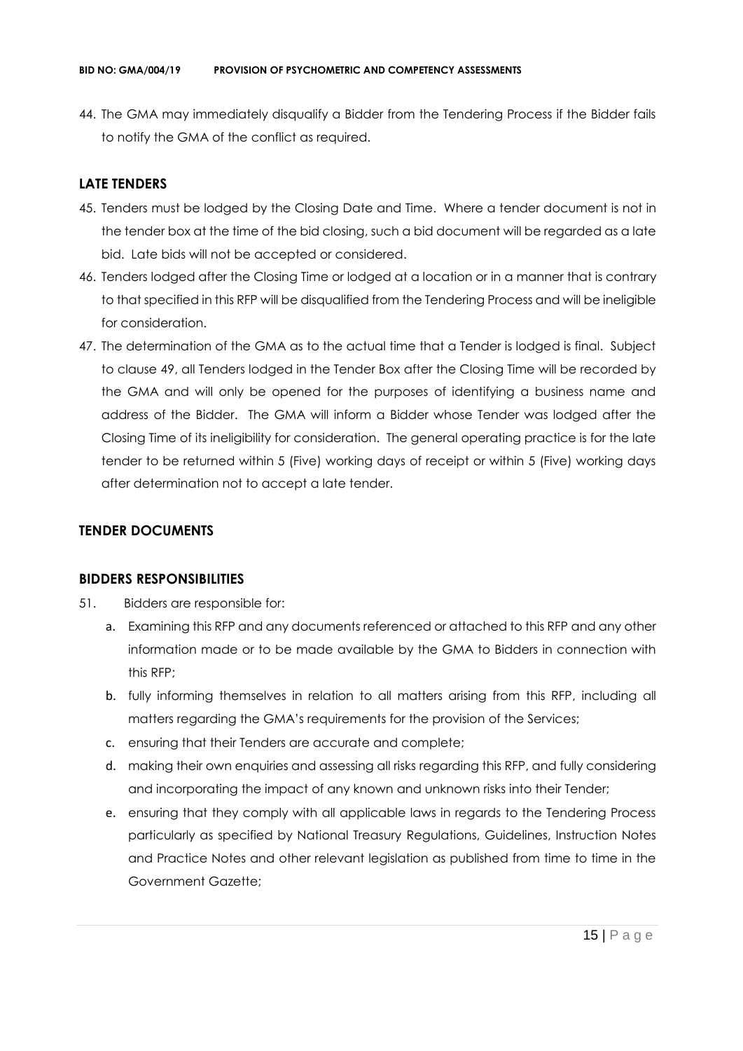44. The GMA may immediately disqualify a Bidder from the Tendering Process if the Bidder fails to notify the GMA of the conflict as required.

## LATE TENDERS

45. Tenders must be lodged by the Closing Date and Time. Where a tender document is not in the tender box at the time of the bid closing, such a bid document will be regarded as a late bid. Late bids will not be accepted or considered.
46. Tenders lodged after the Closing Time or lodged at a location or in a manner that is contrary to that specified in this RFP will be disqualified from the Tendering Process and will be ineligible for consideration.
47. The determination of the GMA as to the actual time that a Tender is lodged is final. Subject to clause 49, all Tenders lodged in the Tender Box after the Closing Time will be recorded by the GMA and will only be opened for the purposes of identifying a business name and address of the Bidder. The GMA will inform a Bidder whose Tender was lodged after the Closing Time of its ineligibility for consideration. The general operating practice is for the late tender to be returned within 5 (Five) working days of receipt or within 5 (Five) working days after determination not to accept a late tender.

## TENDER DOCUMENTS

## BIDDERS RESPONSIBILITIES

51. Bidders are responsible for:
    a. Examining this RFP and any documents referenced or attached to this RFP and any other information made or to be made available by the GMA to Bidders in connection with this RFP;
    b. fully informing themselves in relation to all matters arising from this RFP, including all matters regarding the GMA's requirements for the provision of the Services;
    c. ensuring that their Tenders are accurate and complete;
    d. making their own enquiries and assessing all risks regarding this RFP, and fully considering and incorporating the impact of any known and unknown risks into their Tender;
    e. ensuring that they comply with all applicable laws in regards to the Tendering Process particularly as specified by National Treasury Regulations, Guidelines, Instruction Notes and Practice Notes and other relevant legislation as published from time to time in the Government Gazette;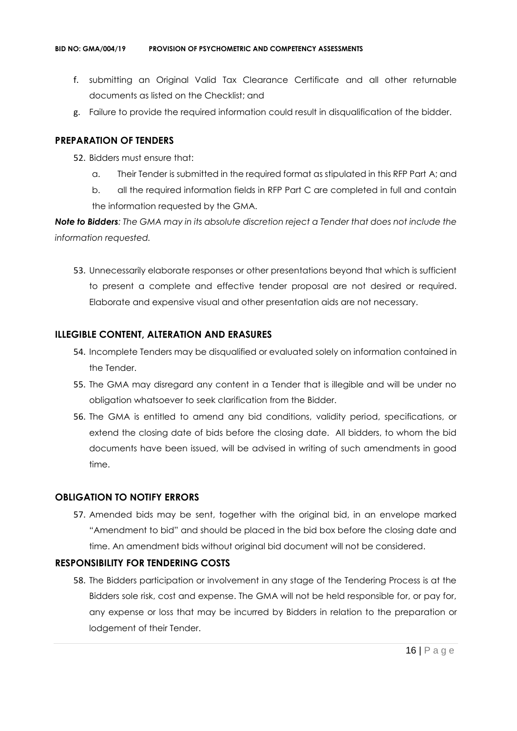f. submitting an Original Valid Tax Clearance Certificate and all other returnable documents as listed on the Checklist; and
g. Failure to provide the required information could result in disqualification of the bidder.

## PREPARATION OF TENDERS

52. Bidders must ensure that:
    a. Their Tender is submitted in the required format as stipulated in this RFP Part A; and
    b. all the required information fields in RFP Part C are completed in full and contain the information requested by the GMA.

***Note to Bidders**: The GMA may in its absolute discretion reject a Tender that does not include the information requested.*

53. Unnecessarily elaborate responses or other presentations beyond that which is sufficient to present a complete and effective tender proposal are not desired or required. Elaborate and expensive visual and other presentation aids are not necessary.

## ILLEGIBLE CONTENT, ALTERATION AND ERASURES

54. Incomplete Tenders may be disqualified or evaluated solely on information contained in the Tender.
55. The GMA may disregard any content in a Tender that is illegible and will be under no obligation whatsoever to seek clarification from the Bidder.
56. The GMA is entitled to amend any bid conditions, validity period, specifications, or extend the closing date of bids before the closing date. All bidders, to whom the bid documents have been issued, will be advised in writing of such amendments in good time.

## OBLIGATION TO NOTIFY ERRORS

57. Amended bids may be sent, together with the original bid, in an envelope marked "Amendment to bid" and should be placed in the bid box before the closing date and time. An amendment bids without original bid document will not be considered.

## RESPONSIBILITY FOR TENDERING COSTS

58. The Bidders participation or involvement in any stage of the Tendering Process is at the Bidders sole risk, cost and expense. The GMA will not be held responsible for, or pay for, any expense or loss that may be incurred by Bidders in relation to the preparation or lodgement of their Tender.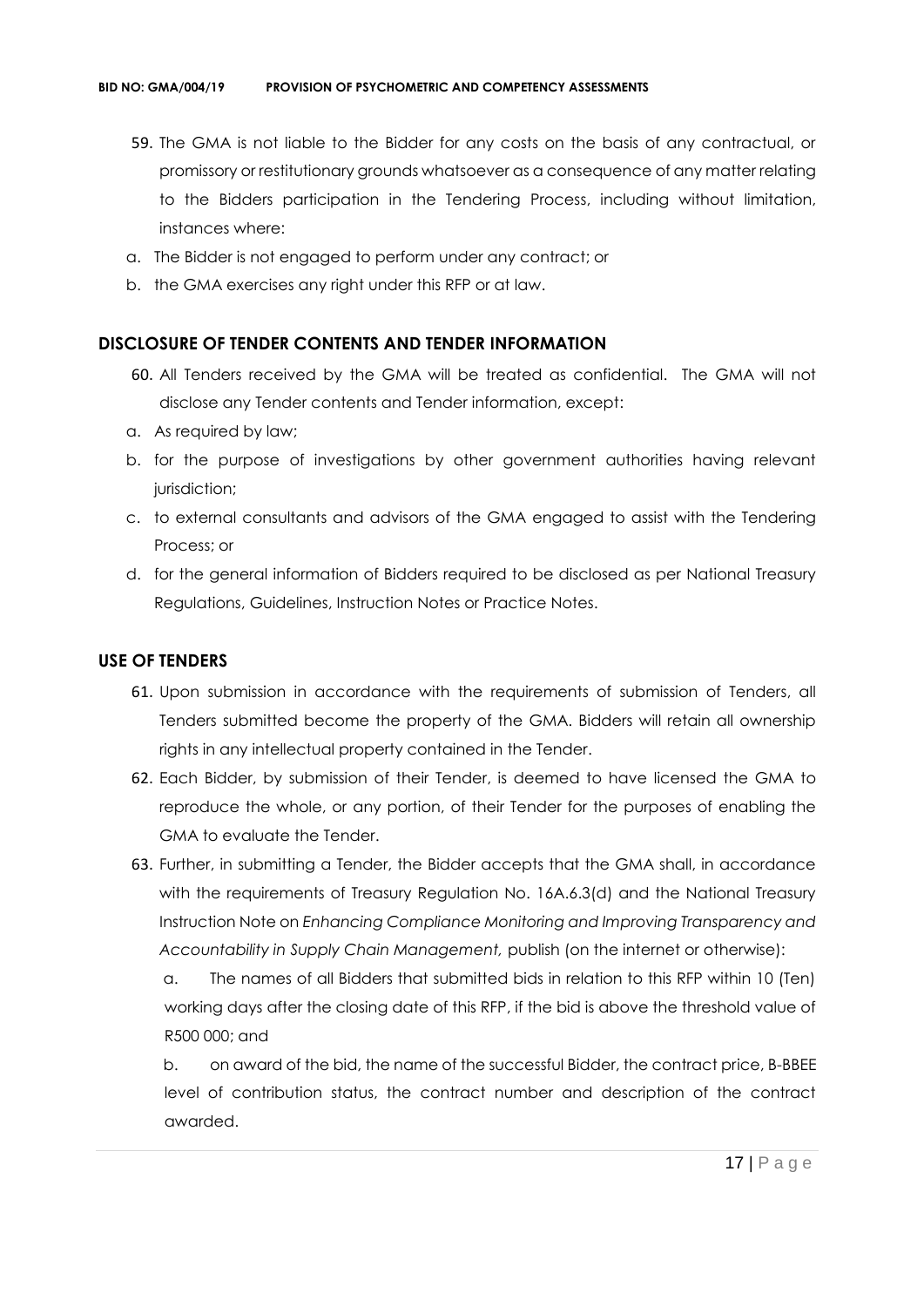59. The GMA is not liable to the Bidder for any costs on the basis of any contractual, or promissory or restitutionary grounds whatsoever as a consequence of any matter relating to the Bidders participation in the Tendering Process, including without limitation, instances where:

a. The Bidder is not engaged to perform under any contract; or

b. the GMA exercises any right under this RFP or at law.

## DISCLOSURE OF TENDER CONTENTS AND TENDER INFORMATION

60. All Tenders received by the GMA will be treated as confidential. The GMA will not disclose any Tender contents and Tender information, except:

a. As required by law;

b. for the purpose of investigations by other government authorities having relevant jurisdiction;

c. to external consultants and advisors of the GMA engaged to assist with the Tendering Process; or

d. for the general information of Bidders required to be disclosed as per National Treasury Regulations, Guidelines, Instruction Notes or Practice Notes.

## USE OF TENDERS

61. Upon submission in accordance with the requirements of submission of Tenders, all Tenders submitted become the property of the GMA. Bidders will retain all ownership rights in any intellectual property contained in the Tender.

62. Each Bidder, by submission of their Tender, is deemed to have licensed the GMA to reproduce the whole, or any portion, of their Tender for the purposes of enabling the GMA to evaluate the Tender.

63. Further, in submitting a Tender, the Bidder accepts that the GMA shall, in accordance with the requirements of Treasury Regulation No. 16A.6.3(d) and the National Treasury Instruction Note on *Enhancing Compliance Monitoring and Improving Transparency and Accountability in Supply Chain Management,* publish (on the internet or otherwise):

    a. The names of all Bidders that submitted bids in relation to this RFP within 10 (Ten) working days after the closing date of this RFP, if the bid is above the threshold value of R500 000; and

    b. on award of the bid, the name of the successful Bidder, the contract price, B-BBEE level of contribution status, the contract number and description of the contract awarded.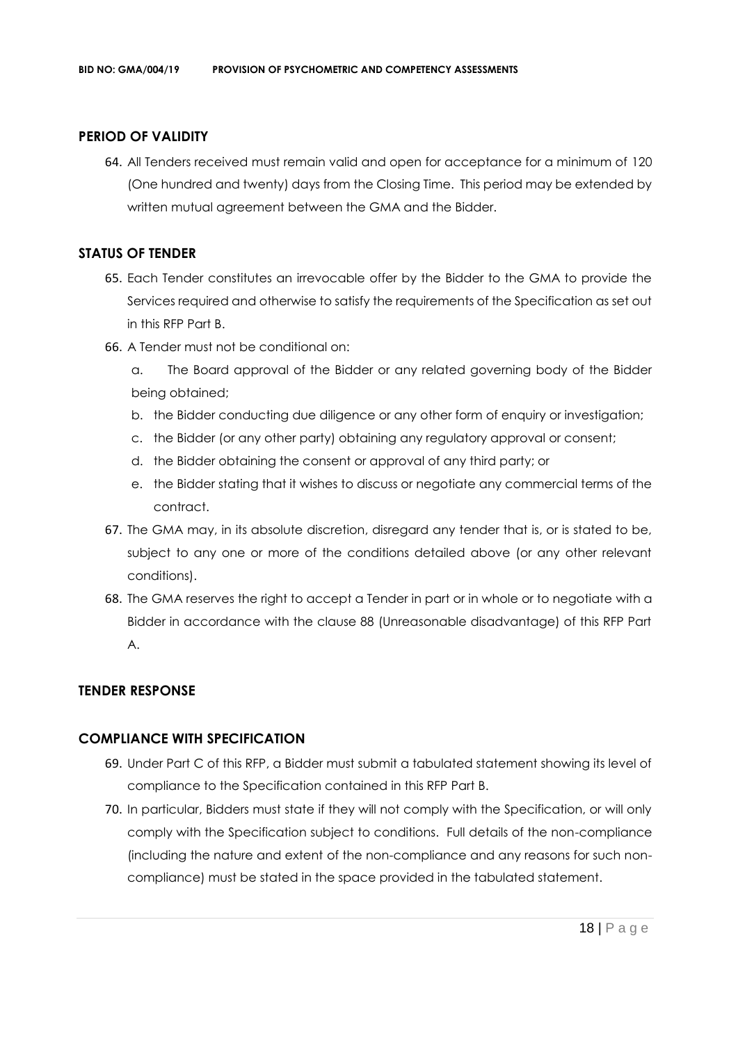## PERIOD OF VALIDITY

64. All Tenders received must remain valid and open for acceptance for a minimum of 120 (One hundred and twenty) days from the Closing Time. This period may be extended by written mutual agreement between the GMA and the Bidder.

## STATUS OF TENDER

65. Each Tender constitutes an irrevocable offer by the Bidder to the GMA to provide the Services required and otherwise to satisfy the requirements of the Specification as set out in this RFP Part B.
66. A Tender must not be conditional on:
    a. The Board approval of the Bidder or any related governing body of the Bidder being obtained;
    b. the Bidder conducting due diligence or any other form of enquiry or investigation;
    c. the Bidder (or any other party) obtaining any regulatory approval or consent;
    d. the Bidder obtaining the consent or approval of any third party; or
    e. the Bidder stating that it wishes to discuss or negotiate any commercial terms of the contract.
67. The GMA may, in its absolute discretion, disregard any tender that is, or is stated to be, subject to any one or more of the conditions detailed above (or any other relevant conditions).
68. The GMA reserves the right to accept a Tender in part or in whole or to negotiate with a Bidder in accordance with the clause 88 (Unreasonable disadvantage) of this RFP Part A.

## TENDER RESPONSE

## COMPLIANCE WITH SPECIFICATION

69. Under Part C of this RFP, a Bidder must submit a tabulated statement showing its level of compliance to the Specification contained in this RFP Part B.
70. In particular, Bidders must state if they will not comply with the Specification, or will only comply with the Specification subject to conditions. Full details of the non-compliance (including the nature and extent of the non-compliance and any reasons for such non-compliance) must be stated in the space provided in the tabulated statement.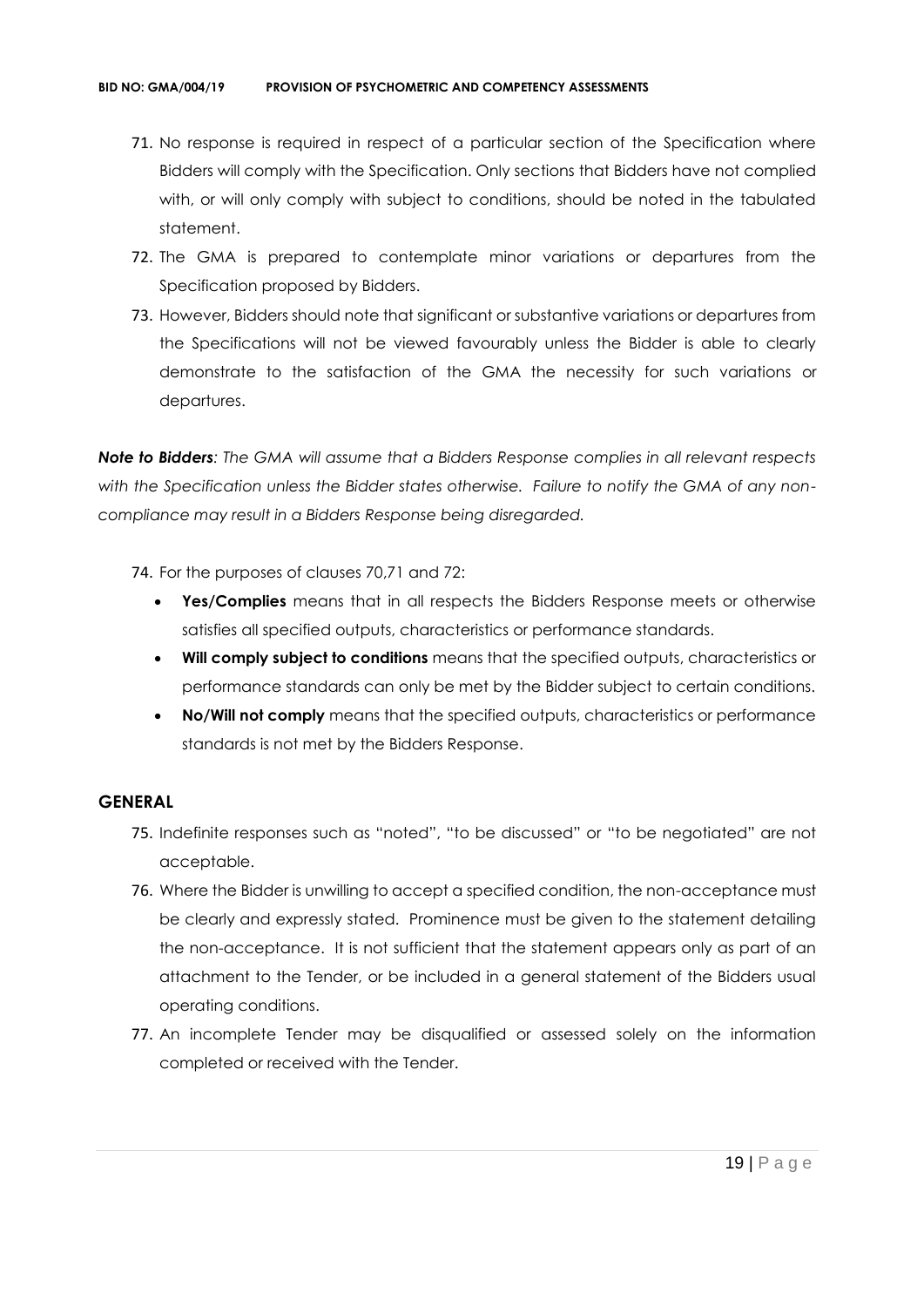71. No response is required in respect of a particular section of the Specification where Bidders will comply with the Specification. Only sections that Bidders have not complied with, or will only comply with subject to conditions, should be noted in the tabulated statement.
72. The GMA is prepared to contemplate minor variations or departures from the Specification proposed by Bidders.
73. However, Bidders should note that significant or substantive variations or departures from the Specifications will not be viewed favourably unless the Bidder is able to clearly demonstrate to the satisfaction of the GMA the necessity for such variations or departures.

***Note to Bidders**: The GMA will assume that a Bidders Response complies in all relevant respects with the Specification unless the Bidder states otherwise. Failure to notify the GMA of any non-compliance may result in a Bidders Response being disregarded.*

74. For the purposes of clauses 70,71 and 72:
    - **Yes/Complies** means that in all respects the Bidders Response meets or otherwise satisfies all specified outputs, characteristics or performance standards.
    - **Will comply subject to conditions** means that the specified outputs, characteristics or performance standards can only be met by the Bidder subject to certain conditions.
    - **No/Will not comply** means that the specified outputs, characteristics or performance standards is not met by the Bidders Response.

## GENERAL

75. Indefinite responses such as "noted", "to be discussed" or "to be negotiated" are not acceptable.
76. Where the Bidder is unwilling to accept a specified condition, the non-acceptance must be clearly and expressly stated. Prominence must be given to the statement detailing the non-acceptance. It is not sufficient that the statement appears only as part of an attachment to the Tender, or be included in a general statement of the Bidders usual operating conditions.
77. An incomplete Tender may be disqualified or assessed solely on the information completed or received with the Tender.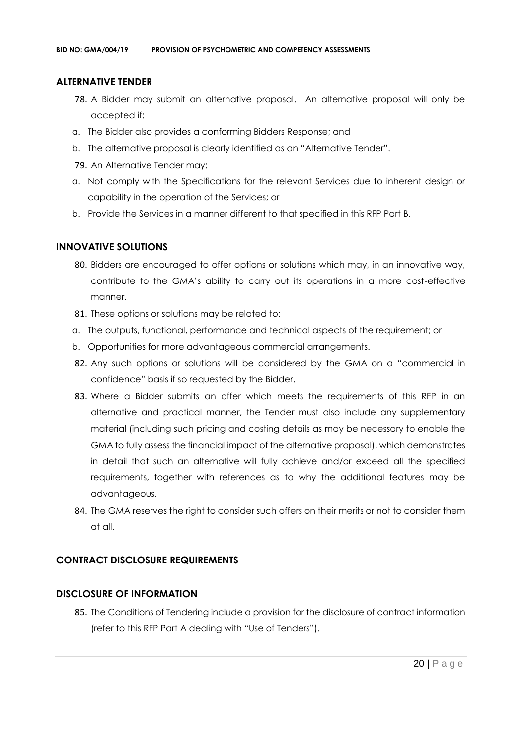## ALTERNATIVE TENDER

78. A Bidder may submit an alternative proposal. An alternative proposal will only be accepted if:
   a. The Bidder also provides a conforming Bidders Response; and
   b. The alternative proposal is clearly identified as an "Alternative Tender".
79. An Alternative Tender may:
   a. Not comply with the Specifications for the relevant Services due to inherent design or capability in the operation of the Services; or
   b. Provide the Services in a manner different to that specified in this RFP Part B.

## INNOVATIVE SOLUTIONS

80. Bidders are encouraged to offer options or solutions which may, in an innovative way, contribute to the GMA's ability to carry out its operations in a more cost-effective manner.
81. These options or solutions may be related to:
   a. The outputs, functional, performance and technical aspects of the requirement; or
   b. Opportunities for more advantageous commercial arrangements.
82. Any such options or solutions will be considered by the GMA on a "commercial in confidence" basis if so requested by the Bidder.
83. Where a Bidder submits an offer which meets the requirements of this RFP in an alternative and practical manner, the Tender must also include any supplementary material (including such pricing and costing details as may be necessary to enable the GMA to fully assess the financial impact of the alternative proposal), which demonstrates in detail that such an alternative will fully achieve and/or exceed all the specified requirements, together with references as to why the additional features may be advantageous.
84. The GMA reserves the right to consider such offers on their merits or not to consider them at all.

## CONTRACT DISCLOSURE REQUIREMENTS

## DISCLOSURE OF INFORMATION

85. The Conditions of Tendering include a provision for the disclosure of contract information (refer to this RFP Part A dealing with "Use of Tenders").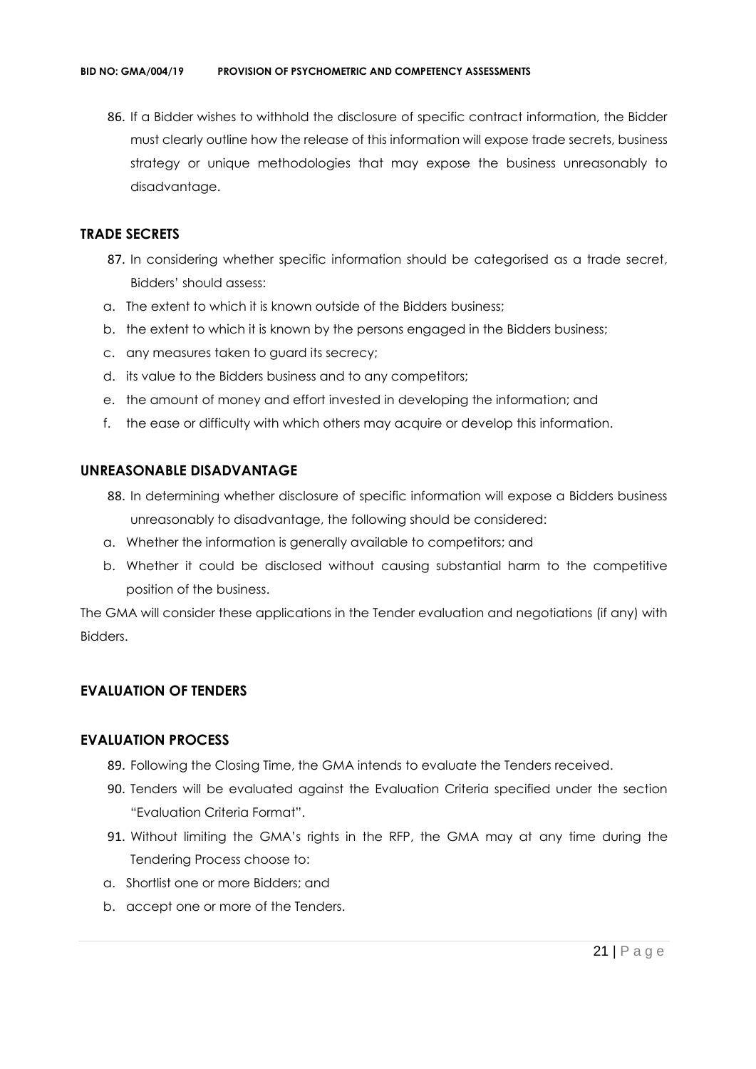86. If a Bidder wishes to withhold the disclosure of specific contract information, the Bidder must clearly outline how the release of this information will expose trade secrets, business strategy or unique methodologies that may expose the business unreasonably to disadvantage.

## TRADE SECRETS

87. In considering whether specific information should be categorised as a trade secret, Bidders' should assess:

a. The extent to which it is known outside of the Bidders business;
b. the extent to which it is known by the persons engaged in the Bidders business;
c. any measures taken to guard its secrecy;
d. its value to the Bidders business and to any competitors;
e. the amount of money and effort invested in developing the information; and
f. the ease or difficulty with which others may acquire or develop this information.

## UNREASONABLE DISADVANTAGE

88. In determining whether disclosure of specific information will expose a Bidders business unreasonably to disadvantage, the following should be considered:

a. Whether the information is generally available to competitors; and
b. Whether it could be disclosed without causing substantial harm to the competitive position of the business.

The GMA will consider these applications in the Tender evaluation and negotiations (if any) with Bidders.

## EVALUATION OF TENDERS

## EVALUATION PROCESS

89. Following the Closing Time, the GMA intends to evaluate the Tenders received.
90. Tenders will be evaluated against the Evaluation Criteria specified under the section "Evaluation Criteria Format".
91. Without limiting the GMA's rights in the RFP, the GMA may at any time during the Tendering Process choose to:

a. Shortlist one or more Bidders; and
b. accept one or more of the Tenders.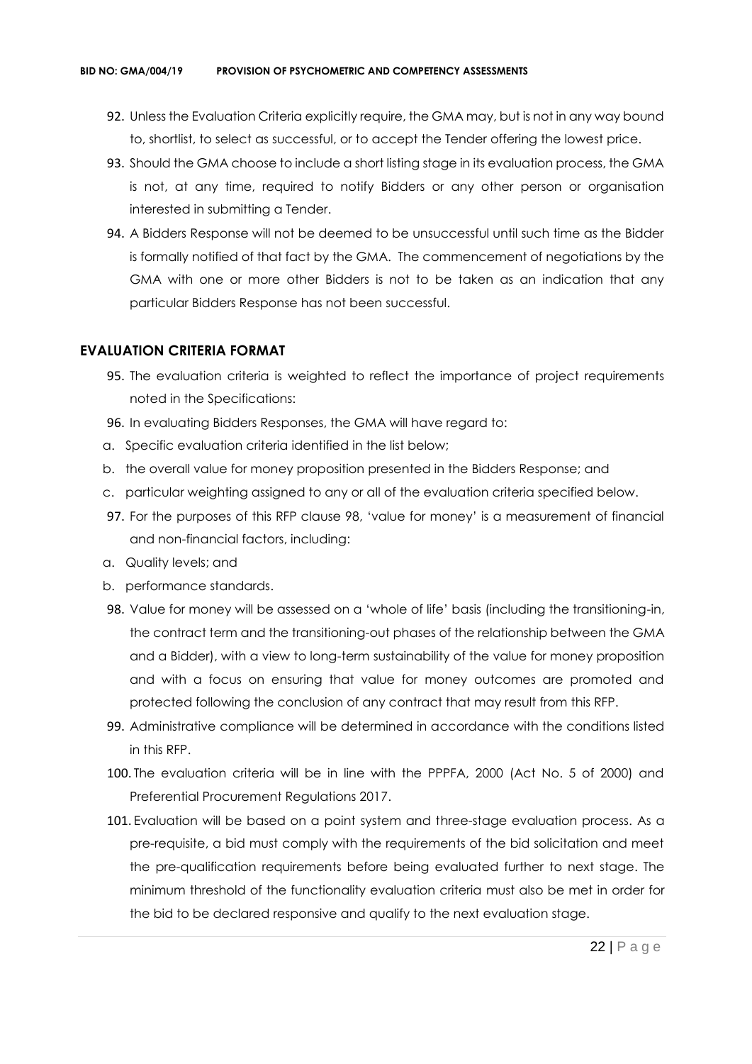92. Unless the Evaluation Criteria explicitly require, the GMA may, but is not in any way bound to, shortlist, to select as successful, or to accept the Tender offering the lowest price.
93. Should the GMA choose to include a short listing stage in its evaluation process, the GMA is not, at any time, required to notify Bidders or any other person or organisation interested in submitting a Tender.
94. A Bidders Response will not be deemed to be unsuccessful until such time as the Bidder is formally notified of that fact by the GMA. The commencement of negotiations by the GMA with one or more other Bidders is not to be taken as an indication that any particular Bidders Response has not been successful.

## EVALUATION CRITERIA FORMAT

95. The evaluation criteria is weighted to reflect the importance of project requirements noted in the Specifications:
96. In evaluating Bidders Responses, the GMA will have regard to:

a. Specific evaluation criteria identified in the list below;
b. the overall value for money proposition presented in the Bidders Response; and
c. particular weighting assigned to any or all of the evaluation criteria specified below.

97. For the purposes of this RFP clause 98, 'value for money' is a measurement of financial and non-financial factors, including:

a. Quality levels; and
b. performance standards.

98. Value for money will be assessed on a 'whole of life' basis (including the transitioning-in, the contract term and the transitioning-out phases of the relationship between the GMA and a Bidder), with a view to long-term sustainability of the value for money proposition and with a focus on ensuring that value for money outcomes are promoted and protected following the conclusion of any contract that may result from this RFP.
99. Administrative compliance will be determined in accordance with the conditions listed in this RFP.
100. The evaluation criteria will be in line with the PPPFA, 2000 (Act No. 5 of 2000) and Preferential Procurement Regulations 2017.
101. Evaluation will be based on a point system and three-stage evaluation process. As a pre-requisite, a bid must comply with the requirements of the bid solicitation and meet the pre-qualification requirements before being evaluated further to next stage. The minimum threshold of the functionality evaluation criteria must also be met in order for the bid to be declared responsive and qualify to the next evaluation stage.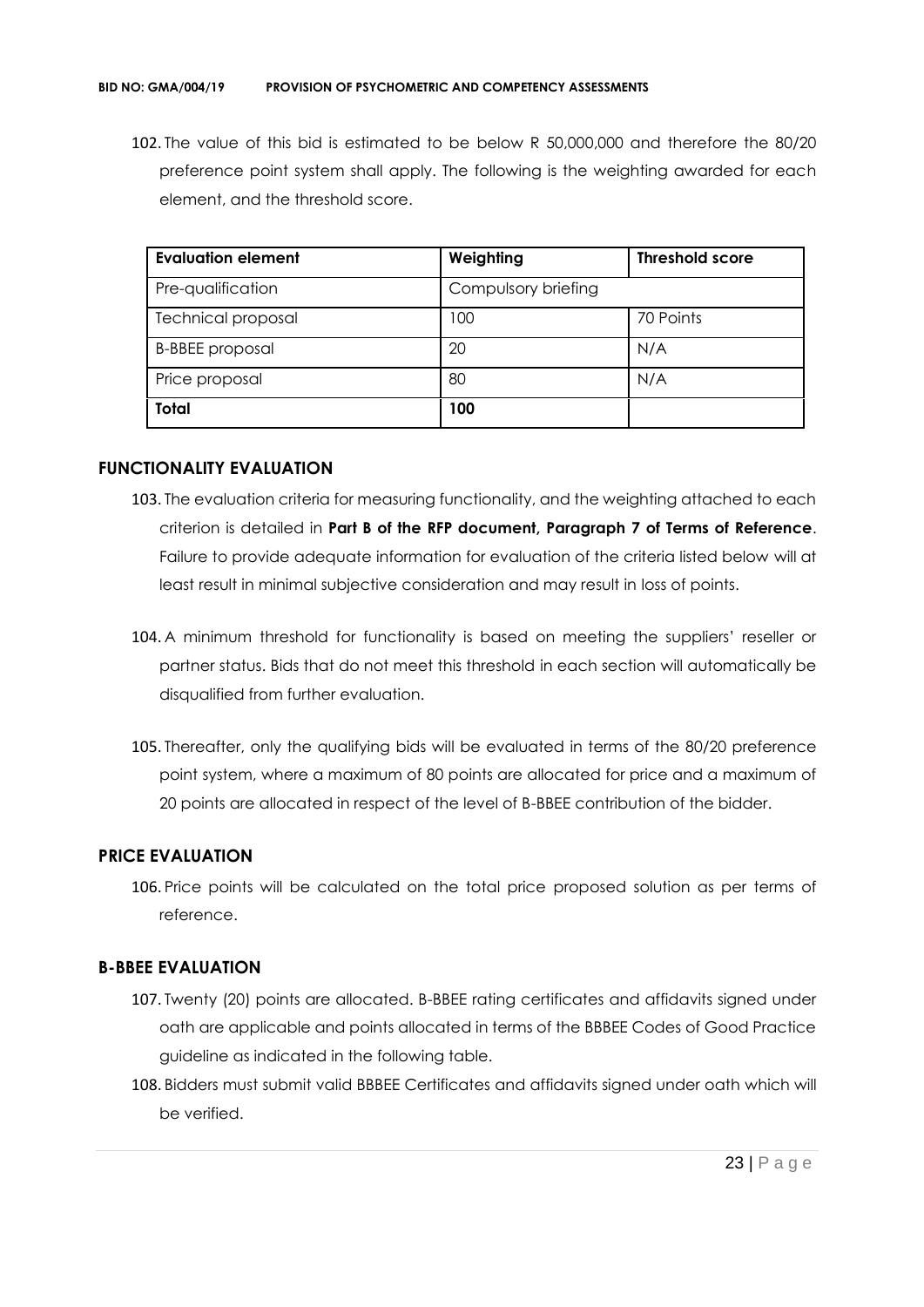102. The value of this bid is estimated to be below R 50,000,000 and therefore the 80/20 preference point system shall apply. The following is the weighting awarded for each element, and the threshold score.

| **Evaluation element** | **Weighting** | **Threshold score** |
|---|---|---|
| Pre-qualification | Compulsory briefing | |
| Technical proposal | 100 | 70 Points |
| B-BBEE proposal | 20 | N/A |
| Price proposal | 80 | N/A |
| **Total** | **100** | |

## FUNCTIONALITY EVALUATION

103. The evaluation criteria for measuring functionality, and the weighting attached to each criterion is detailed in **Part B of the RFP document, Paragraph 7 of Terms of Reference**. Failure to provide adequate information for evaluation of the criteria listed below will at least result in minimal subjective consideration and may result in loss of points.

104. A minimum threshold for functionality is based on meeting the suppliers' reseller or partner status. Bids that do not meet this threshold in each section will automatically be disqualified from further evaluation.

105. Thereafter, only the qualifying bids will be evaluated in terms of the 80/20 preference point system, where a maximum of 80 points are allocated for price and a maximum of 20 points are allocated in respect of the level of B-BBEE contribution of the bidder.

## PRICE EVALUATION

106. Price points will be calculated on the total price proposed solution as per terms of reference.

## B-BBEE EVALUATION

107. Twenty (20) points are allocated. B-BBEE rating certificates and affidavits signed under oath are applicable and points allocated in terms of the BBBEE Codes of Good Practice guideline as indicated in the following table.
108. Bidders must submit valid BBBEE Certificates and affidavits signed under oath which will be verified.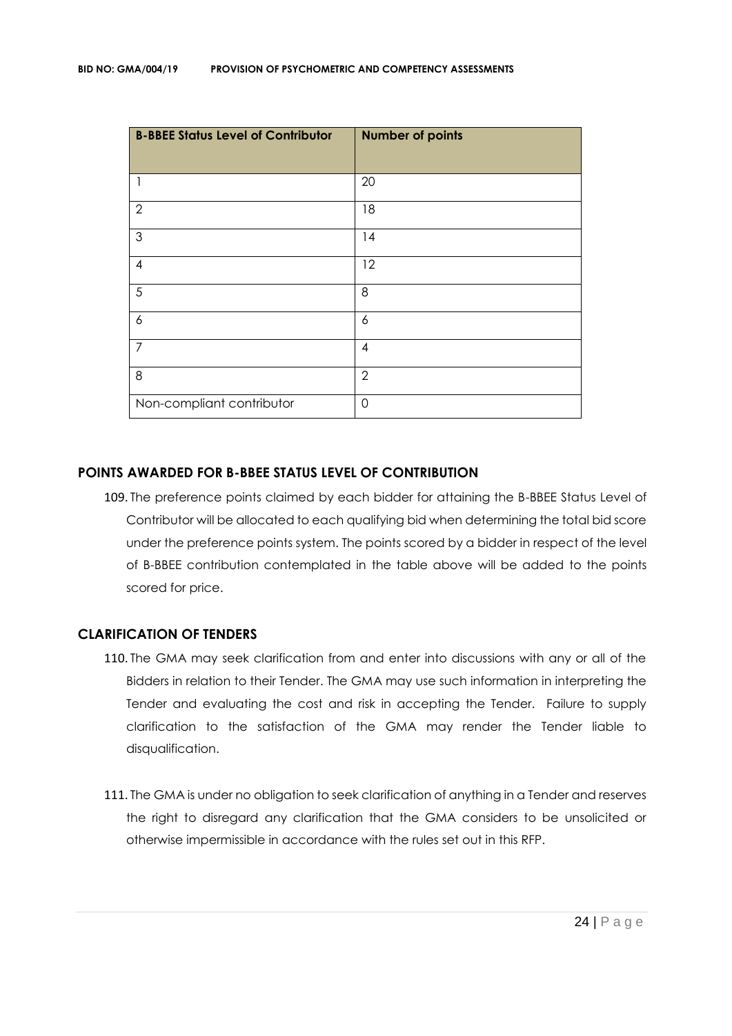| B-BBEE Status Level of Contributor | Number of points |
| --- | --- |
| 1 | 20 |
| 2 | 18 |
| 3 | 14 |
| 4 | 12 |
| 5 | 8 |
| 6 | 6 |
| 7 | 4 |
| 8 | 2 |
| Non-compliant contributor | 0 |

## POINTS AWARDED FOR B-BBEE STATUS LEVEL OF CONTRIBUTION

109. The preference points claimed by each bidder for attaining the B-BBEE Status Level of Contributor will be allocated to each qualifying bid when determining the total bid score under the preference points system. The points scored by a bidder in respect of the level of B-BBEE contribution contemplated in the table above will be added to the points scored for price.

## CLARIFICATION OF TENDERS

110. The GMA may seek clarification from and enter into discussions with any or all of the Bidders in relation to their Tender. The GMA may use such information in interpreting the Tender and evaluating the cost and risk in accepting the Tender. Failure to supply clarification to the satisfaction of the GMA may render the Tender liable to disqualification.

111. The GMA is under no obligation to seek clarification of anything in a Tender and reserves the right to disregard any clarification that the GMA considers to be unsolicited or otherwise impermissible in accordance with the rules set out in this RFP.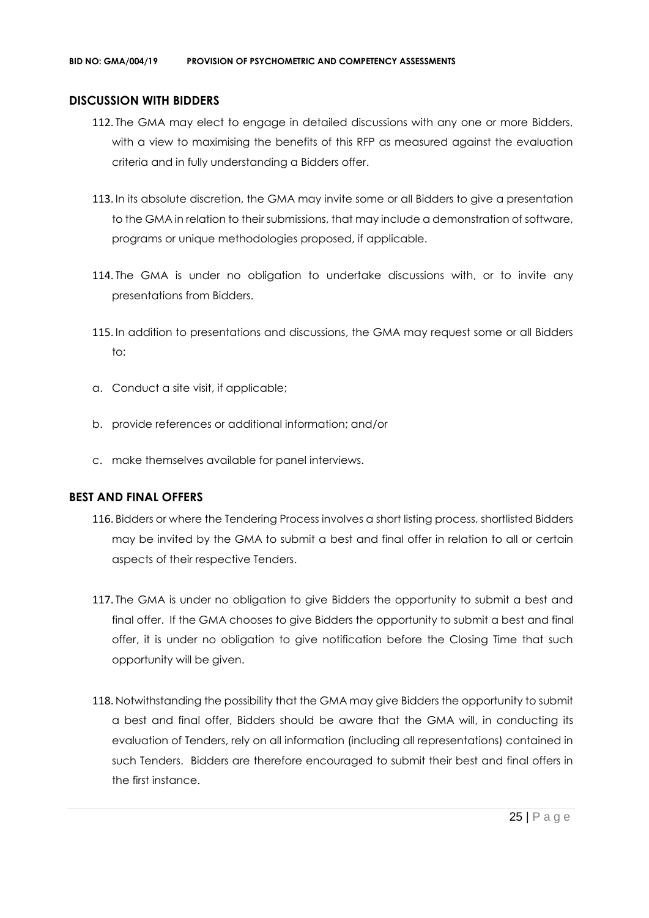## DISCUSSION WITH BIDDERS

112. The GMA may elect to engage in detailed discussions with any one or more Bidders, with a view to maximising the benefits of this RFP as measured against the evaluation criteria and in fully understanding a Bidders offer.

113. In its absolute discretion, the GMA may invite some or all Bidders to give a presentation to the GMA in relation to their submissions, that may include a demonstration of software, programs or unique methodologies proposed, if applicable.

114. The GMA is under no obligation to undertake discussions with, or to invite any presentations from Bidders.

115. In addition to presentations and discussions, the GMA may request some or all Bidders to:

a. Conduct a site visit, if applicable;

b. provide references or additional information; and/or

c. make themselves available for panel interviews.

## BEST AND FINAL OFFERS

116. Bidders or where the Tendering Process involves a short listing process, shortlisted Bidders may be invited by the GMA to submit a best and final offer in relation to all or certain aspects of their respective Tenders.

117. The GMA is under no obligation to give Bidders the opportunity to submit a best and final offer. If the GMA chooses to give Bidders the opportunity to submit a best and final offer, it is under no obligation to give notification before the Closing Time that such opportunity will be given.

118. Notwithstanding the possibility that the GMA may give Bidders the opportunity to submit a best and final offer, Bidders should be aware that the GMA will, in conducting its evaluation of Tenders, rely on all information (including all representations) contained in such Tenders. Bidders are therefore encouraged to submit their best and final offers in the first instance.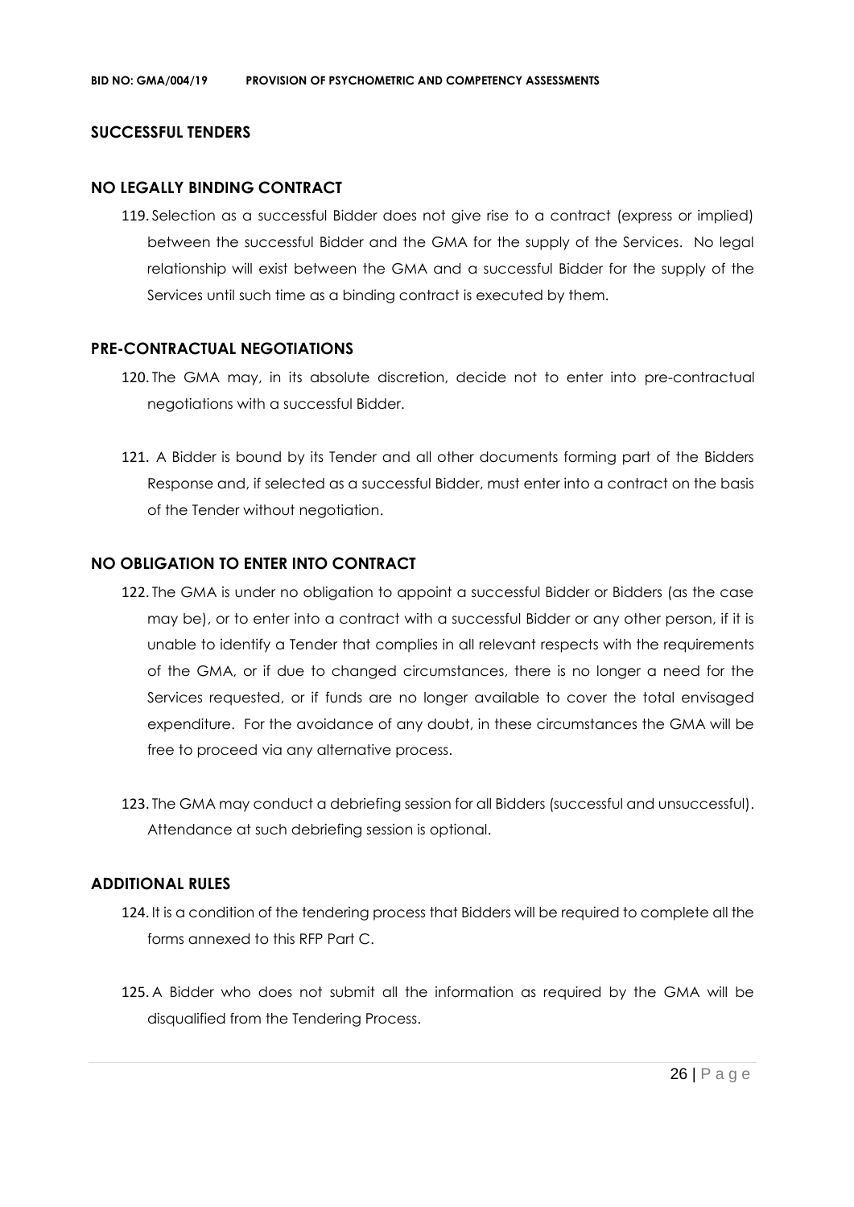## SUCCESSFUL TENDERS

### NO LEGALLY BINDING CONTRACT

119. Selection as a successful Bidder does not give rise to a contract (express or implied) between the successful Bidder and the GMA for the supply of the Services. No legal relationship will exist between the GMA and a successful Bidder for the supply of the Services until such time as a binding contract is executed by them.

### PRE-CONTRACTUAL NEGOTIATIONS

120. The GMA may, in its absolute discretion, decide not to enter into pre-contractual negotiations with a successful Bidder.

121. A Bidder is bound by its Tender and all other documents forming part of the Bidders Response and, if selected as a successful Bidder, must enter into a contract on the basis of the Tender without negotiation.

### NO OBLIGATION TO ENTER INTO CONTRACT

122. The GMA is under no obligation to appoint a successful Bidder or Bidders (as the case may be), or to enter into a contract with a successful Bidder or any other person, if it is unable to identify a Tender that complies in all relevant respects with the requirements of the GMA, or if due to changed circumstances, there is no longer a need for the Services requested, or if funds are no longer available to cover the total envisaged expenditure. For the avoidance of any doubt, in these circumstances the GMA will be free to proceed via any alternative process.

123. The GMA may conduct a debriefing session for all Bidders (successful and unsuccessful). Attendance at such debriefing session is optional.

### ADDITIONAL RULES

124. It is a condition of the tendering process that Bidders will be required to complete all the forms annexed to this RFP Part C.

125. A Bidder who does not submit all the information as required by the GMA will be disqualified from the Tendering Process.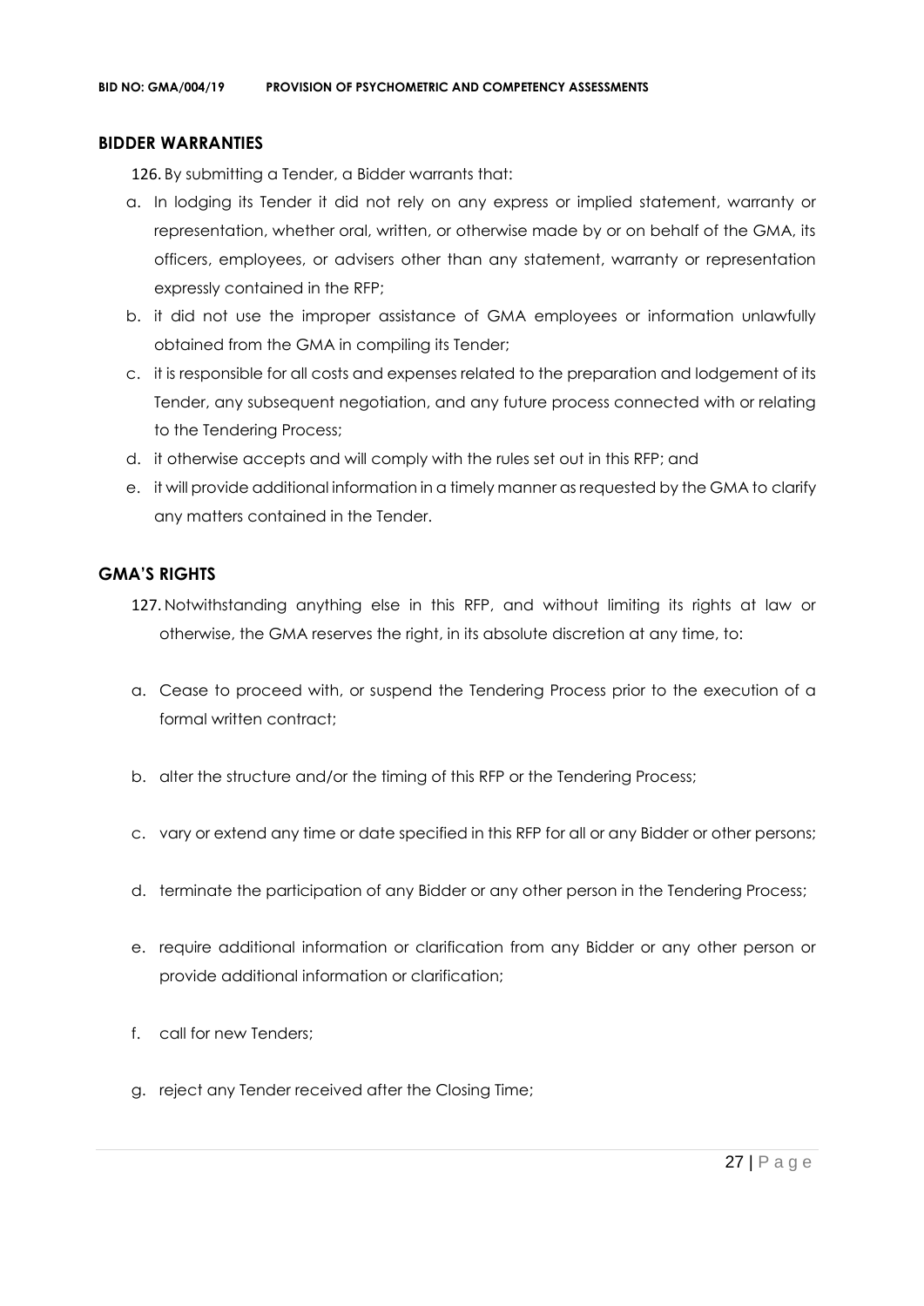## BIDDER WARRANTIES

126. By submitting a Tender, a Bidder warrants that:

a. In lodging its Tender it did not rely on any express or implied statement, warranty or representation, whether oral, written, or otherwise made by or on behalf of the GMA, its officers, employees, or advisers other than any statement, warranty or representation expressly contained in the RFP;

b. it did not use the improper assistance of GMA employees or information unlawfully obtained from the GMA in compiling its Tender;

c. it is responsible for all costs and expenses related to the preparation and lodgement of its Tender, any subsequent negotiation, and any future process connected with or relating to the Tendering Process;

d. it otherwise accepts and will comply with the rules set out in this RFP; and

e. it will provide additional information in a timely manner as requested by the GMA to clarify any matters contained in the Tender.

## GMA'S RIGHTS

127. Notwithstanding anything else in this RFP, and without limiting its rights at law or otherwise, the GMA reserves the right, in its absolute discretion at any time, to:

a. Cease to proceed with, or suspend the Tendering Process prior to the execution of a formal written contract;

b. alter the structure and/or the timing of this RFP or the Tendering Process;

c. vary or extend any time or date specified in this RFP for all or any Bidder or other persons;

d. terminate the participation of any Bidder or any other person in the Tendering Process;

e. require additional information or clarification from any Bidder or any other person or provide additional information or clarification;

f. call for new Tenders;

g. reject any Tender received after the Closing Time;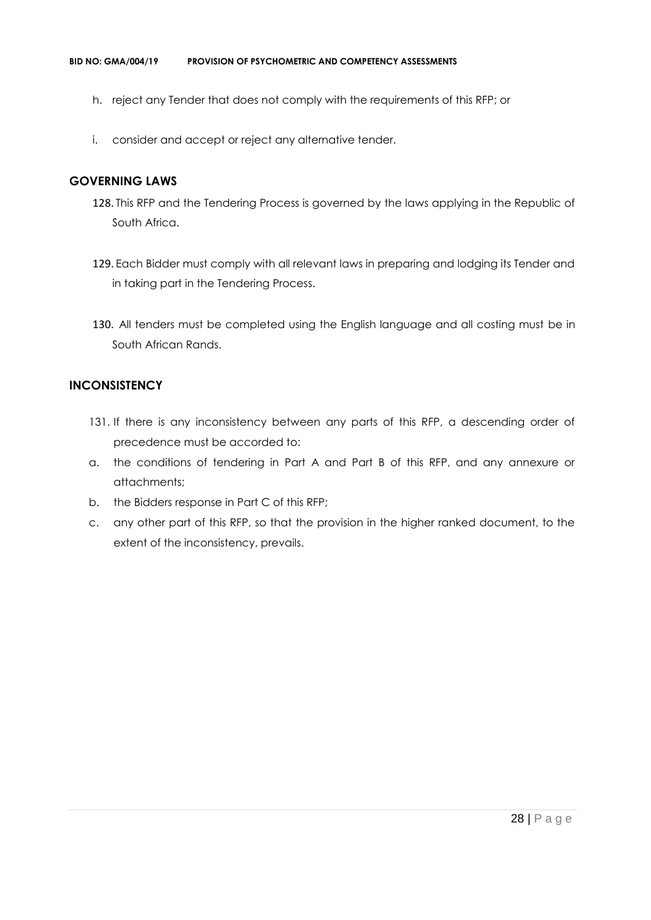h. reject any Tender that does not comply with the requirements of this RFP; or

i. consider and accept or reject any alternative tender.

## GOVERNING LAWS

128. This RFP and the Tendering Process is governed by the laws applying in the Republic of South Africa.

129. Each Bidder must comply with all relevant laws in preparing and lodging its Tender and in taking part in the Tendering Process.

130. All tenders must be completed using the English language and all costing must be in South African Rands.

## INCONSISTENCY

131. If there is any inconsistency between any parts of this RFP, a descending order of precedence must be accorded to:

a. the conditions of tendering in Part A and Part B of this RFP, and any annexure or attachments;

b. the Bidders response in Part C of this RFP;

c. any other part of this RFP, so that the provision in the higher ranked document, to the extent of the inconsistency, prevails.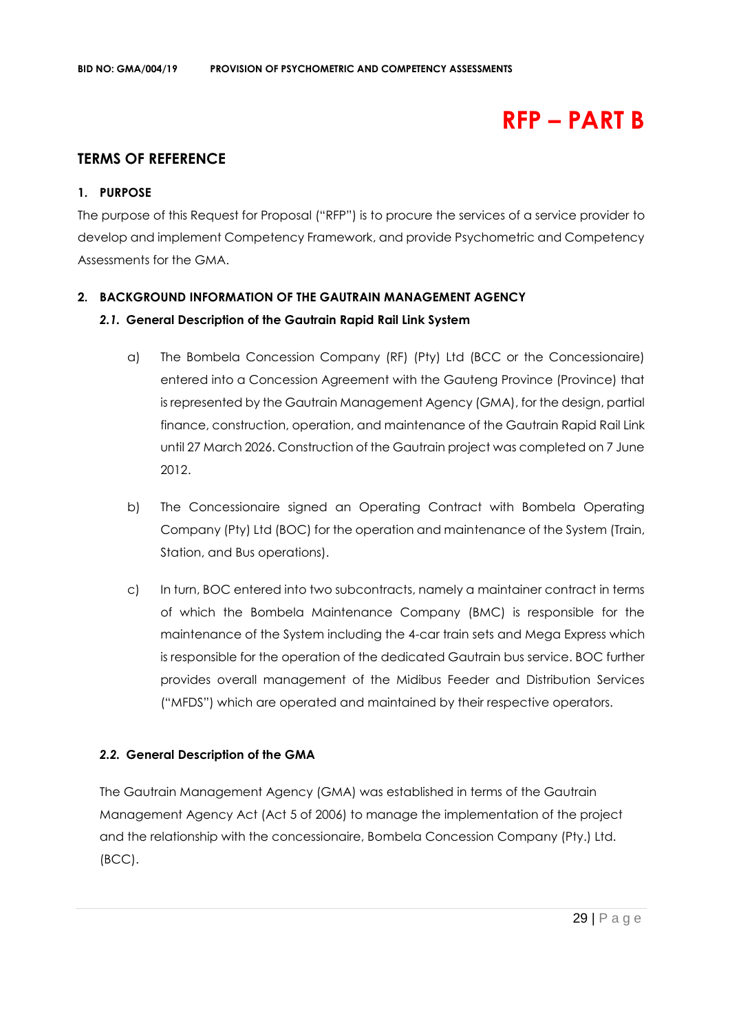# RFP – PART B

## TERMS OF REFERENCE

### 1. PURPOSE

The purpose of this Request for Proposal ("RFP") is to procure the services of a service provider to develop and implement Competency Framework, and provide Psychometric and Competency Assessments for the GMA.

### 2. BACKGROUND INFORMATION OF THE GAUTRAIN MANAGEMENT AGENCY

#### *2.1.* General Description of the Gautrain Rapid Rail Link System

a) The Bombela Concession Company (RF) (Pty) Ltd (BCC or the Concessionaire) entered into a Concession Agreement with the Gauteng Province (Province) that is represented by the Gautrain Management Agency (GMA), for the design, partial finance, construction, operation, and maintenance of the Gautrain Rapid Rail Link until 27 March 2026. Construction of the Gautrain project was completed on 7 June 2012.

b) The Concessionaire signed an Operating Contract with Bombela Operating Company (Pty) Ltd (BOC) for the operation and maintenance of the System (Train, Station, and Bus operations).

c) In turn, BOC entered into two subcontracts, namely a maintainer contract in terms of which the Bombela Maintenance Company (BMC) is responsible for the maintenance of the System including the 4-car train sets and Mega Express which is responsible for the operation of the dedicated Gautrain bus service. BOC further provides overall management of the Midibus Feeder and Distribution Services ("MFDS") which are operated and maintained by their respective operators.

#### *2.2.* General Description of the GMA

The Gautrain Management Agency (GMA) was established in terms of the Gautrain Management Agency Act (Act 5 of 2006) to manage the implementation of the project and the relationship with the concessionaire, Bombela Concession Company (Pty.) Ltd. (BCC).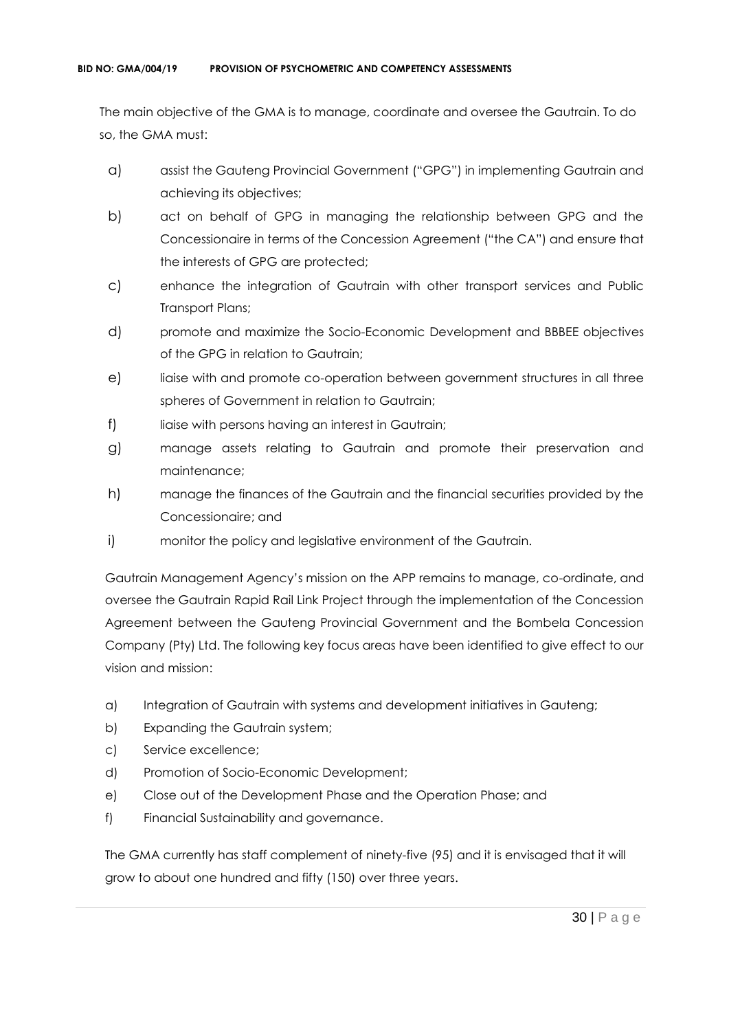The main objective of the GMA is to manage, coordinate and oversee the Gautrain. To do so, the GMA must:

a) assist the Gauteng Provincial Government ("GPG") in implementing Gautrain and achieving its objectives;

b) act on behalf of GPG in managing the relationship between GPG and the Concessionaire in terms of the Concession Agreement ("the CA") and ensure that the interests of GPG are protected;

c) enhance the integration of Gautrain with other transport services and Public Transport Plans;

d) promote and maximize the Socio-Economic Development and BBBEE objectives of the GPG in relation to Gautrain;

e) liaise with and promote co-operation between government structures in all three spheres of Government in relation to Gautrain;

f) liaise with persons having an interest in Gautrain;

g) manage assets relating to Gautrain and promote their preservation and maintenance;

h) manage the finances of the Gautrain and the financial securities provided by the Concessionaire; and

i) monitor the policy and legislative environment of the Gautrain.

Gautrain Management Agency's mission on the APP remains to manage, co-ordinate, and oversee the Gautrain Rapid Rail Link Project through the implementation of the Concession Agreement between the Gauteng Provincial Government and the Bombela Concession Company (Pty) Ltd. The following key focus areas have been identified to give effect to our vision and mission:

a) Integration of Gautrain with systems and development initiatives in Gauteng;

b) Expanding the Gautrain system;

c) Service excellence;

d) Promotion of Socio-Economic Development;

e) Close out of the Development Phase and the Operation Phase; and

f) Financial Sustainability and governance.

The GMA currently has staff complement of ninety-five (95) and it is envisaged that it will grow to about one hundred and fifty (150) over three years.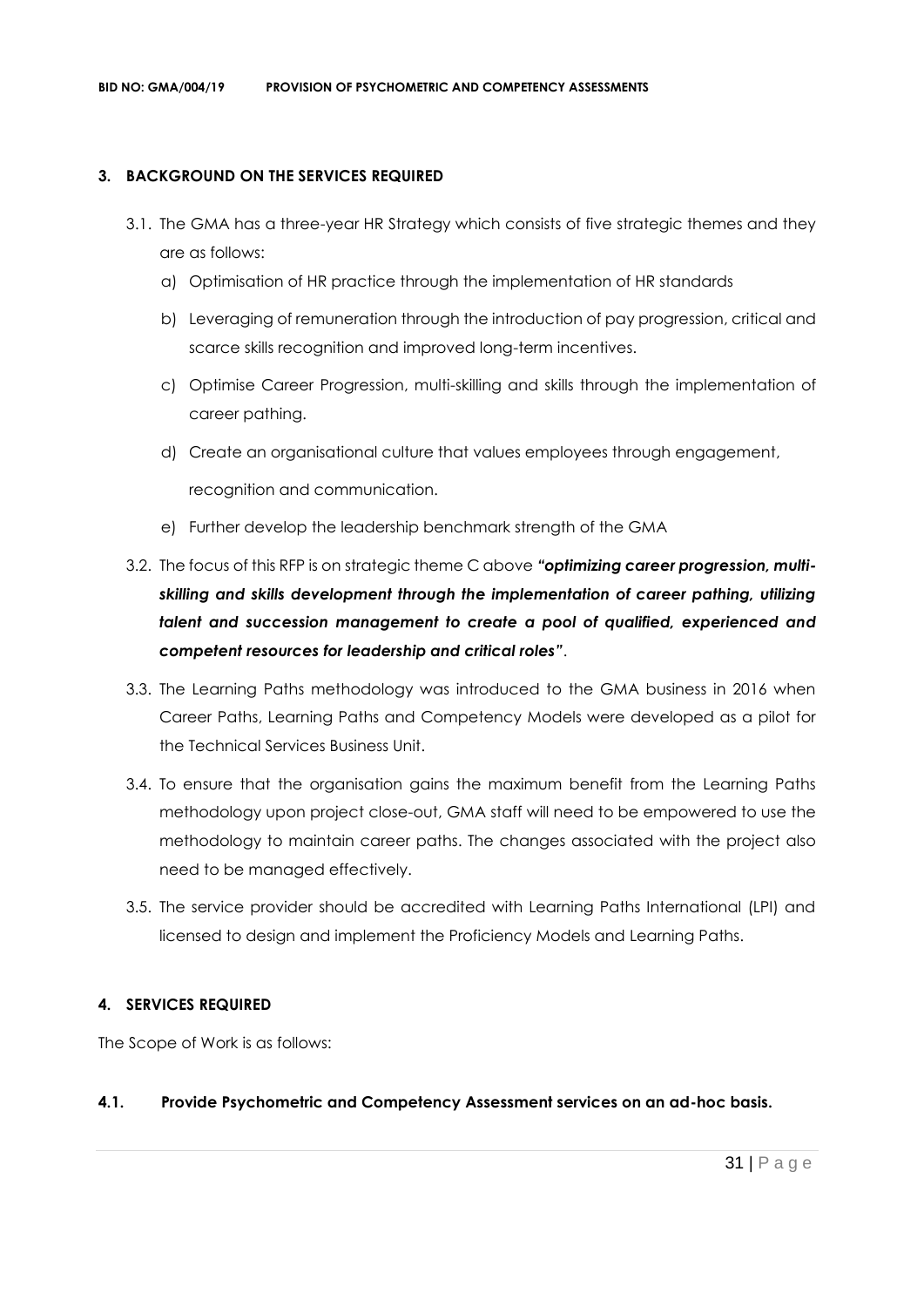## 3. BACKGROUND ON THE SERVICES REQUIRED

3.1. The GMA has a three-year HR Strategy which consists of five strategic themes and they are as follows:

a) Optimisation of HR practice through the implementation of HR standards

b) Leveraging of remuneration through the introduction of pay progression, critical and scarce skills recognition and improved long-term incentives.

c) Optimise Career Progression, multi-skilling and skills through the implementation of career pathing.

d) Create an organisational culture that values employees through engagement, recognition and communication.

e) Further develop the leadership benchmark strength of the GMA

3.2. The focus of this RFP is on strategic theme C above ***"optimizing career progression, multi-skilling and skills development through the implementation of career pathing, utilizing talent and succession management to create a pool of qualified, experienced and competent resources for leadership and critical roles"***.

3.3. The Learning Paths methodology was introduced to the GMA business in 2016 when Career Paths, Learning Paths and Competency Models were developed as a pilot for the Technical Services Business Unit.

3.4. To ensure that the organisation gains the maximum benefit from the Learning Paths methodology upon project close-out, GMA staff will need to be empowered to use the methodology to maintain career paths. The changes associated with the project also need to be managed effectively.

3.5. The service provider should be accredited with Learning Paths International (LPI) and licensed to design and implement the Proficiency Models and Learning Paths.

## 4. SERVICES REQUIRED

The Scope of Work is as follows:

### 4.1. Provide Psychometric and Competency Assessment services on an ad-hoc basis.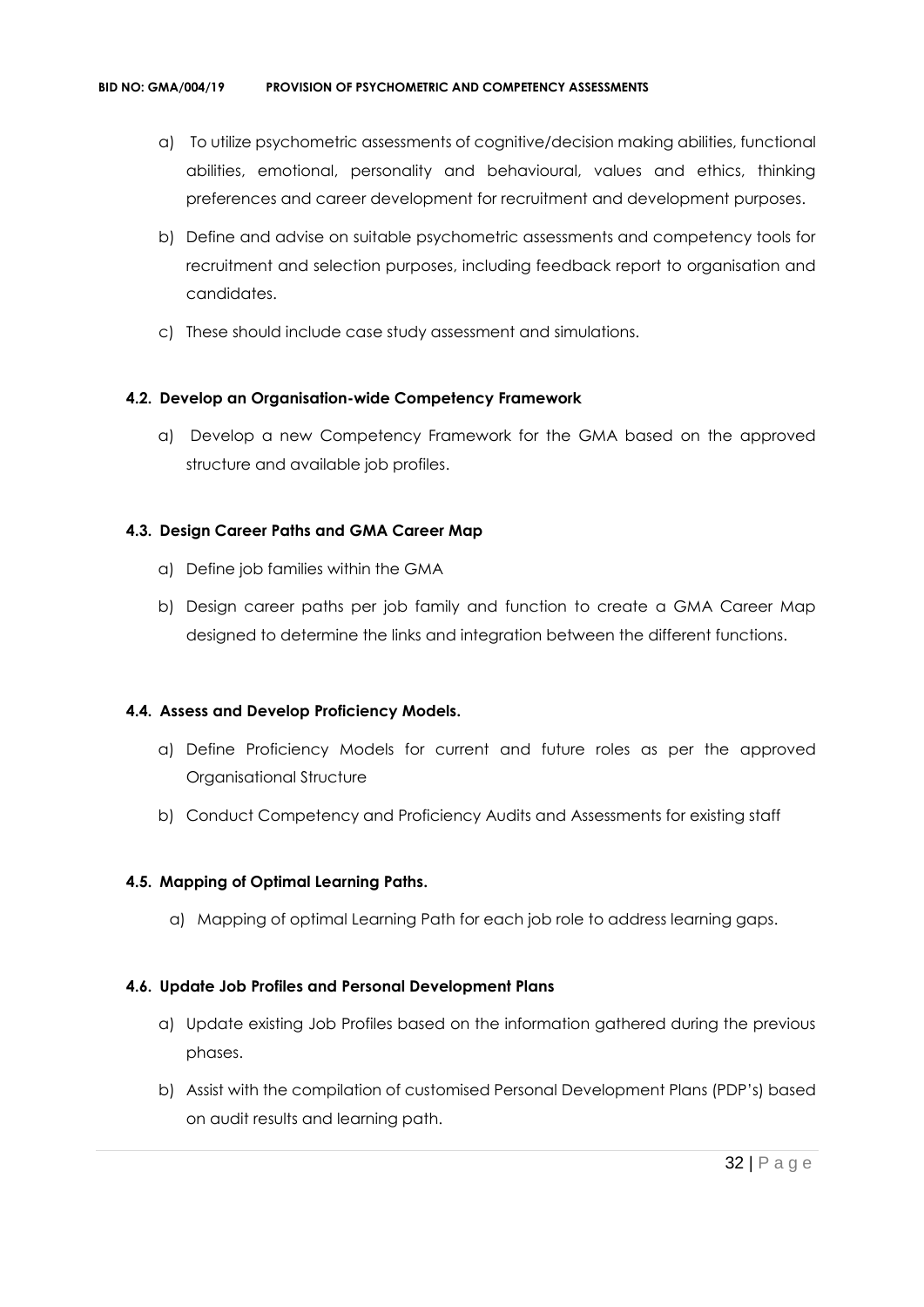a) To utilize psychometric assessments of cognitive/decision making abilities, functional abilities, emotional, personality and behavioural, values and ethics, thinking preferences and career development for recruitment and development purposes.

b) Define and advise on suitable psychometric assessments and competency tools for recruitment and selection purposes, including feedback report to organisation and candidates.

c) These should include case study assessment and simulations.

#### 4.2. Develop an Organisation-wide Competency Framework

a) Develop a new Competency Framework for the GMA based on the approved structure and available job profiles.

#### 4.3. Design Career Paths and GMA Career Map

a) Define job families within the GMA

b) Design career paths per job family and function to create a GMA Career Map designed to determine the links and integration between the different functions.

#### 4.4. Assess and Develop Proficiency Models.

a) Define Proficiency Models for current and future roles as per the approved Organisational Structure

b) Conduct Competency and Proficiency Audits and Assessments for existing staff

#### 4.5. Mapping of Optimal Learning Paths.

a) Mapping of optimal Learning Path for each job role to address learning gaps.

#### 4.6. Update Job Profiles and Personal Development Plans

a) Update existing Job Profiles based on the information gathered during the previous phases.

b) Assist with the compilation of customised Personal Development Plans (PDP's) based on audit results and learning path.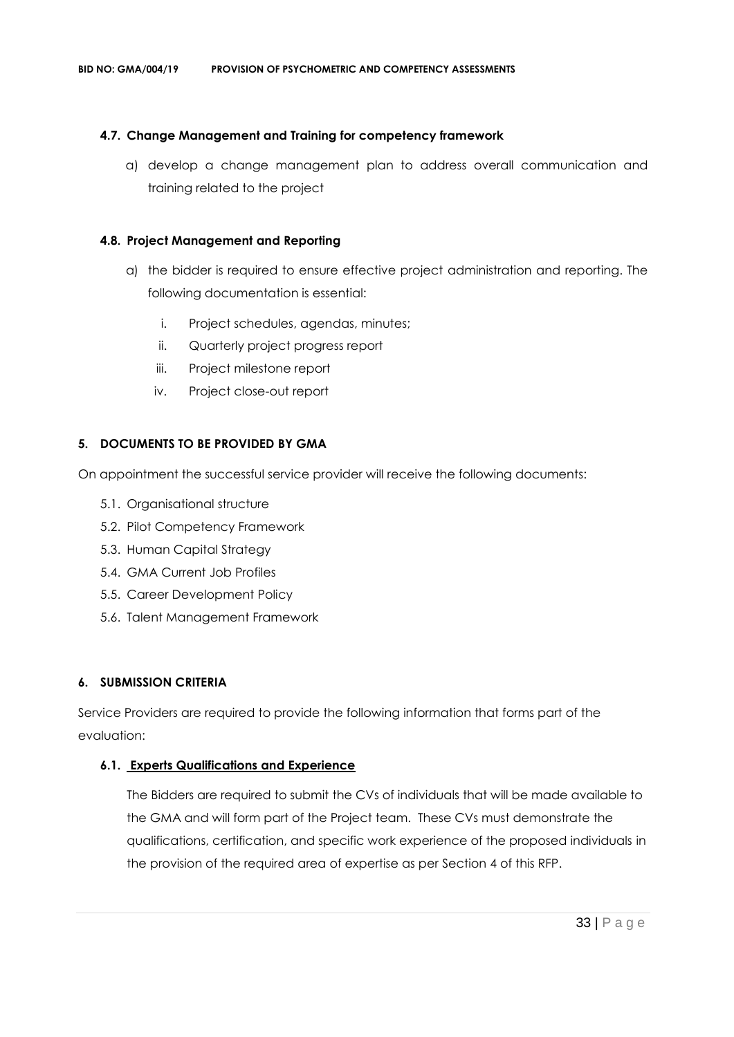### 4.7. Change Management and Training for competency framework

a) develop a change management plan to address overall communication and training related to the project

### 4.8. Project Management and Reporting

a) the bidder is required to ensure effective project administration and reporting. The following documentation is essential:

   i. Project schedules, agendas, minutes;
   ii. Quarterly project progress report
   iii. Project milestone report
   iv. Project close-out report

## 5. DOCUMENTS TO BE PROVIDED BY GMA

On appointment the successful service provider will receive the following documents:

5.1. Organisational structure
5.2. Pilot Competency Framework
5.3. Human Capital Strategy
5.4. GMA Current Job Profiles
5.5. Career Development Policy
5.6. Talent Management Framework

## 6. SUBMISSION CRITERIA

Service Providers are required to provide the following information that forms part of the evaluation:

### 6.1. Experts Qualifications and Experience

The Bidders are required to submit the CVs of individuals that will be made available to the GMA and will form part of the Project team. These CVs must demonstrate the qualifications, certification, and specific work experience of the proposed individuals in the provision of the required area of expertise as per Section 4 of this RFP.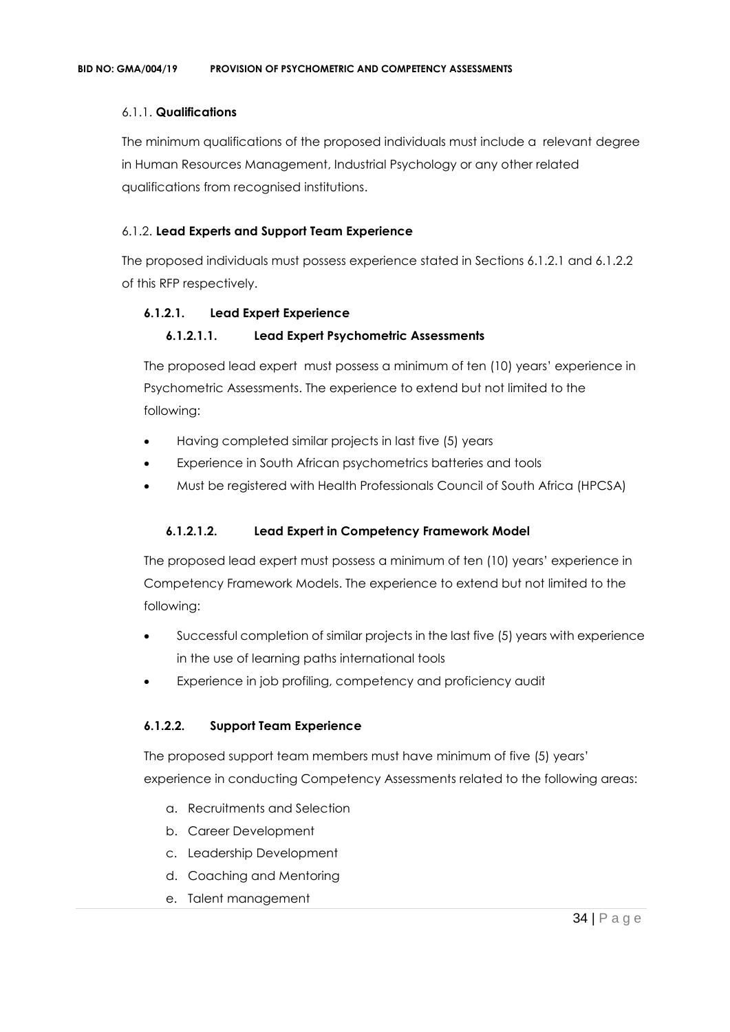6.1.1. **Qualifications**

The minimum qualifications of the proposed individuals must include a relevant degree in Human Resources Management, Industrial Psychology or any other related qualifications from recognised institutions.

6.1.2. **Lead Experts and Support Team Experience**

The proposed individuals must possess experience stated in Sections 6.1.2.1 and 6.1.2.2 of this RFP respectively.

**6.1.2.1. Lead Expert Experience**

**6.1.2.1.1. Lead Expert Psychometric Assessments**

The proposed lead expert must possess a minimum of ten (10) years' experience in Psychometric Assessments. The experience to extend but not limited to the following:

- Having completed similar projects in last five (5) years
- Experience in South African psychometrics batteries and tools
- Must be registered with Health Professionals Council of South Africa (HPCSA)

**6.1.2.1.2. Lead Expert in Competency Framework Model**

The proposed lead expert must possess a minimum of ten (10) years' experience in Competency Framework Models. The experience to extend but not limited to the following:

- Successful completion of similar projects in the last five (5) years with experience in the use of learning paths international tools
- Experience in job profiling, competency and proficiency audit

**6.1.2.2. Support Team Experience**

The proposed support team members must have minimum of five (5) years' experience in conducting Competency Assessments related to the following areas:

a. Recruitments and Selection
b. Career Development
c. Leadership Development
d. Coaching and Mentoring
e. Talent management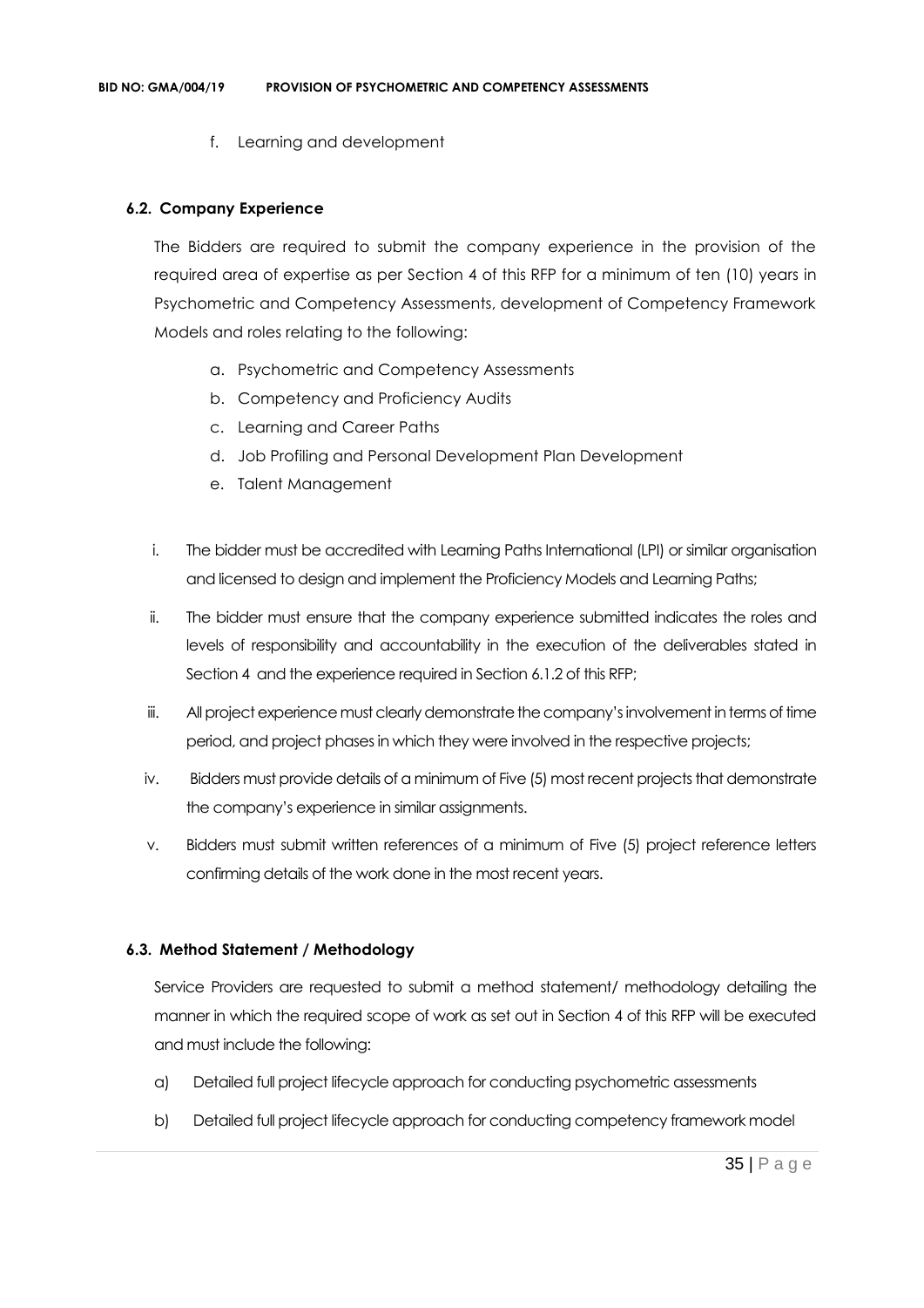f. Learning and development

### 6.2. Company Experience

The Bidders are required to submit the company experience in the provision of the required area of expertise as per Section 4 of this RFP for a minimum of ten (10) years in Psychometric and Competency Assessments, development of Competency Framework Models and roles relating to the following:

a. Psychometric and Competency Assessments
b. Competency and Proficiency Audits
c. Learning and Career Paths
d. Job Profiling and Personal Development Plan Development
e. Talent Management

i. The bidder must be accredited with Learning Paths International (LPI) or similar organisation and licensed to design and implement the Proficiency Models and Learning Paths;

ii. The bidder must ensure that the company experience submitted indicates the roles and levels of responsibility and accountability in the execution of the deliverables stated in Section 4 and the experience required in Section 6.1.2 of this RFP;

iii. All project experience must clearly demonstrate the company's involvement in terms of time period, and project phases in which they were involved in the respective projects;

iv. Bidders must provide details of a minimum of Five (5) most recent projects that demonstrate the company's experience in similar assignments.

v. Bidders must submit written references of a minimum of Five (5) project reference letters confirming details of the work done in the most recent years.

### 6.3. Method Statement / Methodology

Service Providers are requested to submit a method statement/ methodology detailing the manner in which the required scope of work as set out in Section 4 of this RFP will be executed and must include the following:

a) Detailed full project lifecycle approach for conducting psychometric assessments

b) Detailed full project lifecycle approach for conducting competency framework model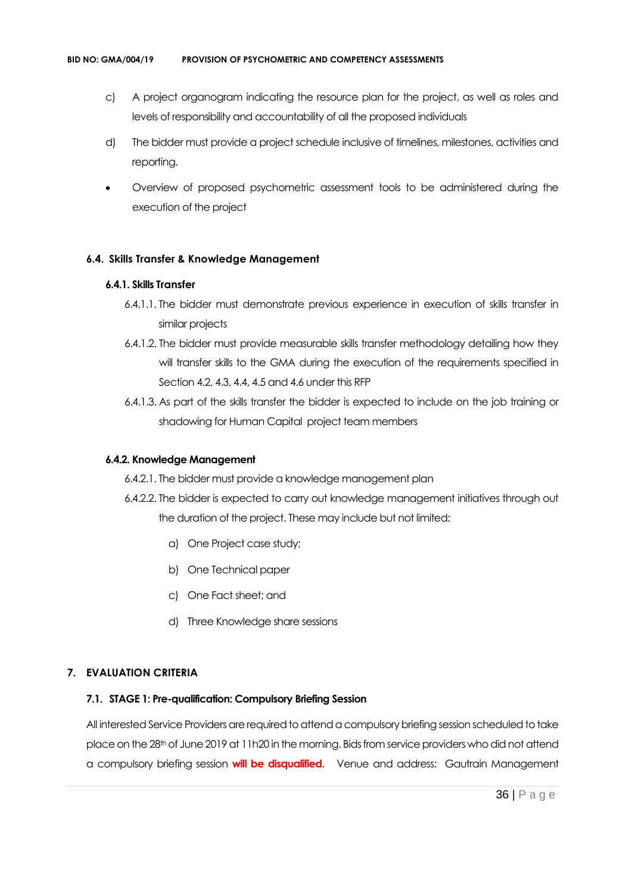c) A project organogram indicating the resource plan for the project, as well as roles and levels of responsibility and accountability of all the proposed individuals

d) The bidder must provide a project schedule inclusive of timelines, milestones, activities and reporting.

- Overview of proposed psychometric assessment tools to be administered during the execution of the project

### 6.4. Skills Transfer & Knowledge Management

#### 6.4.1. Skills Transfer

6.4.1.1. The bidder must demonstrate previous experience in execution of skills transfer in similar projects

6.4.1.2. The bidder must provide measurable skills transfer methodology detailing how they will transfer skills to the GMA during the execution of the requirements specified in Section 4.2, 4.3, 4.4, 4.5 and 4.6 under this RFP

6.4.1.3. As part of the skills transfer the bidder is expected to include on the job training or shadowing for Human Capital project team members

#### 6.4.2. Knowledge Management

6.4.2.1. The bidder must provide a knowledge management plan

6.4.2.2. The bidder is expected to carry out knowledge management initiatives through out the duration of the project. These may include but not limited:

a) One Project case study;

b) One Technical paper

c) One Fact sheet; and

d) Three Knowledge share sessions

## 7. EVALUATION CRITERIA

### 7.1. STAGE 1: Pre-qualification: Compulsory Briefing Session

All interested Service Providers are required to attend a compulsory briefing session scheduled to take place on the 28th of June 2019 at 11h20 in the morning. Bids from service providers who did not attend a compulsory briefing session **will be disqualified**. Venue and address: Gautrain Management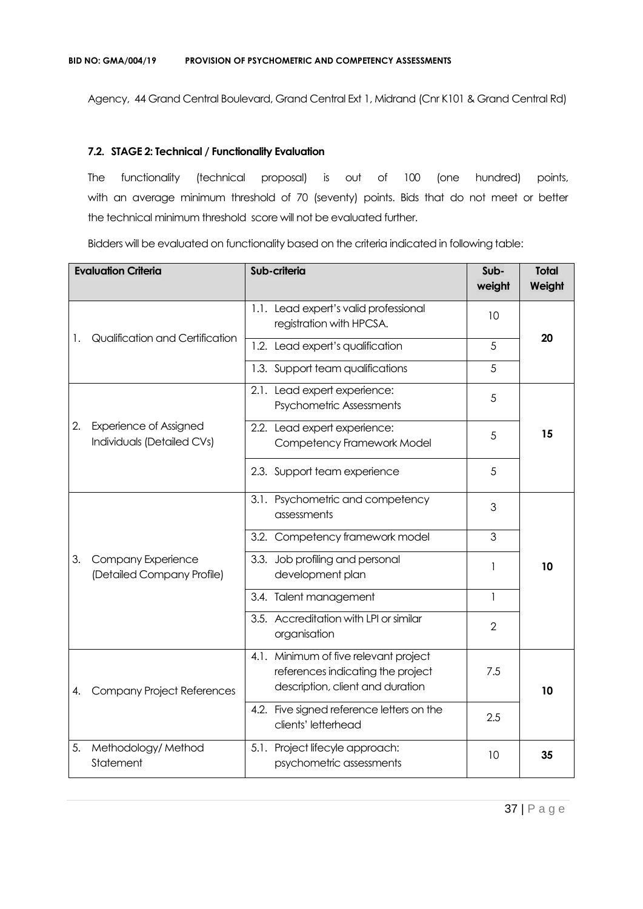Agency, 44 Grand Central Boulevard, Grand Central Ext 1, Midrand (Cnr K101 & Grand Central Rd)

### 7.2. STAGE 2: Technical / Functionality Evaluation

The functionality (technical proposal) is out of 100 (one hundred) points, with an average minimum threshold of 70 (seventy) points. Bids that do not meet or better the technical minimum threshold score will not be evaluated further.

Bidders will be evaluated on functionality based on the criteria indicated in following table:

| Evaluation Criteria | Sub-criteria | Sub-weight | Total Weight |
|---|---|---|---|
| 1. Qualification and Certification | 1.1. Lead expert's valid professional registration with HPCSA. | 10 | **20** |
| | 1.2. Lead expert's qualification | 5 | |
| | 1.3. Support team qualifications | 5 | |
| 2. Experience of Assigned Individuals (Detailed CVs) | 2.1. Lead expert experience: Psychometric Assessments | 5 | **15** |
| | 2.2. Lead expert experience: Competency Framework Model | 5 | |
| | 2.3. Support team experience | 5 | |
| 3. Company Experience (Detailed Company Profile) | 3.1. Psychometric and competency assessments | 3 | **10** |
| | 3.2. Competency framework model | 3 | |
| | 3.3. Job profiling and personal development plan | 1 | |
| | 3.4. Talent management | 1 | |
| | 3.5. Accreditation with LPI or similar organisation | 2 | |
| 4. Company Project References | 4.1. Minimum of five relevant project references indicating the project description, client and duration | 7.5 | **10** |
| | 4.2. Five signed reference letters on the clients' letterhead | 2.5 | |
| 5. Methodology/ Method Statement | 5.1. Project lifecycle approach: psychometric assessments | 10 | **35** |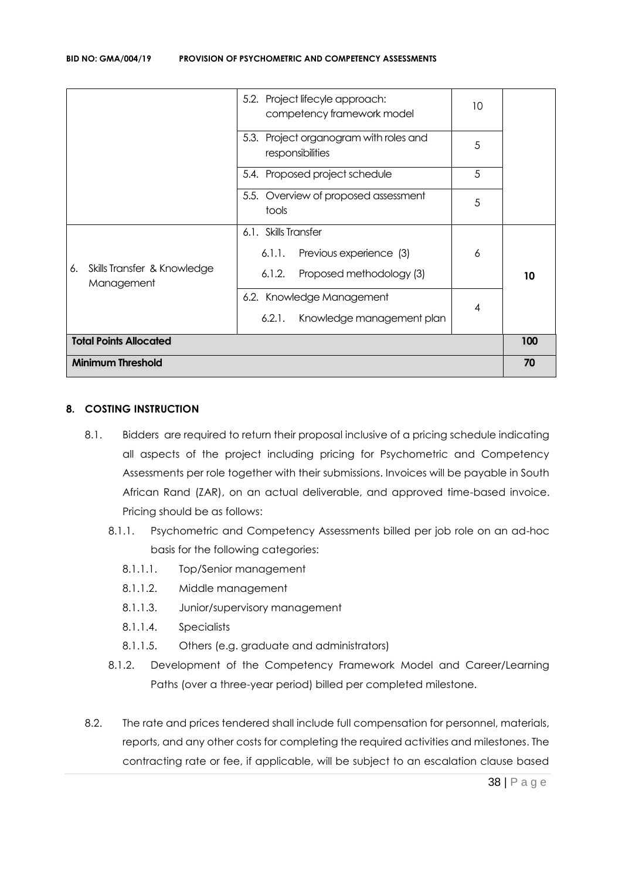| | | | |
|---|---|---|---|
| | 5.2. Project lifecycle approach: competency framework model | 10 | |
| | 5.3. Project organogram with roles and responsibilities | 5 | |
| | 5.4. Proposed project schedule | 5 | |
| | 5.5. Overview of proposed assessment tools | 5 | |
| 6. Skills Transfer & Knowledge Management | 6.1. Skills Transfer<br>6.1.1. Previous experience (3)<br>6.1.2. Proposed methodology (3) | 6 | 10 |
| | 6.2. Knowledge Management<br>6.2.1. Knowledge management plan | 4 | |
| **Total Points Allocated** | | | **100** |
| **Minimum Threshold** | | | **70** |

## 8. COSTING INSTRUCTION

8.1. Bidders are required to return their proposal inclusive of a pricing schedule indicating all aspects of the project including pricing for Psychometric and Competency Assessments per role together with their submissions. Invoices will be payable in South African Rand (ZAR), on an actual deliverable, and approved time-based invoice. Pricing should be as follows:

- 8.1.1. Psychometric and Competency Assessments billed per job role on an ad-hoc basis for the following categories:
  - 8.1.1.1. Top/Senior management
  - 8.1.1.2. Middle management
  - 8.1.1.3. Junior/supervisory management
  - 8.1.1.4. Specialists
  - 8.1.1.5. Others (e.g. graduate and administrators)
- 8.1.2. Development of the Competency Framework Model and Career/Learning Paths (over a three-year period) billed per completed milestone.

8.2. The rate and prices tendered shall include full compensation for personnel, materials, reports, and any other costs for completing the required activities and milestones. The contracting rate or fee, if applicable, will be subject to an escalation clause based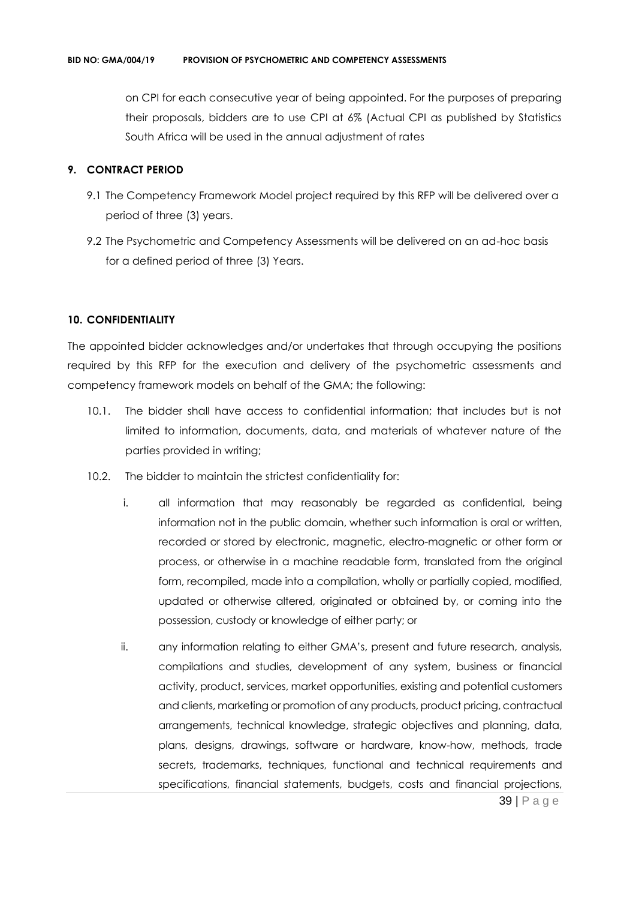on CPI for each consecutive year of being appointed. For the purposes of preparing their proposals, bidders are to use CPI at 6% (Actual CPI as published by Statistics South Africa will be used in the annual adjustment of rates

## 9. CONTRACT PERIOD

9.1 The Competency Framework Model project required by this RFP will be delivered over a period of three (3) years.

9.2 The Psychometric and Competency Assessments will be delivered on an ad-hoc basis for a defined period of three (3) Years.

## 10. CONFIDENTIALITY

The appointed bidder acknowledges and/or undertakes that through occupying the positions required by this RFP for the execution and delivery of the psychometric assessments and competency framework models on behalf of the GMA; the following:

10.1. The bidder shall have access to confidential information; that includes but is not limited to information, documents, data, and materials of whatever nature of the parties provided in writing;

10.2. The bidder to maintain the strictest confidentiality for:

i. all information that may reasonably be regarded as confidential, being information not in the public domain, whether such information is oral or written, recorded or stored by electronic, magnetic, electro-magnetic or other form or process, or otherwise in a machine readable form, translated from the original form, recompiled, made into a compilation, wholly or partially copied, modified, updated or otherwise altered, originated or obtained by, or coming into the possession, custody or knowledge of either party; or

ii. any information relating to either GMA's, present and future research, analysis, compilations and studies, development of any system, business or financial activity, product, services, market opportunities, existing and potential customers and clients, marketing or promotion of any products, product pricing, contractual arrangements, technical knowledge, strategic objectives and planning, data, plans, designs, drawings, software or hardware, know-how, methods, trade secrets, trademarks, techniques, functional and technical requirements and specifications, financial statements, budgets, costs and financial projections,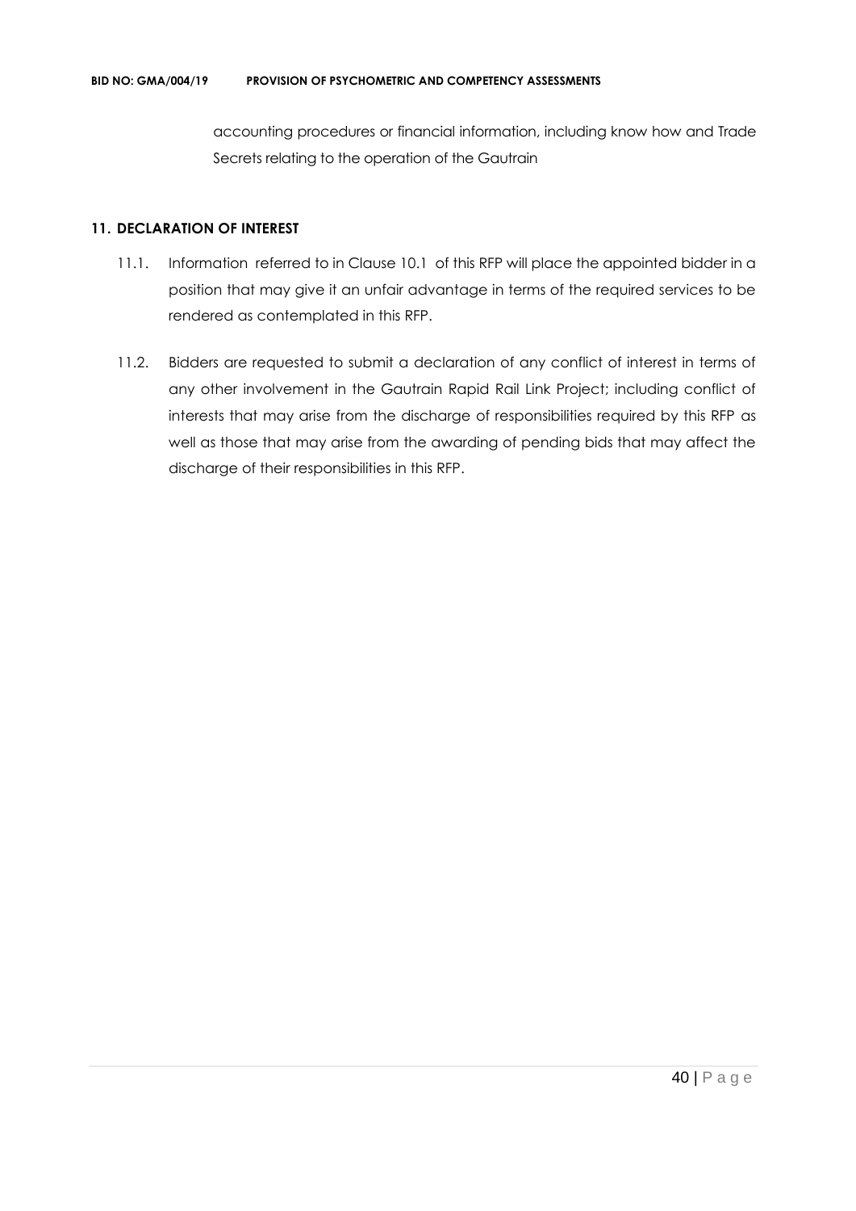accounting procedures or financial information, including know how and Trade Secrets relating to the operation of the Gautrain

## 11. DECLARATION OF INTEREST

11.1. Information referred to in Clause 10.1 of this RFP will place the appointed bidder in a position that may give it an unfair advantage in terms of the required services to be rendered as contemplated in this RFP.

11.2. Bidders are requested to submit a declaration of any conflict of interest in terms of any other involvement in the Gautrain Rapid Rail Link Project; including conflict of interests that may arise from the discharge of responsibilities required by this RFP as well as those that may arise from the awarding of pending bids that may affect the discharge of their responsibilities in this RFP.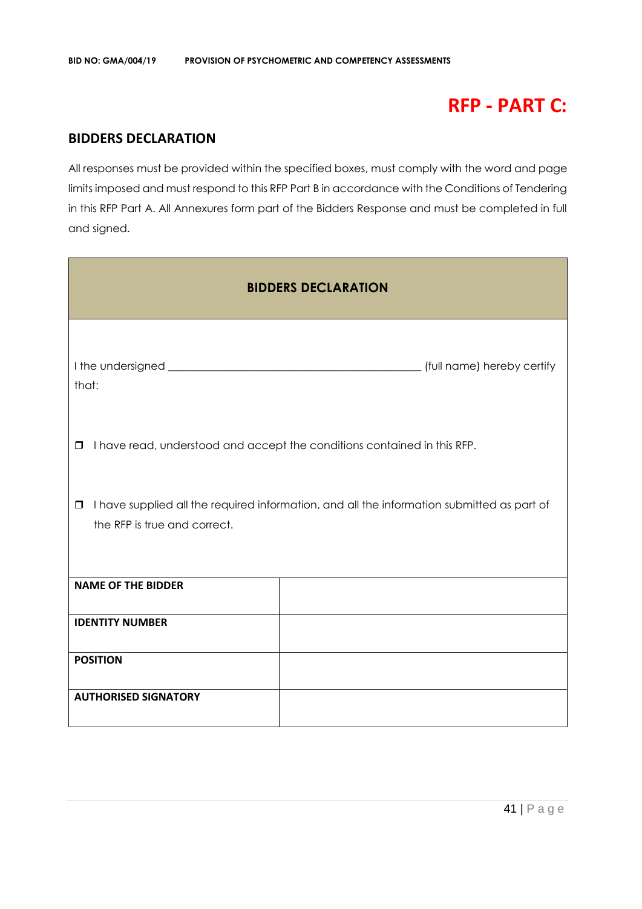# RFP - PART C:

## BIDDERS DECLARATION

All responses must be provided within the specified boxes, must comply with the word and page limits imposed and must respond to this RFP Part B in accordance with the Conditions of Tendering in this RFP Part A. All Annexures form part of the Bidders Response and must be completed in full and signed.

| BIDDERS DECLARATION | |
|---|---|
| I the undersigned ____________________________________________ (full name) hereby certify that:<br><br>❒ I have read, understood and accept the conditions contained in this RFP.<br><br>❒ I have supplied all the required information, and all the information submitted as part of the RFP is true and correct. | |
| **NAME OF THE BIDDER** | |
| **IDENTITY NUMBER** | |
| **POSITION** | |
| **AUTHORISED SIGNATORY** | |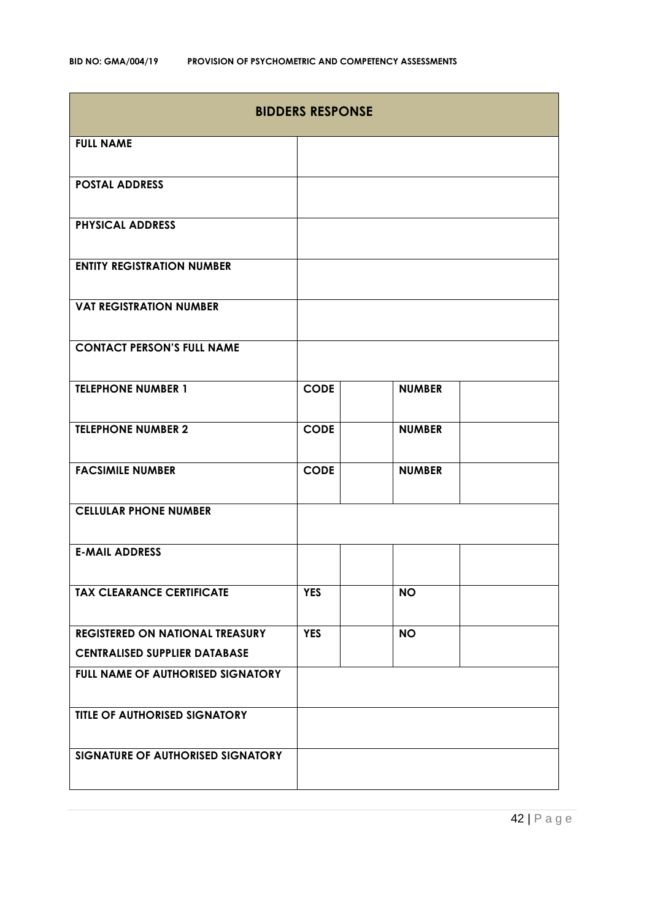| BIDDERS RESPONSE | | | | |
|---|---|---|---|---|
| **FULL NAME** | | | | |
| **POSTAL ADDRESS** | | | | |
| **PHYSICAL ADDRESS** | | | | |
| **ENTITY REGISTRATION NUMBER** | | | | |
| **VAT REGISTRATION NUMBER** | | | | |
| **CONTACT PERSON'S FULL NAME** | | | | |
| **TELEPHONE NUMBER 1** | **CODE** | | **NUMBER** | |
| **TELEPHONE NUMBER 2** | **CODE** | | **NUMBER** | |
| **FACSIMILE NUMBER** | **CODE** | | **NUMBER** | |
| **CELLULAR PHONE NUMBER** | | | | |
| **E-MAIL ADDRESS** | | | | |
| **TAX CLEARANCE CERTIFICATE** | **YES** | | **NO** | |
| **REGISTERED ON NATIONAL TREASURY CENTRALISED SUPPLIER DATABASE** | **YES** | | **NO** | |
| **FULL NAME OF AUTHORISED SIGNATORY** | | | | |
| **TITLE OF AUTHORISED SIGNATORY** | | | | |
| **SIGNATURE OF AUTHORISED SIGNATORY** | | | | |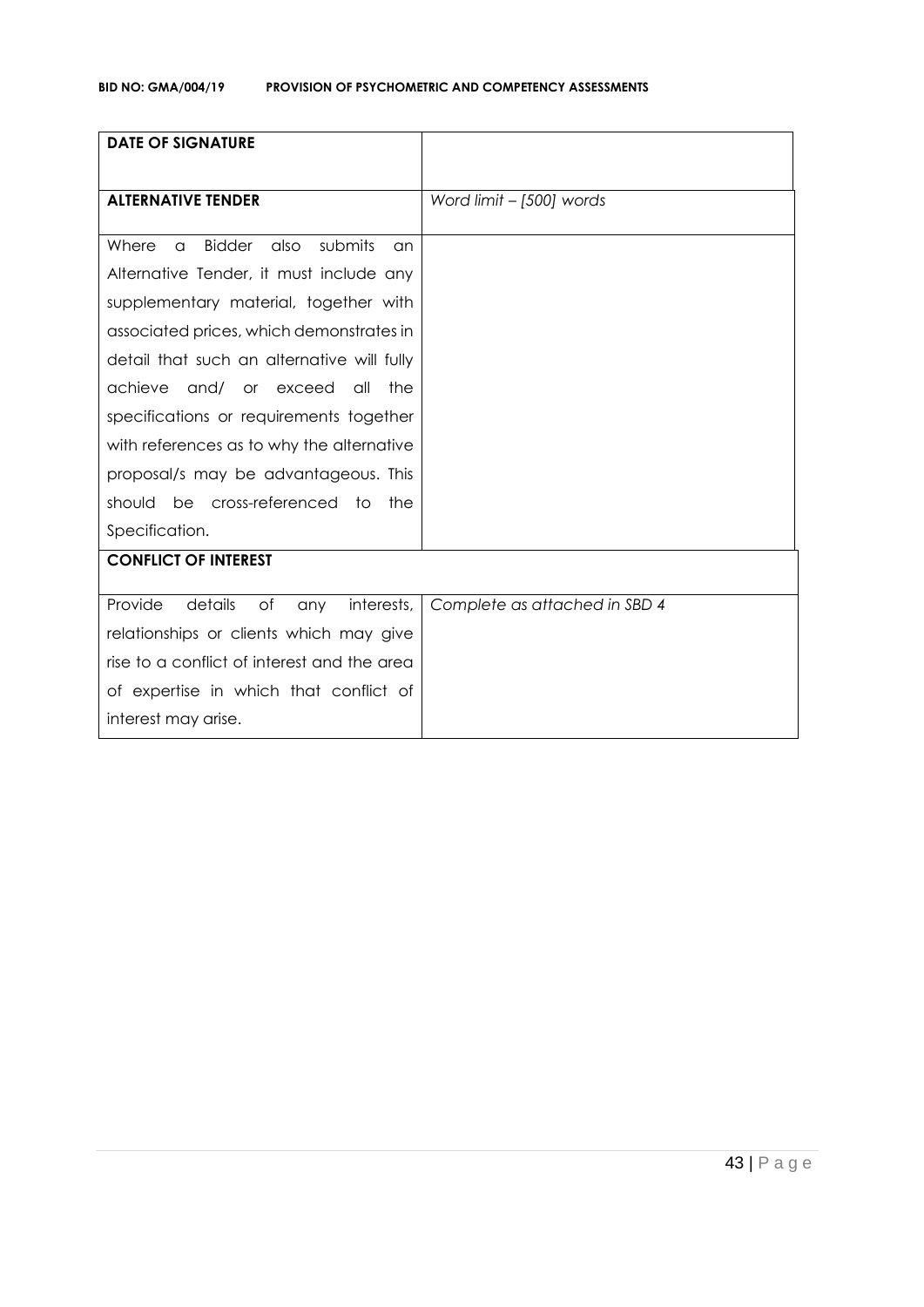| **DATE OF SIGNATURE** | |
|---|---|
| **ALTERNATIVE TENDER** | *Word limit – [500] words* |
| Where a Bidder also submits an Alternative Tender, it must include any supplementary material, together with associated prices, which demonstrates in detail that such an alternative will fully achieve and/ or exceed all the specifications or requirements together with references as to why the alternative proposal/s may be advantageous. This should be cross-referenced to the Specification. | |
| **CONFLICT OF INTEREST** | |
| Provide details of any interests, relationships or clients which may give rise to a conflict of interest and the area of expertise in which that conflict of interest may arise. | *Complete as attached in SBD 4* |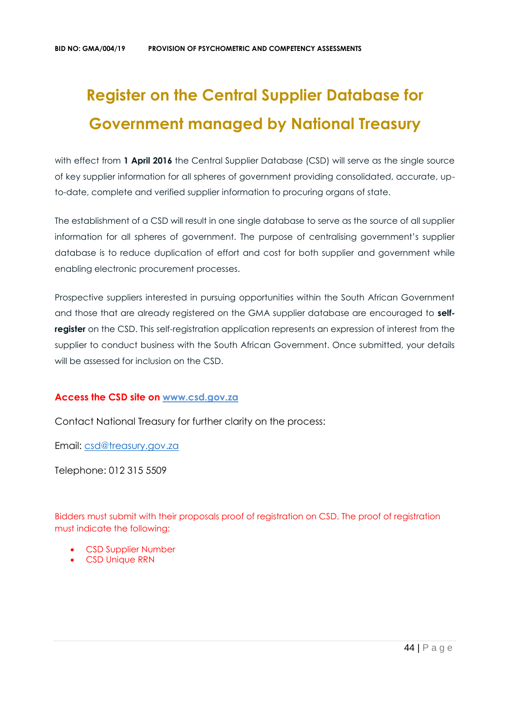# Register on the Central Supplier Database for Government managed by National Treasury

with effect from **1 April 2016** the Central Supplier Database (CSD) will serve as the single source of key supplier information for all spheres of government providing consolidated, accurate, up-to-date, complete and verified supplier information to procuring organs of state.

The establishment of a CSD will result in one single database to serve as the source of all supplier information for all spheres of government. The purpose of centralising government's supplier database is to reduce duplication of effort and cost for both supplier and government while enabling electronic procurement processes.

Prospective suppliers interested in pursuing opportunities within the South African Government and those that are already registered on the GMA supplier database are encouraged to **self-register** on the CSD. This self-registration application represents an expression of interest from the supplier to conduct business with the South African Government. Once submitted, your details will be assessed for inclusion on the CSD.

**Access the CSD site on [www.csd.gov.za](www.csd.gov.za)**

Contact National Treasury for further clarity on the process:

Email: [csd@treasury.gov.za](mailto:csd@treasury.gov.za)

Telephone: 012 315 5509

Bidders must submit with their proposals proof of registration on CSD. The proof of registration must indicate the following:

- CSD Supplier Number
- CSD Unique RRN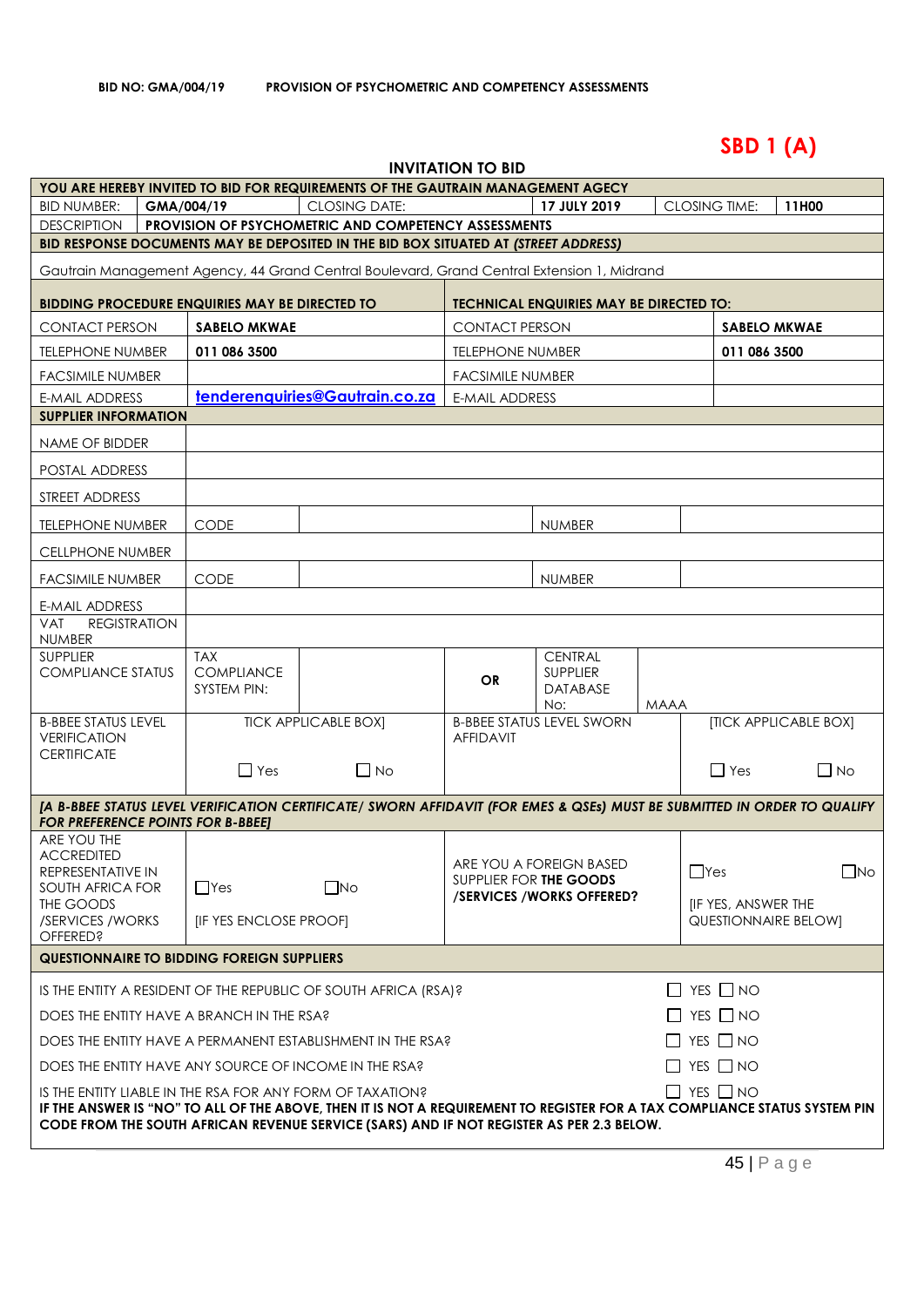**BID NO: GMA/004/19 PROVISION OF PSYCHOMETRIC AND COMPETENCY ASSESSMENTS**

# SBD 1 (A)

## INVITATION TO BID

| YOU ARE HEREBY INVITED TO BID FOR REQUIREMENTS OF THE GAUTRAIN MANAGEMENT AGECY | | | | | |
|---|---|---|---|---|---|
| BID NUMBER: | GMA/004/19 | CLOSING DATE: | 17 JULY 2019 | CLOSING TIME: | 11H00 |
| DESCRIPTION | PROVISION OF PSYCHOMETRIC AND COMPETENCY ASSESSMENTS | | | | |
| **BID RESPONSE DOCUMENTS MAY BE DEPOSITED IN THE BID BOX SITUATED AT *(STREET ADDRESS)*** | | | | | |
| Gautrain Management Agency, 44 Grand Central Boulevard, Grand Central Extension 1, Midrand | | | | | |

| BIDDING PROCEDURE ENQUIRIES MAY BE DIRECTED TO | | TECHNICAL ENQUIRIES MAY BE DIRECTED TO: | |
|---|---|---|---|
| CONTACT PERSON | **SABELO MKWAE** | CONTACT PERSON | **SABELO MKWAE** |
| TELEPHONE NUMBER | **011 086 3500** | TELEPHONE NUMBER | **011 086 3500** |
| FACSIMILE NUMBER | | FACSIMILE NUMBER | |
| E-MAIL ADDRESS | tenderenquiries@Gautrain.co.za | E-MAIL ADDRESS | |

| SUPPLIER INFORMATION | | | | | |
|---|---|---|---|---|---|
| NAME OF BIDDER | | | | | |
| POSTAL ADDRESS | | | | | |
| STREET ADDRESS | | | | | |
| TELEPHONE NUMBER | CODE | | | NUMBER | |
| CELLPHONE NUMBER | | | | | |
| FACSIMILE NUMBER | CODE | | | NUMBER | |
| E-MAIL ADDRESS | | | | | |
| VAT REGISTRATION NUMBER | | | | | |
| SUPPLIER COMPLIANCE STATUS | TAX COMPLIANCE SYSTEM PIN: | | OR | CENTRAL SUPPLIER DATABASE No: | MAAA |
| B-BBEE STATUS LEVEL VERIFICATION CERTIFICATE | TICK APPLICABLE BOX] ☐ Yes ☐ No | | B-BBEE STATUS LEVEL SWORN AFFIDAVIT | | [TICK APPLICABLE BOX] ☐ Yes ☐ No |
| ***[A B-BBEE STATUS LEVEL VERIFICATION CERTIFICATE/ SWORN AFFIDAVIT (FOR EMES & QSEs) MUST BE SUBMITTED IN ORDER TO QUALIFY FOR PREFERENCE POINTS FOR B-BBEE]*** | | | | | |
| ARE YOU THE ACCREDITED REPRESENTATIVE IN SOUTH AFRICA FOR THE GOODS /SERVICES /WORKS OFFERED? | ☐Yes ☐No [IF YES ENCLOSE PROOF] | | ARE YOU A FOREIGN BASED SUPPLIER FOR **THE GOODS /SERVICES /WORKS OFFERED?** | | ☐Yes ☐No [IF YES, ANSWER THE QUESTIONNAIRE BELOW] |

| QUESTIONNAIRE TO BIDDING FOREIGN SUPPLIERS | |
|---|---|
| IS THE ENTITY A RESIDENT OF THE REPUBLIC OF SOUTH AFRICA (RSA)? | ☐ YES ☐ NO |
| DOES THE ENTITY HAVE A BRANCH IN THE RSA? | ☐ YES ☐ NO |
| DOES THE ENTITY HAVE A PERMANENT ESTABLISHMENT IN THE RSA? | ☐ YES ☐ NO |
| DOES THE ENTITY HAVE ANY SOURCE OF INCOME IN THE RSA? | ☐ YES ☐ NO |
| IS THE ENTITY LIABLE IN THE RSA FOR ANY FORM OF TAXATION? | ☐ YES ☐ NO |
| **IF THE ANSWER IS "NO" TO ALL OF THE ABOVE, THEN IT IS NOT A REQUIREMENT TO REGISTER FOR A TAX COMPLIANCE STATUS SYSTEM PIN CODE FROM THE SOUTH AFRICAN REVENUE SERVICE (SARS) AND IF NOT REGISTER AS PER 2.3 BELOW.** | |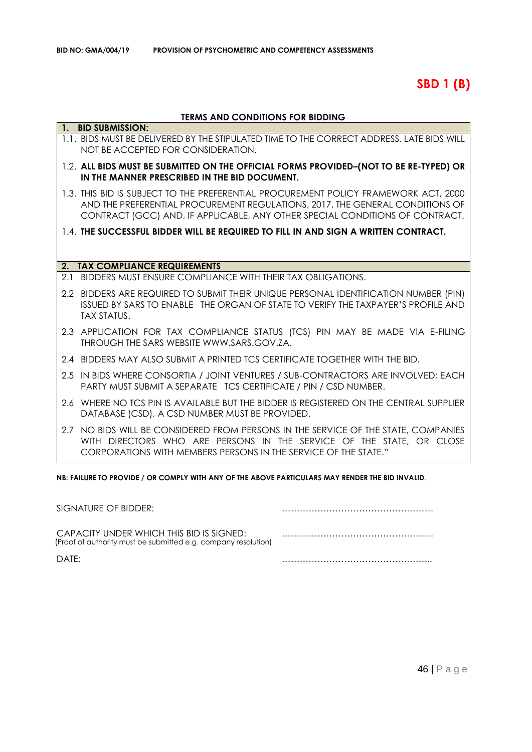# SBD 1 (B)

## TERMS AND CONDITIONS FOR BIDDING

**1. BID SUBMISSION:**

1.1. BIDS MUST BE DELIVERED BY THE STIPULATED TIME TO THE CORRECT ADDRESS. LATE BIDS WILL NOT BE ACCEPTED FOR CONSIDERATION.

1.2. **ALL BIDS MUST BE SUBMITTED ON THE OFFICIAL FORMS PROVIDED–(NOT TO BE RE-TYPED) OR IN THE MANNER PRESCRIBED IN THE BID DOCUMENT.**

1.3. THIS BID IS SUBJECT TO THE PREFERENTIAL PROCUREMENT POLICY FRAMEWORK ACT, 2000 AND THE PREFERENTIAL PROCUREMENT REGULATIONS, 2017, THE GENERAL CONDITIONS OF CONTRACT (GCC) AND, IF APPLICABLE, ANY OTHER SPECIAL CONDITIONS OF CONTRACT.

1.4. **THE SUCCESSFUL BIDDER WILL BE REQUIRED TO FILL IN AND SIGN A WRITTEN CONTRACT.**

**2. TAX COMPLIANCE REQUIREMENTS**

2.1 BIDDERS MUST ENSURE COMPLIANCE WITH THEIR TAX OBLIGATIONS.

2.2 BIDDERS ARE REQUIRED TO SUBMIT THEIR UNIQUE PERSONAL IDENTIFICATION NUMBER (PIN) ISSUED BY SARS TO ENABLE THE ORGAN OF STATE TO VERIFY THE TAXPAYER'S PROFILE AND TAX STATUS.

2.3 APPLICATION FOR TAX COMPLIANCE STATUS (TCS) PIN MAY BE MADE VIA E-FILING THROUGH THE SARS WEBSITE WWW.SARS.GOV.ZA.

2.4 BIDDERS MAY ALSO SUBMIT A PRINTED TCS CERTIFICATE TOGETHER WITH THE BID.

2.5 IN BIDS WHERE CONSORTIA / JOINT VENTURES / SUB-CONTRACTORS ARE INVOLVED; EACH PARTY MUST SUBMIT A SEPARATE TCS CERTIFICATE / PIN / CSD NUMBER.

2.6 WHERE NO TCS PIN IS AVAILABLE BUT THE BIDDER IS REGISTERED ON THE CENTRAL SUPPLIER DATABASE (CSD), A CSD NUMBER MUST BE PROVIDED.

2.7 NO BIDS WILL BE CONSIDERED FROM PERSONS IN THE SERVICE OF THE STATE, COMPANIES WITH DIRECTORS WHO ARE PERSONS IN THE SERVICE OF THE STATE, OR CLOSE CORPORATIONS WITH MEMBERS PERSONS IN THE SERVICE OF THE STATE."

**NB: FAILURE TO PROVIDE / OR COMPLY WITH ANY OF THE ABOVE PARTICULARS MAY RENDER THE BID INVALID**.

SIGNATURE OF BIDDER: ……………………………………………

CAPACITY UNDER WHICH THIS BID IS SIGNED: ……………………………………………
(Proof of authority must be submitted e.g. company resolution)

DATE: …………………………………………...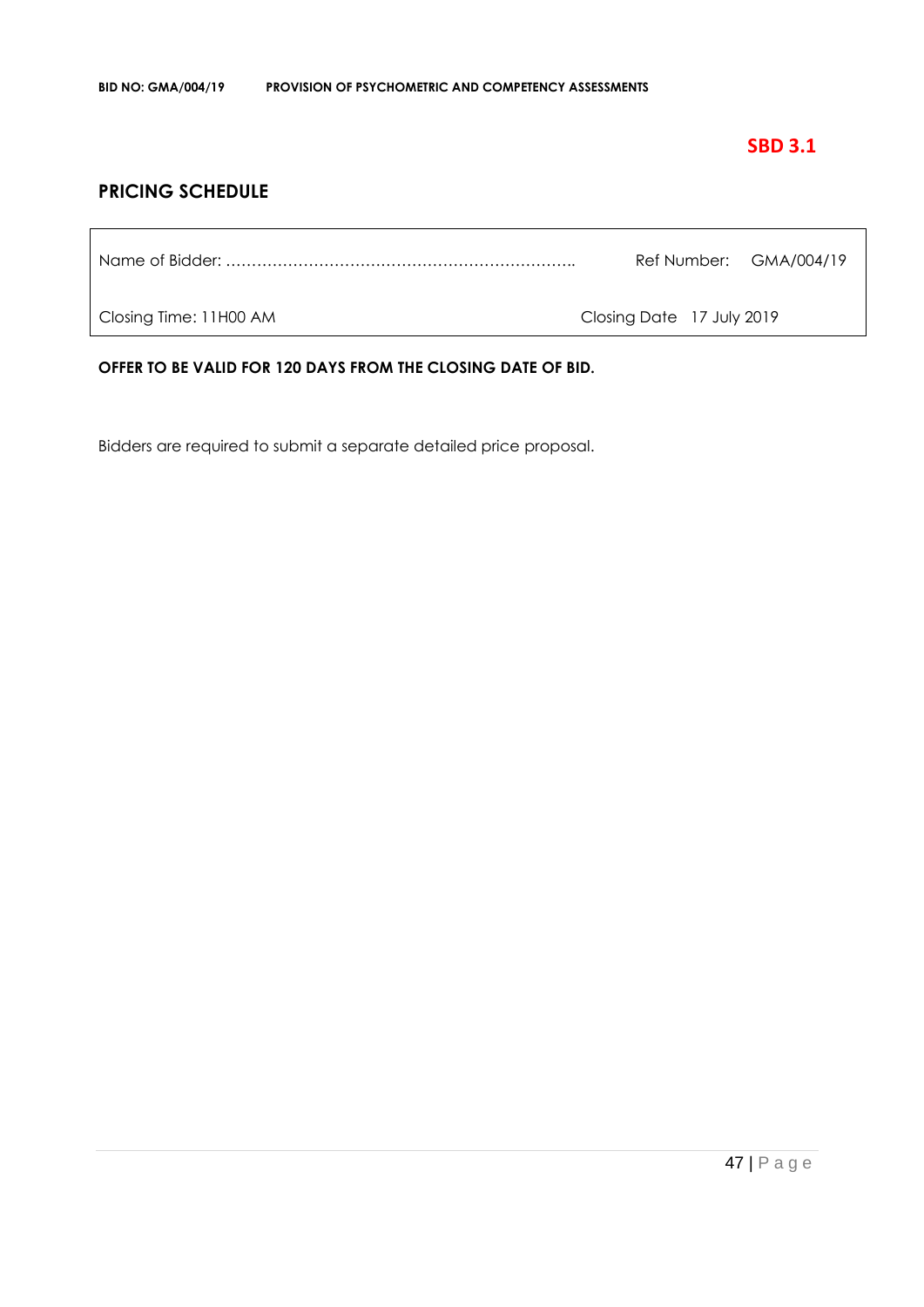**SBD 3.1**

## PRICING SCHEDULE

| Name of Bidder: ………………………………………………………….. | Ref Number: GMA/004/19 |
|---|---|
| Closing Time: 11H00 AM | Closing Date 17 July 2019 |

**OFFER TO BE VALID FOR 120 DAYS FROM THE CLOSING DATE OF BID.**

Bidders are required to submit a separate detailed price proposal.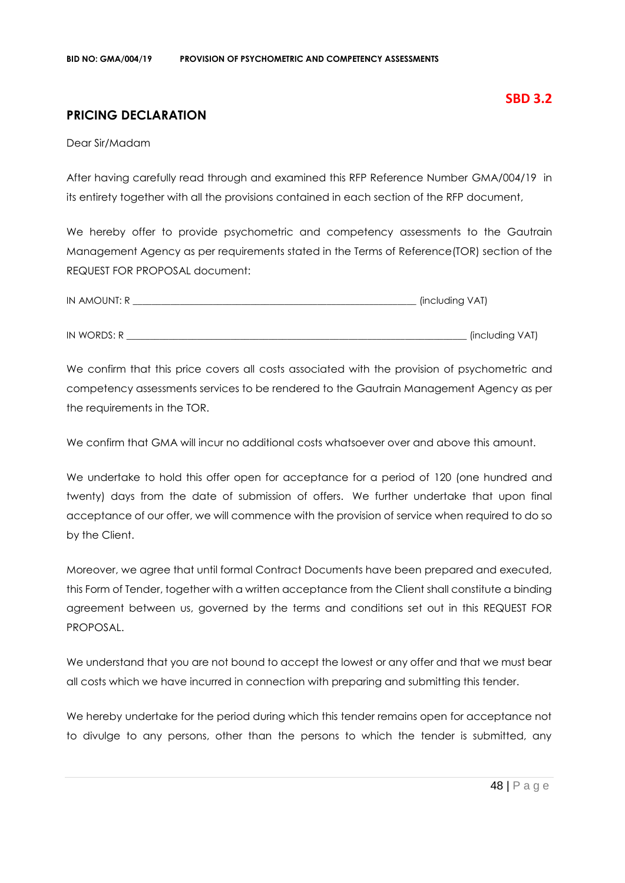**SBD 3.2**

## PRICING DECLARATION

Dear Sir/Madam

After having carefully read through and examined this RFP Reference Number GMA/004/19 in its entirety together with all the provisions contained in each section of the RFP document,

We hereby offer to provide psychometric and competency assessments to the Gautrain Management Agency as per requirements stated in the Terms of Reference(TOR) section of the REQUEST FOR PROPOSAL document:

IN AMOUNT: R ____________________________________________ (including VAT)

IN WORDS: R ____________________________________________________ (including VAT)

We confirm that this price covers all costs associated with the provision of psychometric and competency assessments services to be rendered to the Gautrain Management Agency as per the requirements in the TOR.

We confirm that GMA will incur no additional costs whatsoever over and above this amount.

We undertake to hold this offer open for acceptance for a period of 120 (one hundred and twenty) days from the date of submission of offers. We further undertake that upon final acceptance of our offer, we will commence with the provision of service when required to do so by the Client.

Moreover, we agree that until formal Contract Documents have been prepared and executed, this Form of Tender, together with a written acceptance from the Client shall constitute a binding agreement between us, governed by the terms and conditions set out in this REQUEST FOR PROPOSAL.

We understand that you are not bound to accept the lowest or any offer and that we must bear all costs which we have incurred in connection with preparing and submitting this tender.

We hereby undertake for the period during which this tender remains open for acceptance not to divulge to any persons, other than the persons to which the tender is submitted, any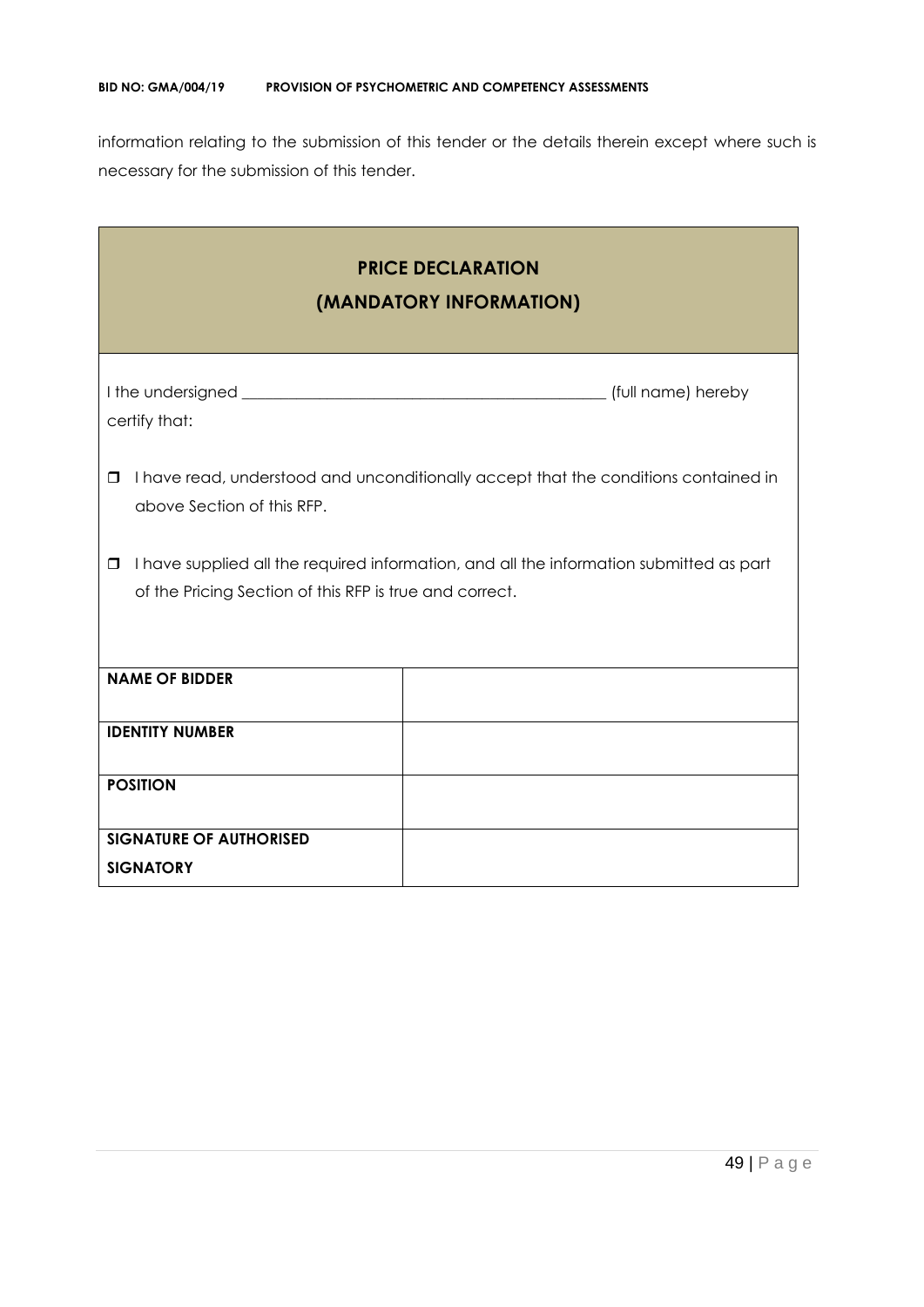information relating to the submission of this tender or the details therein except where such is necessary for the submission of this tender.

## PRICE DECLARATION
## (MANDATORY INFORMATION)

I the undersigned _______________________________________________ (full name) hereby certify that:

- ❒ I have read, understood and unconditionally accept that the conditions contained in above Section of this RFP.
- ❒ I have supplied all the required information, and all the information submitted as part of the Pricing Section of this RFP is true and correct.

| | |
|---|---|
| **NAME OF BIDDER** | |
| **IDENTITY NUMBER** | |
| **POSITION** | |
| **SIGNATURE OF AUTHORISED SIGNATORY** | |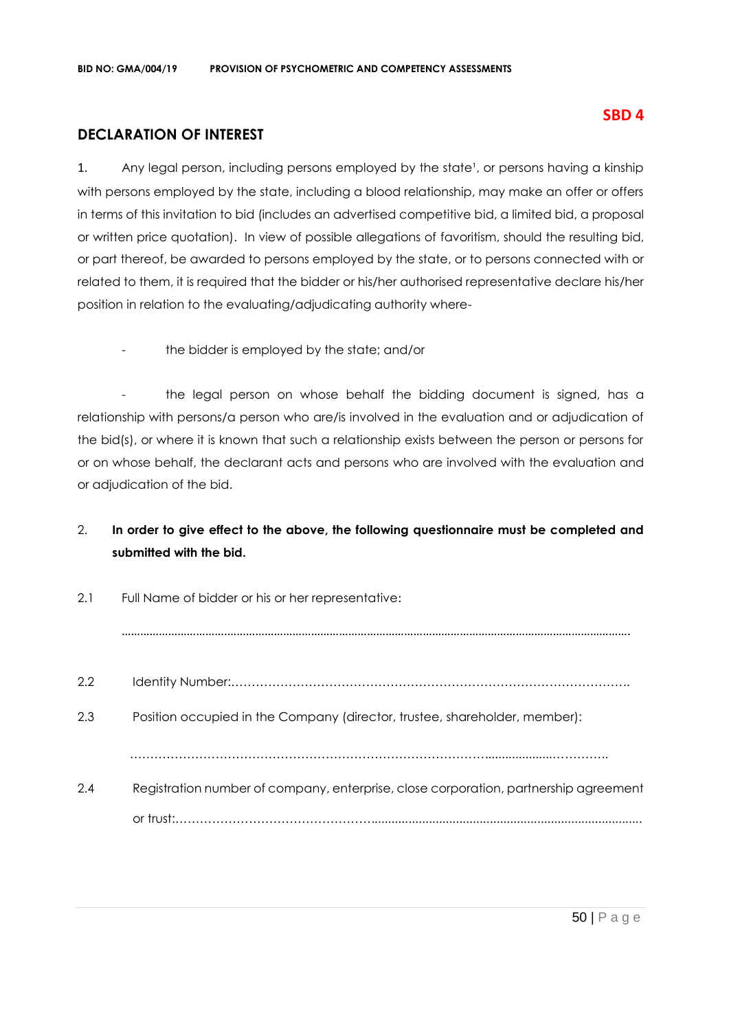**SBD 4**

## DECLARATION OF INTEREST

1. Any legal person, including persons employed by the state[1], or persons having a kinship with persons employed by the state, including a blood relationship, may make an offer or offers in terms of this invitation to bid (includes an advertised competitive bid, a limited bid, a proposal or written price quotation). In view of possible allegations of favoritism, should the resulting bid, or part thereof, be awarded to persons employed by the state, or to persons connected with or related to them, it is required that the bidder or his/her authorised representative declare his/her position in relation to the evaluating/adjudicating authority where-

   - the bidder is employed by the state; and/or

   - the legal person on whose behalf the bidding document is signed, has a relationship with persons/a person who are/is involved in the evaluation and or adjudication of the bid(s), or where it is known that such a relationship exists between the person or persons for or on whose behalf, the declarant acts and persons who are involved with the evaluation and or adjudication of the bid.

2. **In order to give effect to the above, the following questionnaire must be completed and submitted with the bid.**

2.1 Full Name of bidder or his or her representative:

.......................................................................................................................................................

2.2 Identity Number:……………………………………………………………………………………….

2.3 Position occupied in the Company (director, trustee, shareholder, member):

……………………………………………………………………………………..................……………..

2.4 Registration number of company, enterprise, close corporation, partnership agreement or trust:……………………………………………...............................................................................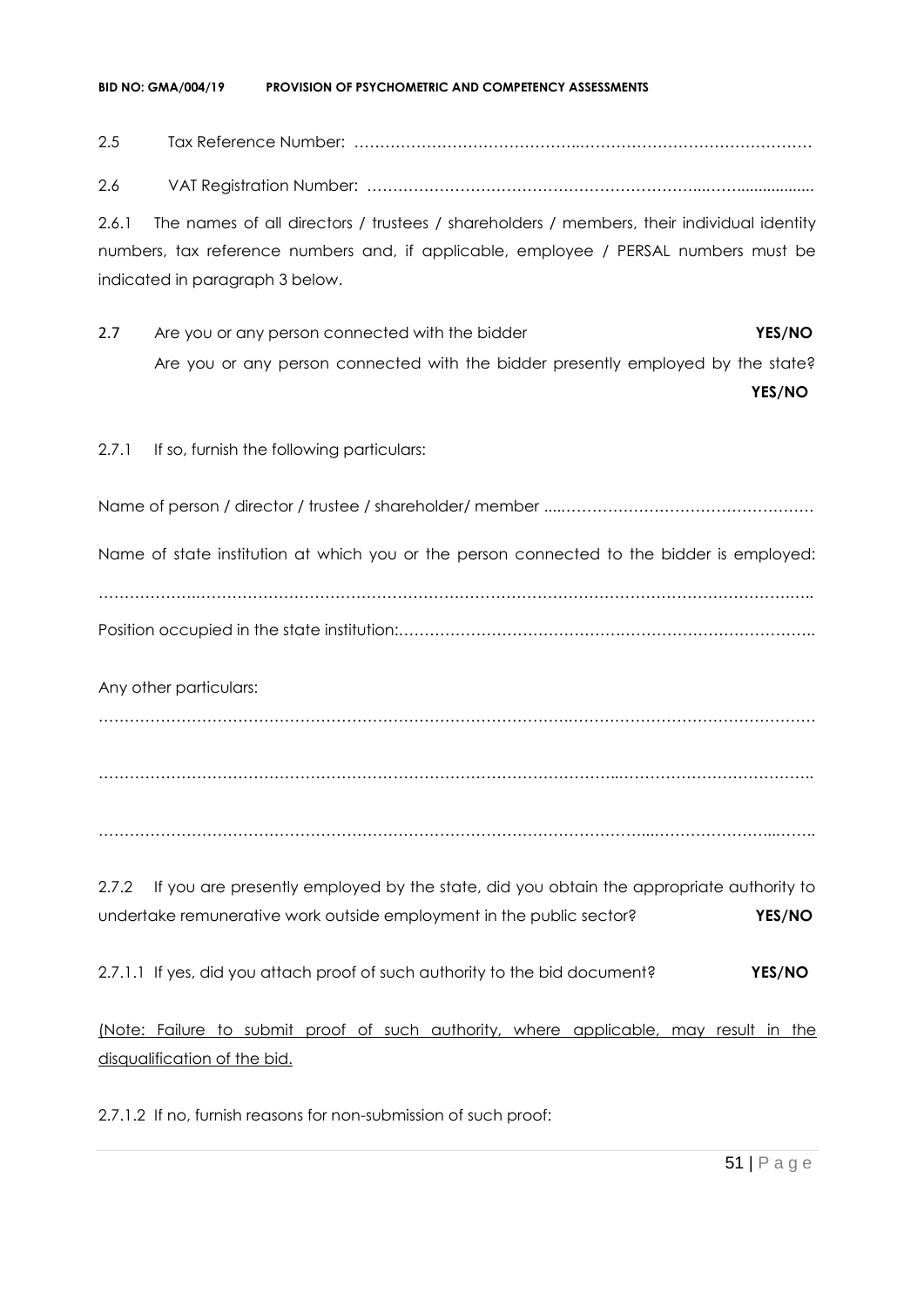2.5 Tax Reference Number: ……………………………………..………………………………………

2.6 VAT Registration Number: ………………………………………………………...……..................

2.6.1 The names of all directors / trustees / shareholders / members, their individual identity numbers, tax reference numbers and, if applicable, employee / PERSAL numbers must be indicated in paragraph 3 below.

2.7 Are you or any person connected with the bidder **YES/NO**

Are you or any person connected with the bidder presently employed by the state? **YES/NO**

2.7.1 If so, furnish the following particulars:

Name of person / director / trustee / shareholder/ member ....…………………………………………

Name of state institution at which you or the person connected to the bidder is employed:

……………….………………………………………………………………………………………………..

Position occupied in the state institution:…………………………………….……………………………..

Any other particulars:

………………………………………………………………………….……………………………………

…………………………………………………………………………………..………………………………..

………………………………………………………………………………………....…………………...……..

2.7.2 If you are presently employed by the state, did you obtain the appropriate authority to undertake remunerative work outside employment in the public sector? **YES/NO**

2.7.1.1 If yes, did you attach proof of such authority to the bid document? **YES/NO**

<u>(Note: Failure to submit proof of such authority, where applicable, may result in the disqualification of the bid.</u>

2.7.1.2 If no, furnish reasons for non-submission of such proof: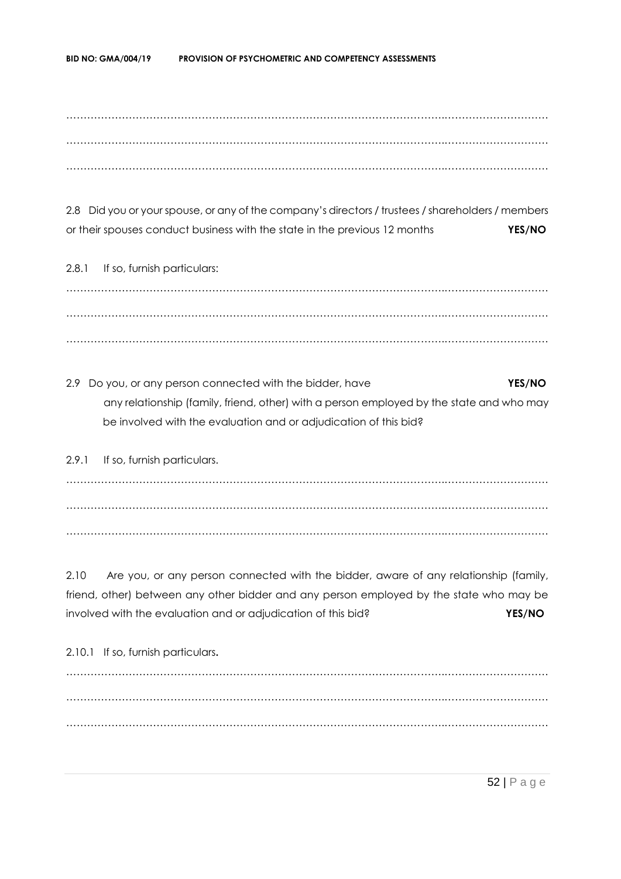…………………………………………………………………………………………………………………………

…………………………………………………………………………………………………………………………

…………………………………………………………………………………………………………………………

2.8 Did you or your spouse, or any of the company's directors / trustees / shareholders / members or their spouses conduct business with the state in the previous 12 months **YES/NO**

2.8.1 If so, furnish particulars:

…………………………………………………………………………………………………………………………

…………………………………………………………………………………………………………………………

…………………………………………………………………………………………………………………………

2.9 Do you, or any person connected with the bidder, have **YES/NO** any relationship (family, friend, other) with a person employed by the state and who may be involved with the evaluation and or adjudication of this bid?

2.9.1 If so, furnish particulars.

…………………………………………………………………………………………………………………………

…………………………………………………………………………………………………………………………

…………………………………………………………………………………………………………………………

2.10 Are you, or any person connected with the bidder, aware of any relationship (family, friend, other) between any other bidder and any person employed by the state who may be involved with the evaluation and or adjudication of this bid? **YES/NO**

2.10.1 If so, furnish particulars**.**

…………………………………………………………………………………………………………………………

…………………………………………………………………………………………………………………………

…………………………………………………………………………………………………………………………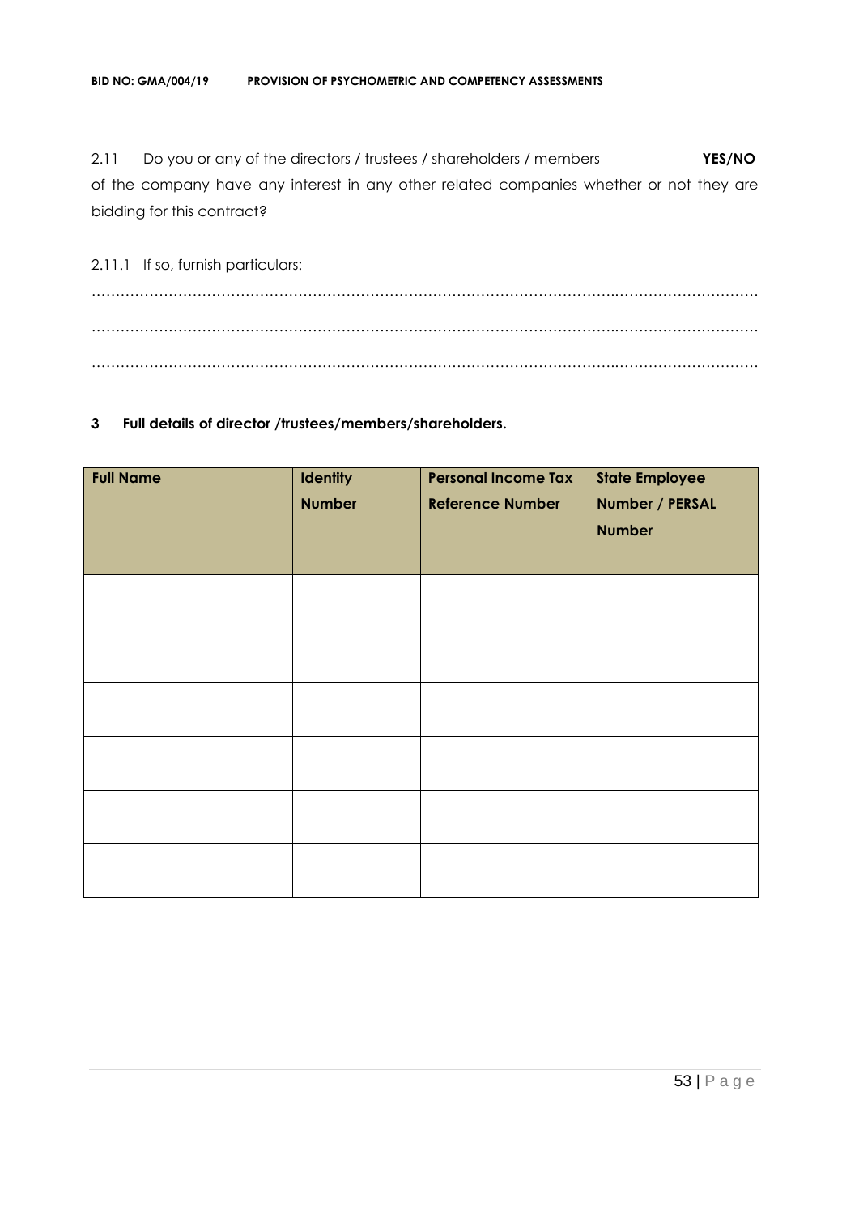2.11 Do you or any of the directors / trustees / shareholders / members **YES/NO** of the company have any interest in any other related companies whether or not they are bidding for this contract?

2.11.1 If so, furnish particulars:

…………………………………………………………………………………………………………………………

…………………………………………………………………………………………………………………………

…………………………………………………………………………………………………………………………

**3 Full details of director /trustees/members/shareholders.**

| **Full Name** | **Identity Number** | **Personal Income Tax Reference Number** | **State Employee Number / PERSAL Number** |
|---|---|---|---|
| | | | |
| | | | |
| | | | |
| | | | |
| | | | |
| | | | |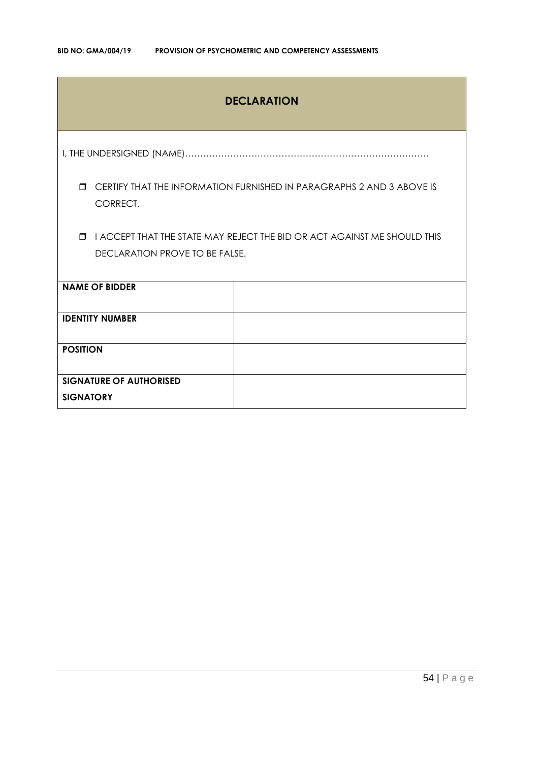## DECLARATION

I, THE UNDERSIGNED (NAME)……………………………………………………………………

- ❒ CERTIFY THAT THE INFORMATION FURNISHED IN PARAGRAPHS 2 AND 3 ABOVE IS CORRECT.
- ❒ I ACCEPT THAT THE STATE MAY REJECT THE BID OR ACT AGAINST ME SHOULD THIS DECLARATION PROVE TO BE FALSE.

| | |
|---|---|
| **NAME OF BIDDER** | |
| **IDENTITY NUMBER** | |
| **POSITION** | |
| **SIGNATURE OF AUTHORISED SIGNATORY** | |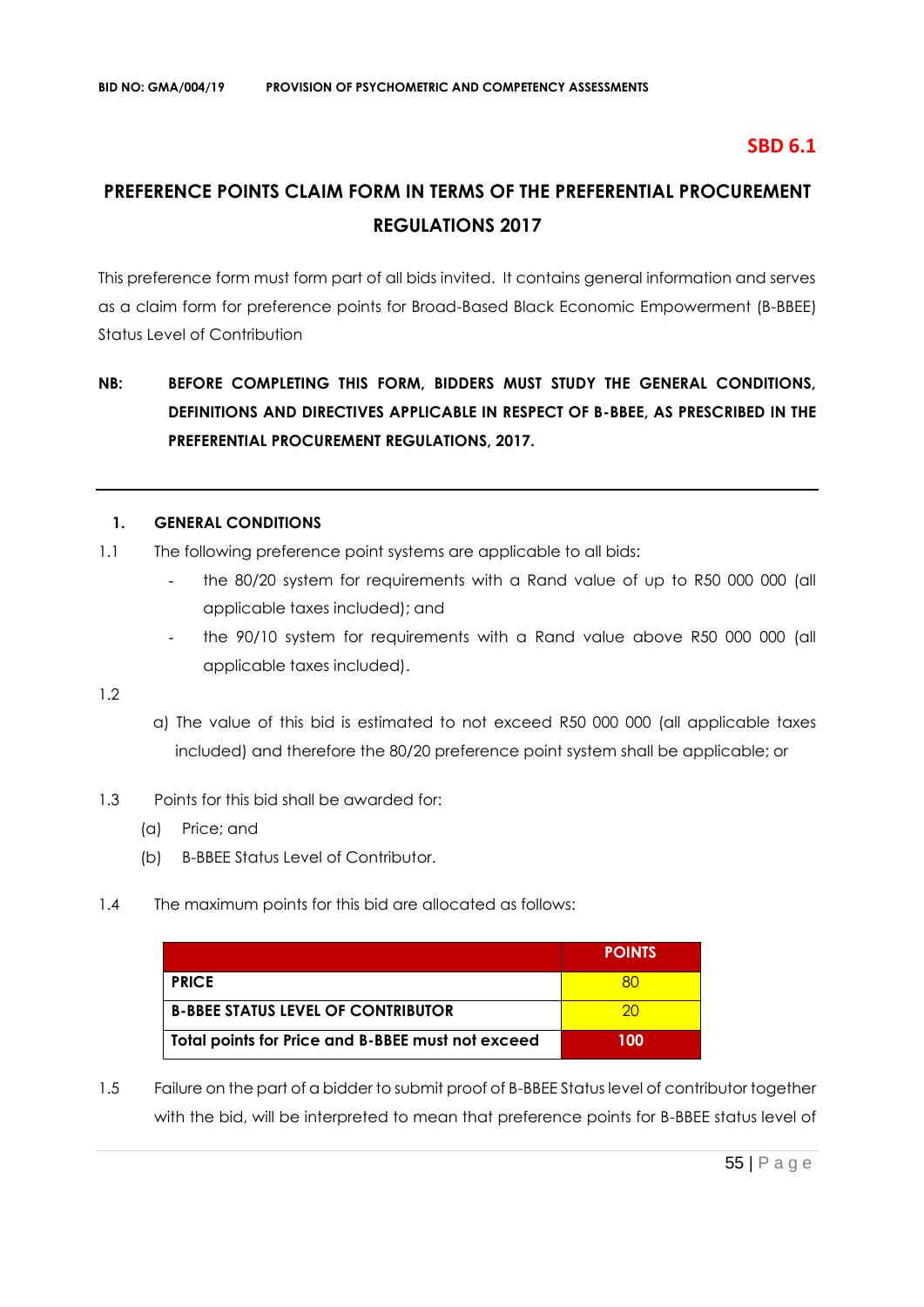**SBD 6.1**

# PREFERENCE POINTS CLAIM FORM IN TERMS OF THE PREFERENTIAL PROCUREMENT REGULATIONS 2017

This preference form must form part of all bids invited. It contains general information and serves as a claim form for preference points for Broad-Based Black Economic Empowerment (B-BBEE) Status Level of Contribution

**NB: BEFORE COMPLETING THIS FORM, BIDDERS MUST STUDY THE GENERAL CONDITIONS, DEFINITIONS AND DIRECTIVES APPLICABLE IN RESPECT OF B-BBEE, AS PRESCRIBED IN THE PREFERENTIAL PROCUREMENT REGULATIONS, 2017.**

---

## 1. GENERAL CONDITIONS

1.1 The following preference point systems are applicable to all bids:

- the 80/20 system for requirements with a Rand value of up to R50 000 000 (all applicable taxes included); and
- the 90/10 system for requirements with a Rand value above R50 000 000 (all applicable taxes included).

1.2

a) The value of this bid is estimated to not exceed R50 000 000 (all applicable taxes included) and therefore the 80/20 preference point system shall be applicable; or

1.3 Points for this bid shall be awarded for:

(a) Price; and

(b) B-BBEE Status Level of Contributor.

1.4 The maximum points for this bid are allocated as follows:

| | POINTS |
|---|---|
| **PRICE** | 80 |
| **B-BBEE STATUS LEVEL OF CONTRIBUTOR** | 20 |
| **Total points for Price and B-BBEE must not exceed** | **100** |

1.5 Failure on the part of a bidder to submit proof of B-BBEE Status level of contributor together with the bid, will be interpreted to mean that preference points for B-BBEE status level of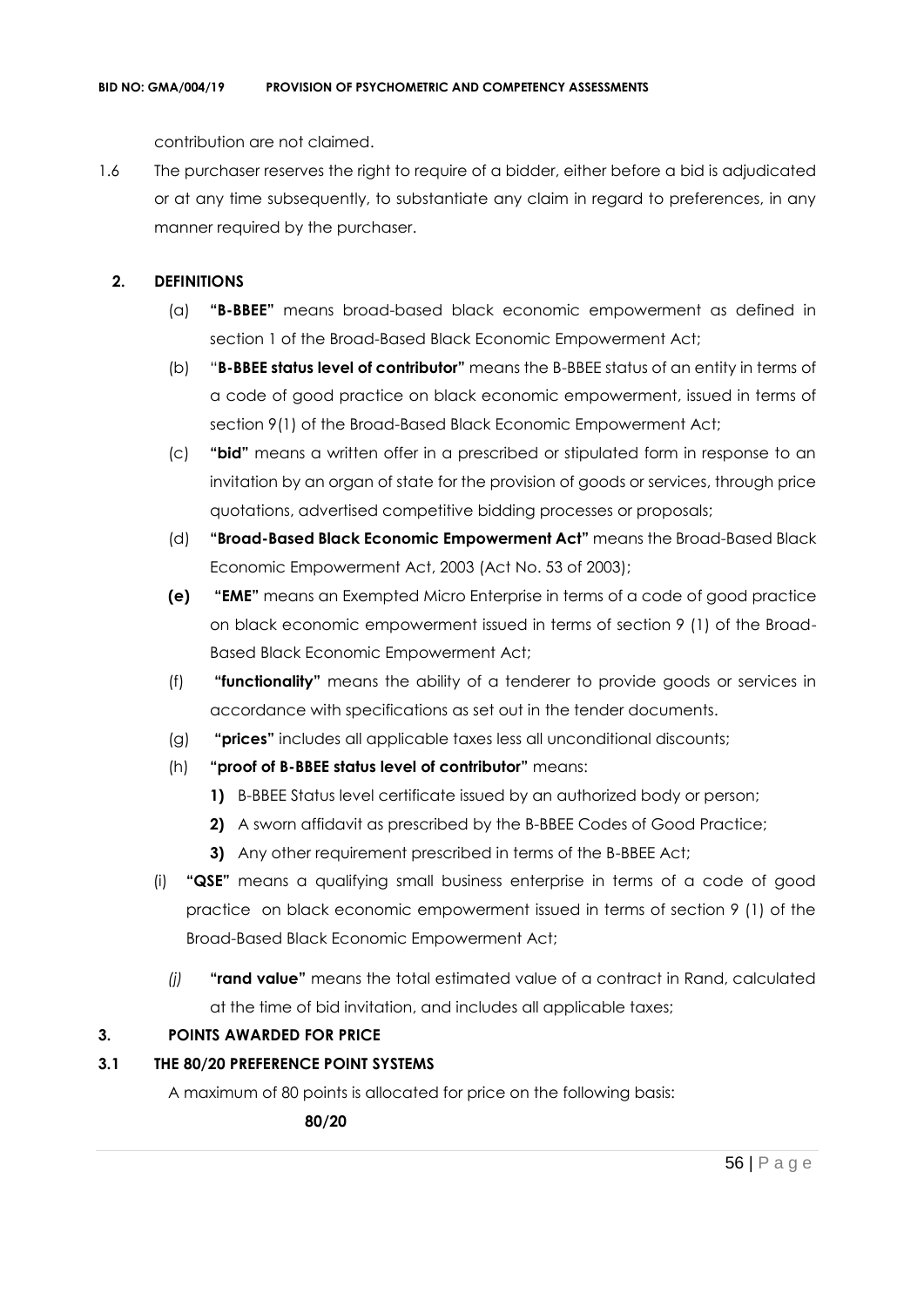contribution are not claimed.

1.6 The purchaser reserves the right to require of a bidder, either before a bid is adjudicated or at any time subsequently, to substantiate any claim in regard to preferences, in any manner required by the purchaser.

## 2. DEFINITIONS

(a) **"B-BBEE"** means broad-based black economic empowerment as defined in section 1 of the Broad-Based Black Economic Empowerment Act;

(b) "**B-BBEE status level of contributor"** means the B-BBEE status of an entity in terms of a code of good practice on black economic empowerment, issued in terms of section 9(1) of the Broad-Based Black Economic Empowerment Act;

(c) **"bid"** means a written offer in a prescribed or stipulated form in response to an invitation by an organ of state for the provision of goods or services, through price quotations, advertised competitive bidding processes or proposals;

(d) **"Broad-Based Black Economic Empowerment Act"** means the Broad-Based Black Economic Empowerment Act, 2003 (Act No. 53 of 2003);

**(e)** **"EME"** means an Exempted Micro Enterprise in terms of a code of good practice on black economic empowerment issued in terms of section 9 (1) of the Broad-Based Black Economic Empowerment Act;

(f) **"functionality"** means the ability of a tenderer to provide goods or services in accordance with specifications as set out in the tender documents.

(g) **"prices"** includes all applicable taxes less all unconditional discounts;

(h) **"proof of B-BBEE status level of contributor"** means:

**1)** B-BBEE Status level certificate issued by an authorized body or person;

**2)** A sworn affidavit as prescribed by the B-BBEE Codes of Good Practice;

**3)** Any other requirement prescribed in terms of the B-BBEE Act;

(i) **"QSE"** means a qualifying small business enterprise in terms of a code of good practice on black economic empowerment issued in terms of section 9 (1) of the Broad-Based Black Economic Empowerment Act;

*(j)* **"rand value"** means the total estimated value of a contract in Rand, calculated at the time of bid invitation, and includes all applicable taxes;

## 3. POINTS AWARDED FOR PRICE

### 3.1 THE 80/20 PREFERENCE POINT SYSTEMS

A maximum of 80 points is allocated for price on the following basis:

**80/20**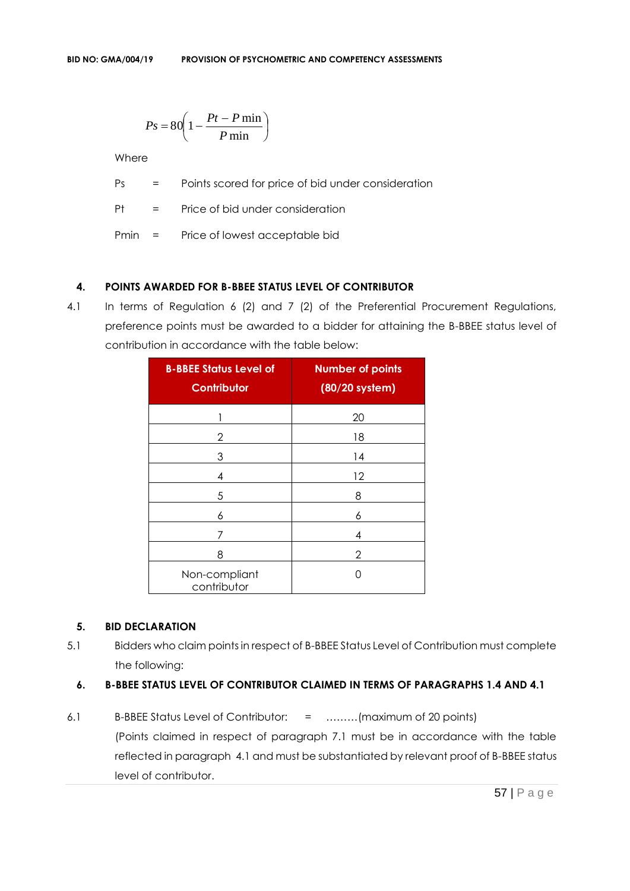$$Ps = 80\left(1 - \frac{Pt - P\min}{P\min}\right)$$

Where

| | | |
|---|---|---|
| Ps | = | Points scored for price of bid under consideration |
| Pt | = | Price of bid under consideration |
| Pmin | = | Price of lowest acceptable bid |

## 4. POINTS AWARDED FOR B-BBEE STATUS LEVEL OF CONTRIBUTOR

4.1 In terms of Regulation 6 (2) and 7 (2) of the Preferential Procurement Regulations, preference points must be awarded to a bidder for attaining the B-BBEE status level of contribution in accordance with the table below:

| B-BBEE Status Level of Contributor | Number of points (80/20 system) |
|---|---|
| 1 | 20 |
| 2 | 18 |
| 3 | 14 |
| 4 | 12 |
| 5 | 8 |
| 6 | 6 |
| 7 | 4 |
| 8 | 2 |
| Non-compliant contributor | 0 |

## 5. BID DECLARATION

5.1 Bidders who claim points in respect of B-BBEE Status Level of Contribution must complete the following:

## 6. B-BBEE STATUS LEVEL OF CONTRIBUTOR CLAIMED IN TERMS OF PARAGRAPHS 1.4 AND 4.1

6.1 B-BBEE Status Level of Contributor: = ………(maximum of 20 points)

(Points claimed in respect of paragraph 7.1 must be in accordance with the table reflected in paragraph 4.1 and must be substantiated by relevant proof of B-BBEE status level of contributor.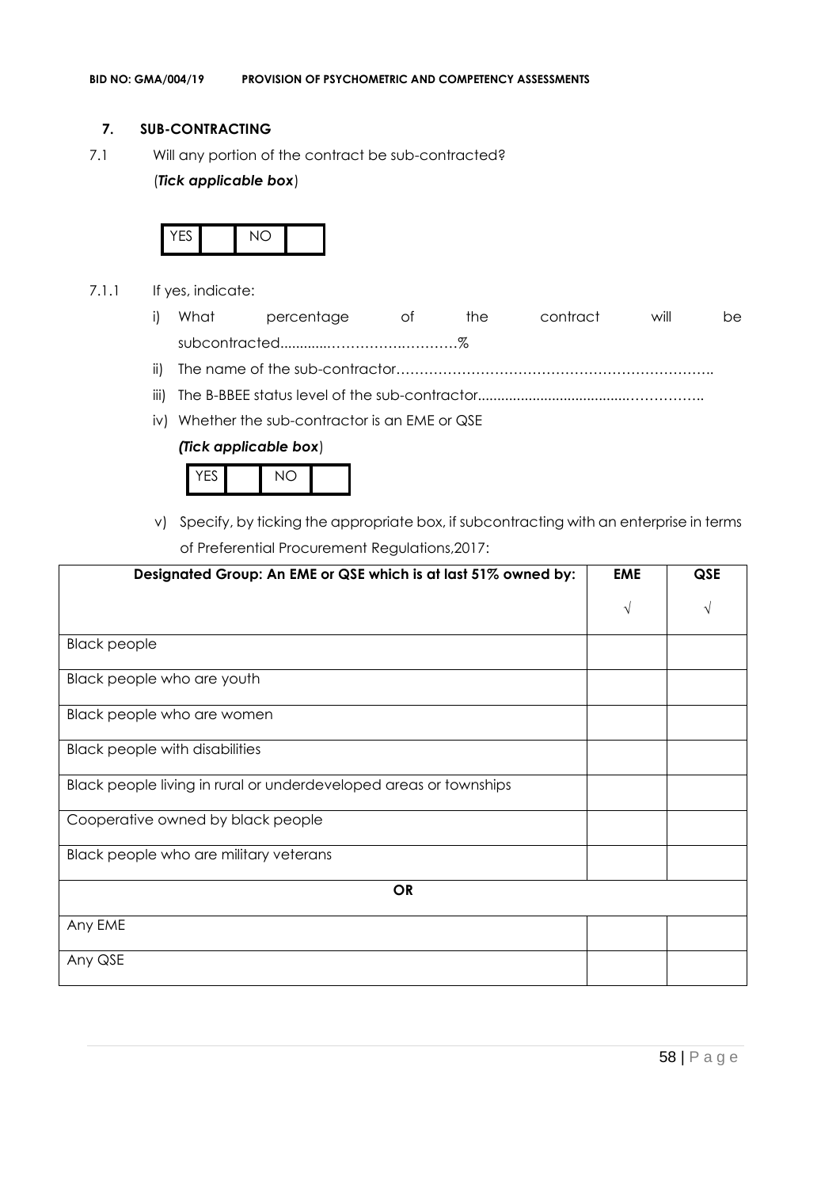## 7. SUB-CONTRACTING

7.1 Will any portion of the contract be sub-contracted?

(*Tick applicable box*)

| YES | | NO | |
|---|---|---|---|

7.1.1 If yes, indicate:

i) What percentage of the contract will be subcontracted............…………….………%

ii) The name of the sub-contractor…………………………………………………………..

iii) The B-BBEE status level of the sub-contractor......................................……………..

iv) Whether the sub-contractor is an EME or QSE

*(Tick applicable box*)

| YES | | NO | |
|---|---|---|---|

v) Specify, by ticking the appropriate box, if subcontracting with an enterprise in terms of Preferential Procurement Regulations,2017:

| **Designated Group: An EME or QSE which is at last 51% owned by:** | **EME** √ | **QSE** √ |
|---|---|---|
| Black people | | |
| Black people who are youth | | |
| Black people who are women | | |
| Black people with disabilities | | |
| Black people living in rural or underdeveloped areas or townships | | |
| Cooperative owned by black people | | |
| Black people who are military veterans | | |
| **OR** | | |
| Any EME | | |
| Any QSE | | |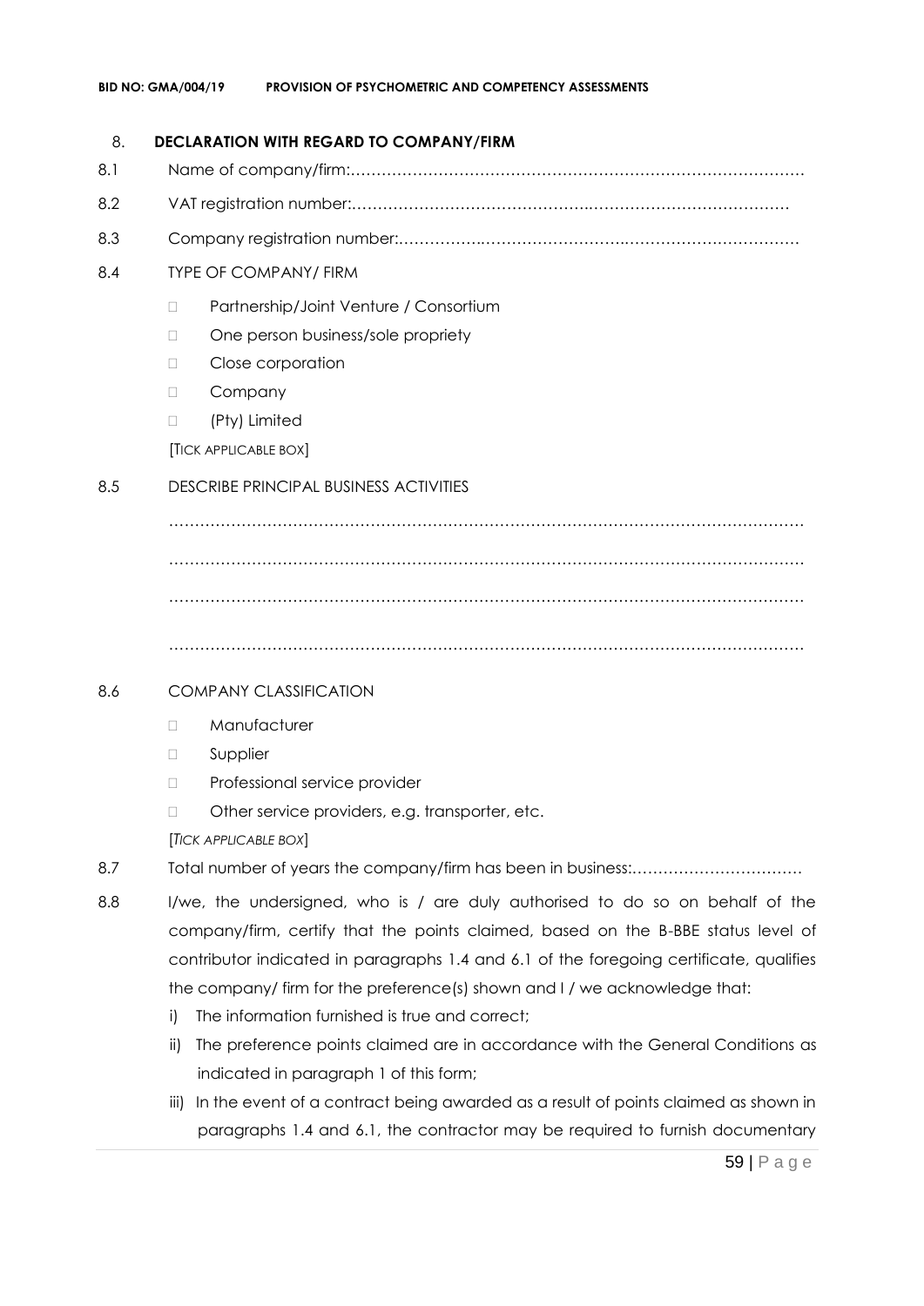## 8. DECLARATION WITH REGARD TO COMPANY/FIRM

8.1 Name of company/firm:…………………………………………………………………………….

8.2 VAT registration number:……………………………………….…………………………………

8.3 Company registration number:…………….……………………….…………………………….

8.4 TYPE OF COMPANY/ FIRM

- Partnership/Joint Venture / Consortium
- One person business/sole propriety
- Close corporation
- Company
- (Pty) Limited

[TICK APPLICABLE BOX]

8.5 DESCRIBE PRINCIPAL BUSINESS ACTIVITIES

………………………………………………………………………………………………………………

………………………………………………………………………………………………………………

………………………………………………………………………………………………………………

………………………………………………………………………………………………………………

8.6 COMPANY CLASSIFICATION

- Manufacturer
- Supplier
- Professional service provider
- Other service providers, e.g. transporter, etc.

[*TICK APPLICABLE BOX*]

8.7 Total number of years the company/firm has been in business:……………………………

8.8 I/we, the undersigned, who is / are duly authorised to do so on behalf of the company/firm, certify that the points claimed, based on the B-BBE status level of contributor indicated in paragraphs 1.4 and 6.1 of the foregoing certificate, qualifies the company/ firm for the preference(s) shown and I / we acknowledge that:

i) The information furnished is true and correct;

ii) The preference points claimed are in accordance with the General Conditions as indicated in paragraph 1 of this form;

iii) In the event of a contract being awarded as a result of points claimed as shown in paragraphs 1.4 and 6.1, the contractor may be required to furnish documentary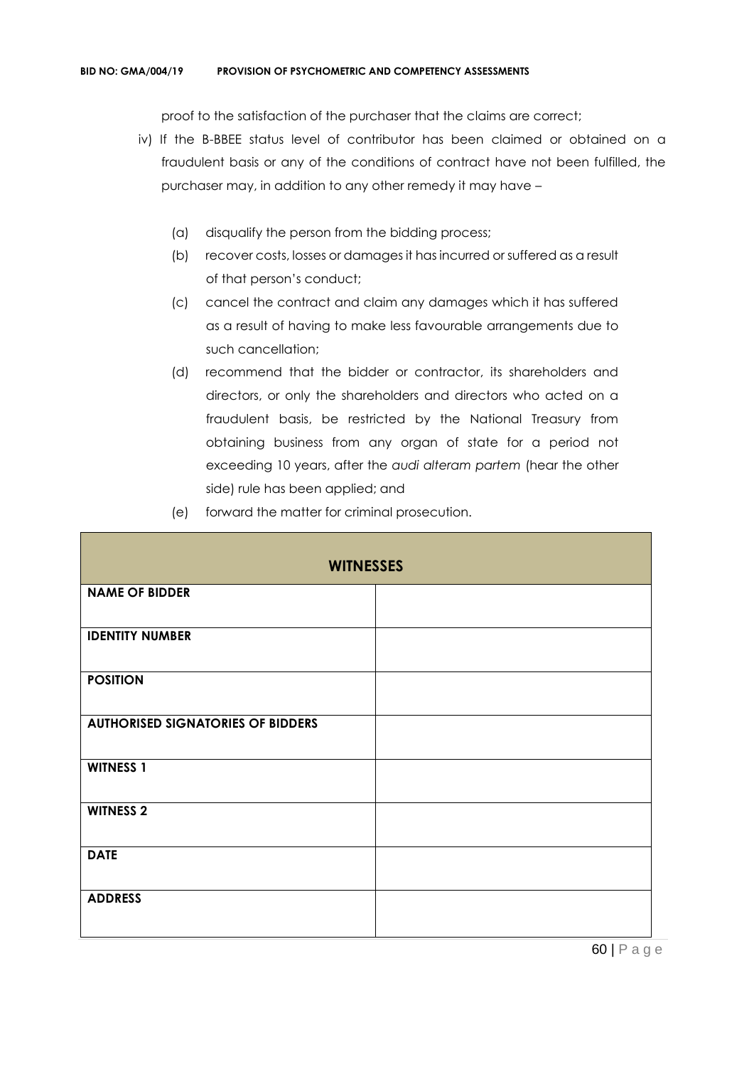proof to the satisfaction of the purchaser that the claims are correct;

iv) If the B-BBEE status level of contributor has been claimed or obtained on a fraudulent basis or any of the conditions of contract have not been fulfilled, the purchaser may, in addition to any other remedy it may have –

   (a) disqualify the person from the bidding process;

   (b) recover costs, losses or damages it has incurred or suffered as a result of that person's conduct;

   (c) cancel the contract and claim any damages which it has suffered as a result of having to make less favourable arrangements due to such cancellation;

   (d) recommend that the bidder or contractor, its shareholders and directors, or only the shareholders and directors who acted on a fraudulent basis, be restricted by the National Treasury from obtaining business from any organ of state for a period not exceeding 10 years, after the *audi alteram partem* (hear the other side) rule has been applied; and

   (e) forward the matter for criminal prosecution.

| **WITNESSES** | |
|---|---|
| **NAME OF BIDDER** | |
| **IDENTITY NUMBER** | |
| **POSITION** | |
| **AUTHORISED SIGNATORIES OF BIDDERS** | |
| **WITNESS 1** | |
| **WITNESS 2** | |
| **DATE** | |
| **ADDRESS** | |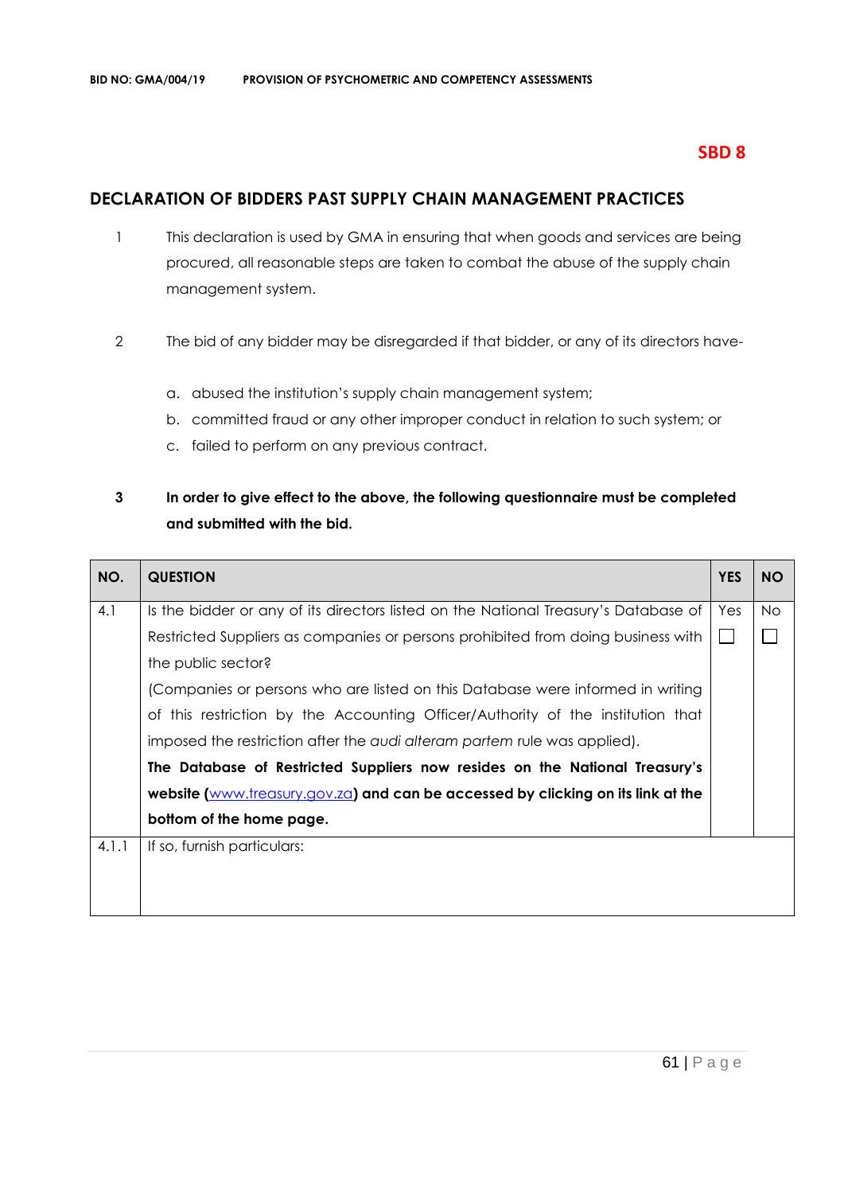**SBD 8**

## DECLARATION OF BIDDERS PAST SUPPLY CHAIN MANAGEMENT PRACTICES

1. This declaration is used by GMA in ensuring that when goods and services are being procured, all reasonable steps are taken to combat the abuse of the supply chain management system.

2. The bid of any bidder may be disregarded if that bidder, or any of its directors have-

   a. abused the institution's supply chain management system;
   b. committed fraud or any other improper conduct in relation to such system; or
   c. failed to perform on any previous contract.

3. **In order to give effect to the above, the following questionnaire must be completed and submitted with the bid.**

| NO. | QUESTION | YES | NO |
|---|---|---|---|
| 4.1 | Is the bidder or any of its directors listed on the National Treasury's Database of Restricted Suppliers as companies or persons prohibited from doing business with the public sector?<br>(Companies or persons who are listed on this Database were informed in writing of this restriction by the Accounting Officer/Authority of the institution that imposed the restriction after the *audi alteram partem* rule was applied).<br>**The Database of Restricted Suppliers now resides on the National Treasury's website (www.treasury.gov.za) and can be accessed by clicking on its link at the bottom of the home page.** | Yes ☐ | No ☐ |
| 4.1.1 | If so, furnish particulars: | | |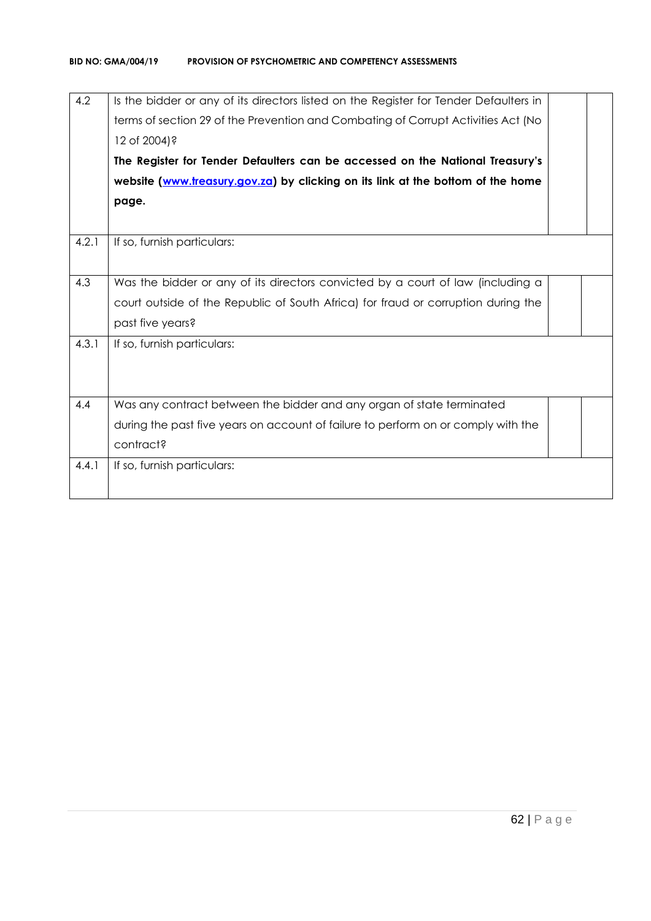| | | | |
|---|---|---|---|
| 4.2 | Is the bidder or any of its directors listed on the Register for Tender Defaulters in terms of section 29 of the Prevention and Combating of Corrupt Activities Act (No 12 of 2004)? **The Register for Tender Defaulters can be accessed on the National Treasury's website ([www.treasury.gov.za](http://www.treasury.gov.za)) by clicking on its link at the bottom of the home page.** | | |
| 4.2.1 | If so, furnish particulars: | | |
| 4.3 | Was the bidder or any of its directors convicted by a court of law (including a court outside of the Republic of South Africa) for fraud or corruption during the past five years? | | |
| 4.3.1 | If so, furnish particulars: | | |
| 4.4 | Was any contract between the bidder and any organ of state terminated during the past five years on account of failure to perform on or comply with the contract? | | |
| 4.4.1 | If so, furnish particulars: | | |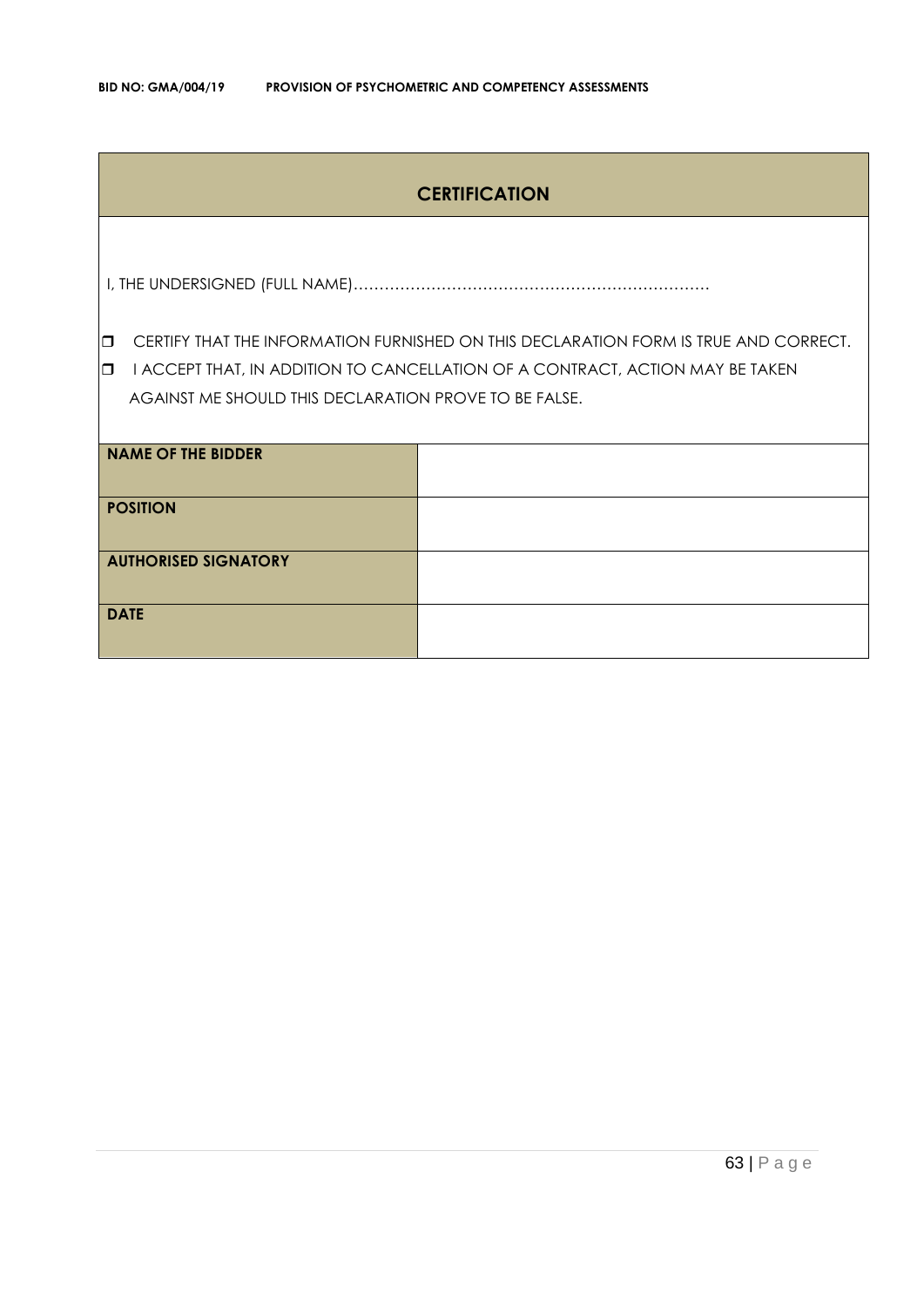## CERTIFICATION

I, THE UNDERSIGNED (FULL NAME)……………………………………………………………

- ❒ CERTIFY THAT THE INFORMATION FURNISHED ON THIS DECLARATION FORM IS TRUE AND CORRECT.
- ❒ I ACCEPT THAT, IN ADDITION TO CANCELLATION OF A CONTRACT, ACTION MAY BE TAKEN AGAINST ME SHOULD THIS DECLARATION PROVE TO BE FALSE.

| | |
|---|---|
| **NAME OF THE BIDDER** | |
| **POSITION** | |
| **AUTHORISED SIGNATORY** | |
| **DATE** | |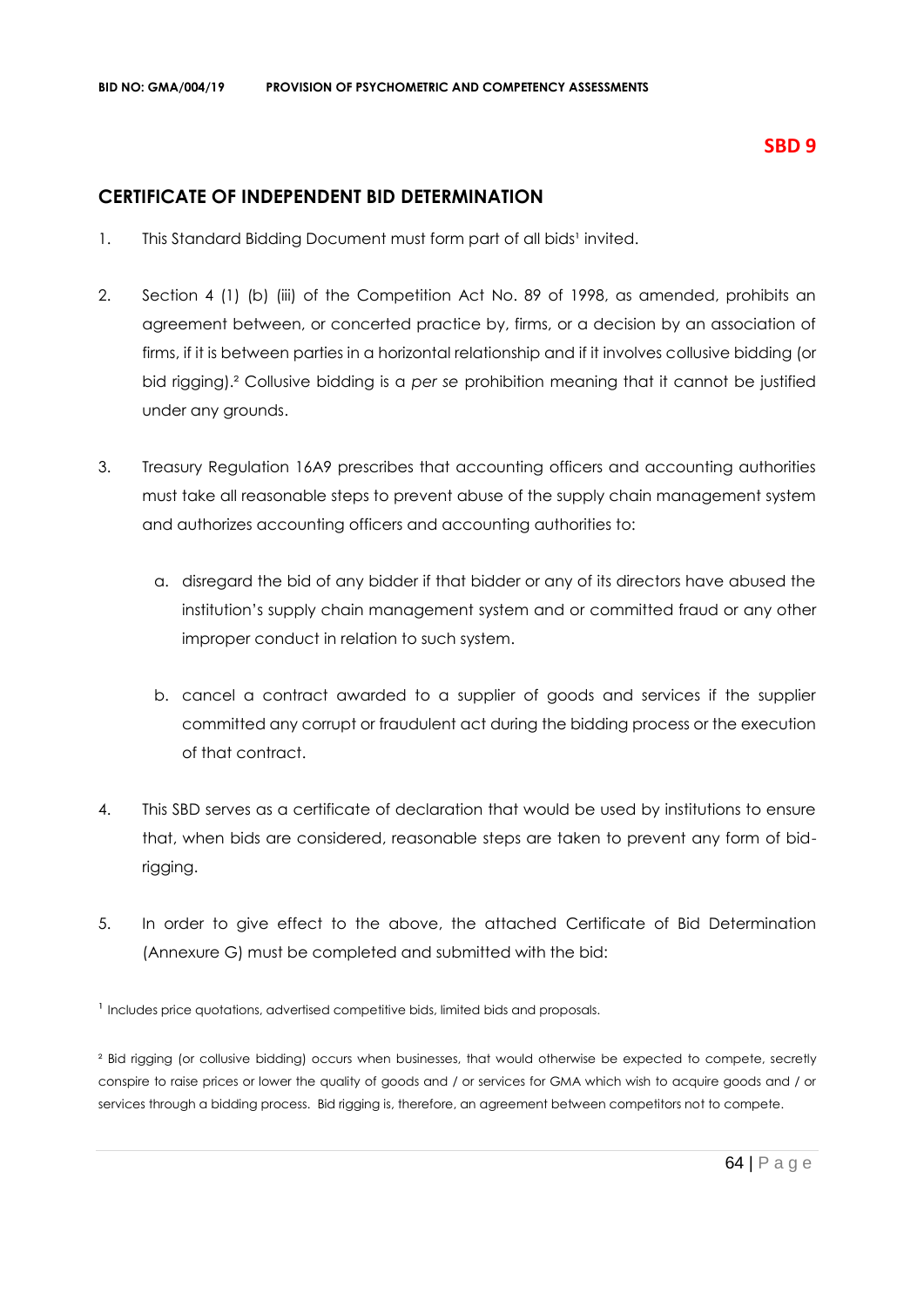**SBD 9**

## CERTIFICATE OF INDEPENDENT BID DETERMINATION

1. This Standard Bidding Document must form part of all bids[1] invited.

2. Section 4 (1) (b) (iii) of the Competition Act No. 89 of 1998, as amended, prohibits an agreement between, or concerted practice by, firms, or a decision by an association of firms, if it is between parties in a horizontal relationship and if it involves collusive bidding (or bid rigging).[2] Collusive bidding is a *per se* prohibition meaning that it cannot be justified under any grounds.

3. Treasury Regulation 16A9 prescribes that accounting officers and accounting authorities must take all reasonable steps to prevent abuse of the supply chain management system and authorizes accounting officers and accounting authorities to:

   a. disregard the bid of any bidder if that bidder or any of its directors have abused the institution's supply chain management system and or committed fraud or any other improper conduct in relation to such system.

   b. cancel a contract awarded to a supplier of goods and services if the supplier committed any corrupt or fraudulent act during the bidding process or the execution of that contract.

4. This SBD serves as a certificate of declaration that would be used by institutions to ensure that, when bids are considered, reasonable steps are taken to prevent any form of bid-rigging.

5. In order to give effect to the above, the attached Certificate of Bid Determination (Annexure G) must be completed and submitted with the bid:

[1] Includes price quotations, advertised competitive bids, limited bids and proposals.

[2] Bid rigging (or collusive bidding) occurs when businesses, that would otherwise be expected to compete, secretly conspire to raise prices or lower the quality of goods and / or services for GMA which wish to acquire goods and / or services through a bidding process. Bid rigging is, therefore, an agreement between competitors not to compete.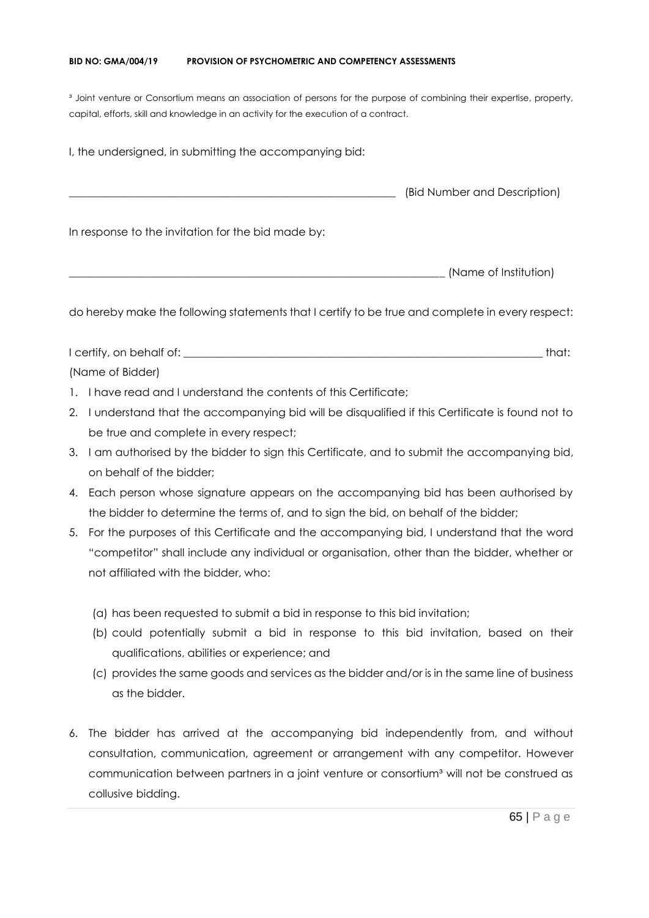[3] Joint venture or Consortium means an association of persons for the purpose of combining their expertise, property, capital, efforts, skill and knowledge in an activity for the execution of a contract.

I, the undersigned, in submitting the accompanying bid:

_____________________________________________________________ (Bid Number and Description)

In response to the invitation for the bid made by:

_____________________________________________________________________ (Name of Institution)

do hereby make the following statements that I certify to be true and complete in every respect:

I certify, on behalf of: _________________________________________________________________ that:
(Name of Bidder)

1. I have read and I understand the contents of this Certificate;
2. I understand that the accompanying bid will be disqualified if this Certificate is found not to be true and complete in every respect;
3. I am authorised by the bidder to sign this Certificate, and to submit the accompanying bid, on behalf of the bidder;
4. Each person whose signature appears on the accompanying bid has been authorised by the bidder to determine the terms of, and to sign the bid, on behalf of the bidder;
5. For the purposes of this Certificate and the accompanying bid, I understand that the word "competitor" shall include any individual or organisation, other than the bidder, whether or not affiliated with the bidder, who:

   (a) has been requested to submit a bid in response to this bid invitation;
   (b) could potentially submit a bid in response to this bid invitation, based on their qualifications, abilities or experience; and
   (c) provides the same goods and services as the bidder and/or is in the same line of business as the bidder.

6. The bidder has arrived at the accompanying bid independently from, and without consultation, communication, agreement or arrangement with any competitor. However communication between partners in a joint venture or consortium[3] will not be construed as collusive bidding.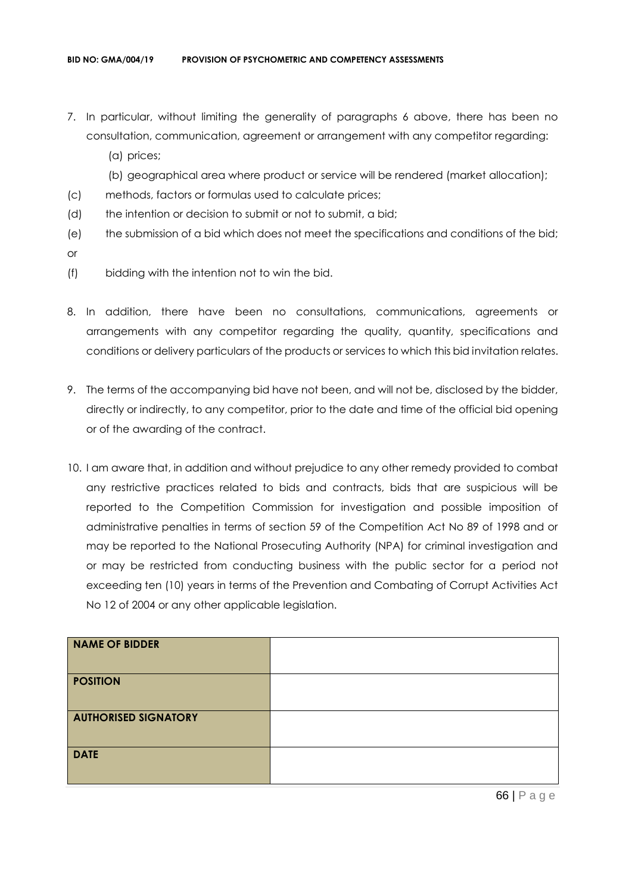7. In particular, without limiting the generality of paragraphs 6 above, there has been no consultation, communication, agreement or arrangement with any competitor regarding:
   (a) prices;
   (b) geographical area where product or service will be rendered (market allocation);

(c) methods, factors or formulas used to calculate prices;

(d) the intention or decision to submit or not to submit, a bid;

(e) the submission of a bid which does not meet the specifications and conditions of the bid; or

(f) bidding with the intention not to win the bid.

8. In addition, there have been no consultations, communications, agreements or arrangements with any competitor regarding the quality, quantity, specifications and conditions or delivery particulars of the products or services to which this bid invitation relates.

9. The terms of the accompanying bid have not been, and will not be, disclosed by the bidder, directly or indirectly, to any competitor, prior to the date and time of the official bid opening or of the awarding of the contract.

10. I am aware that, in addition and without prejudice to any other remedy provided to combat any restrictive practices related to bids and contracts, bids that are suspicious will be reported to the Competition Commission for investigation and possible imposition of administrative penalties in terms of section 59 of the Competition Act No 89 of 1998 and or may be reported to the National Prosecuting Authority (NPA) for criminal investigation and or may be restricted from conducting business with the public sector for a period not exceeding ten (10) years in terms of the Prevention and Combating of Corrupt Activities Act No 12 of 2004 or any other applicable legislation.

| **NAME OF BIDDER** | |
|---|---|
| **POSITION** | |
| **AUTHORISED SIGNATORY** | |
| **DATE** | |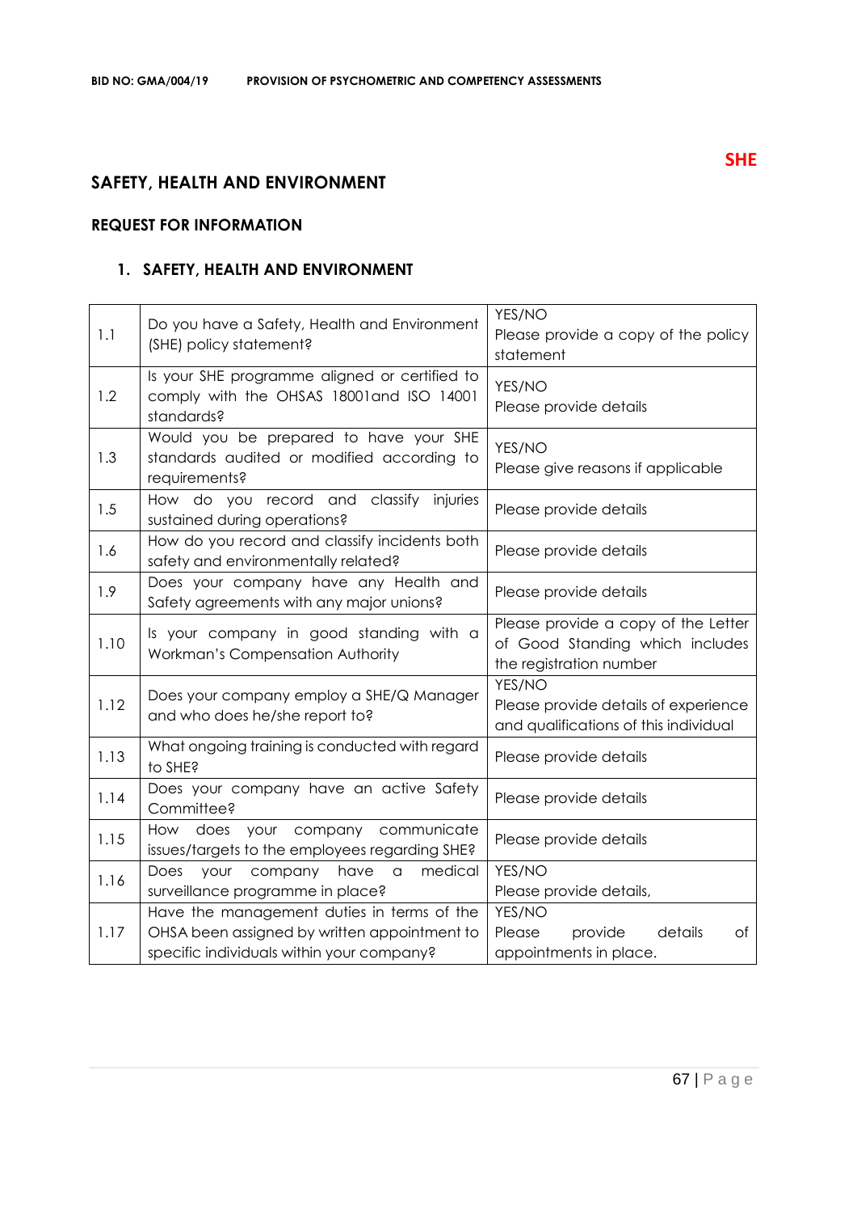**SHE**

## SAFETY, HEALTH AND ENVIRONMENT

### REQUEST FOR INFORMATION

### 1. SAFETY, HEALTH AND ENVIRONMENT

| | | |
|---|---|---|
| 1.1 | Do you have a Safety, Health and Environment (SHE) policy statement? | YES/NO<br>Please provide a copy of the policy statement |
| 1.2 | Is your SHE programme aligned or certified to comply with the OHSAS 18001and ISO 14001 standards? | YES/NO<br>Please provide details |
| 1.3 | Would you be prepared to have your SHE standards audited or modified according to requirements? | YES/NO<br>Please give reasons if applicable |
| 1.5 | How do you record and classify injuries sustained during operations? | Please provide details |
| 1.6 | How do you record and classify incidents both safety and environmentally related? | Please provide details |
| 1.9 | Does your company have any Health and Safety agreements with any major unions? | Please provide details |
| 1.10 | Is your company in good standing with a Workman's Compensation Authority | Please provide a copy of the Letter of Good Standing which includes the registration number |
| 1.12 | Does your company employ a SHE/Q Manager and who does he/she report to? | YES/NO<br>Please provide details of experience and qualifications of this individual |
| 1.13 | What ongoing training is conducted with regard to SHE? | Please provide details |
| 1.14 | Does your company have an active Safety Committee? | Please provide details |
| 1.15 | How does your company communicate issues/targets to the employees regarding SHE? | Please provide details |
| 1.16 | Does your company have a medical surveillance programme in place? | YES/NO<br>Please provide details, |
| 1.17 | Have the management duties in terms of the OHSA been assigned by written appointment to specific individuals within your company? | YES/NO<br>Please provide details of appointments in place. |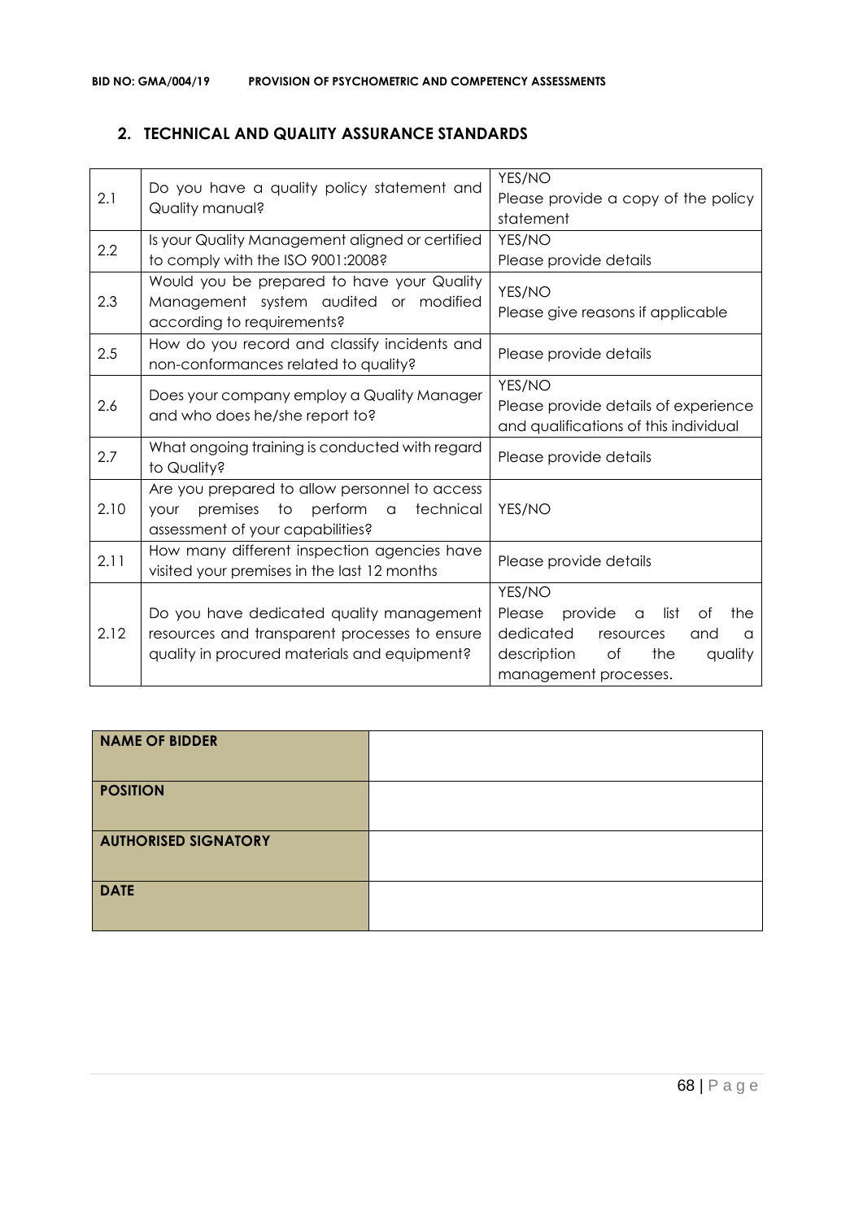## 2. TECHNICAL AND QUALITY ASSURANCE STANDARDS

| | | |
|---|---|---|
| 2.1 | Do you have a quality policy statement and Quality manual? | YES/NO<br>Please provide a copy of the policy statement |
| 2.2 | Is your Quality Management aligned or certified to comply with the ISO 9001:2008? | YES/NO<br>Please provide details |
| 2.3 | Would you be prepared to have your Quality Management system audited or modified according to requirements? | YES/NO<br>Please give reasons if applicable |
| 2.5 | How do you record and classify incidents and non-conformances related to quality? | Please provide details |
| 2.6 | Does your company employ a Quality Manager and who does he/she report to? | YES/NO<br>Please provide details of experience and qualifications of this individual |
| 2.7 | What ongoing training is conducted with regard to Quality? | Please provide details |
| 2.10 | Are you prepared to allow personnel to access your premises to perform a technical assessment of your capabilities? | YES/NO |
| 2.11 | How many different inspection agencies have visited your premises in the last 12 months | Please provide details |
| 2.12 | Do you have dedicated quality management resources and transparent processes to ensure quality in procured materials and equipment? | YES/NO<br>Please provide a list of the dedicated resources and a description of the quality management processes. |

| | |
|---|---|
| **NAME OF BIDDER** | |
| **POSITION** | |
| **AUTHORISED SIGNATORY** | |
| **DATE** | |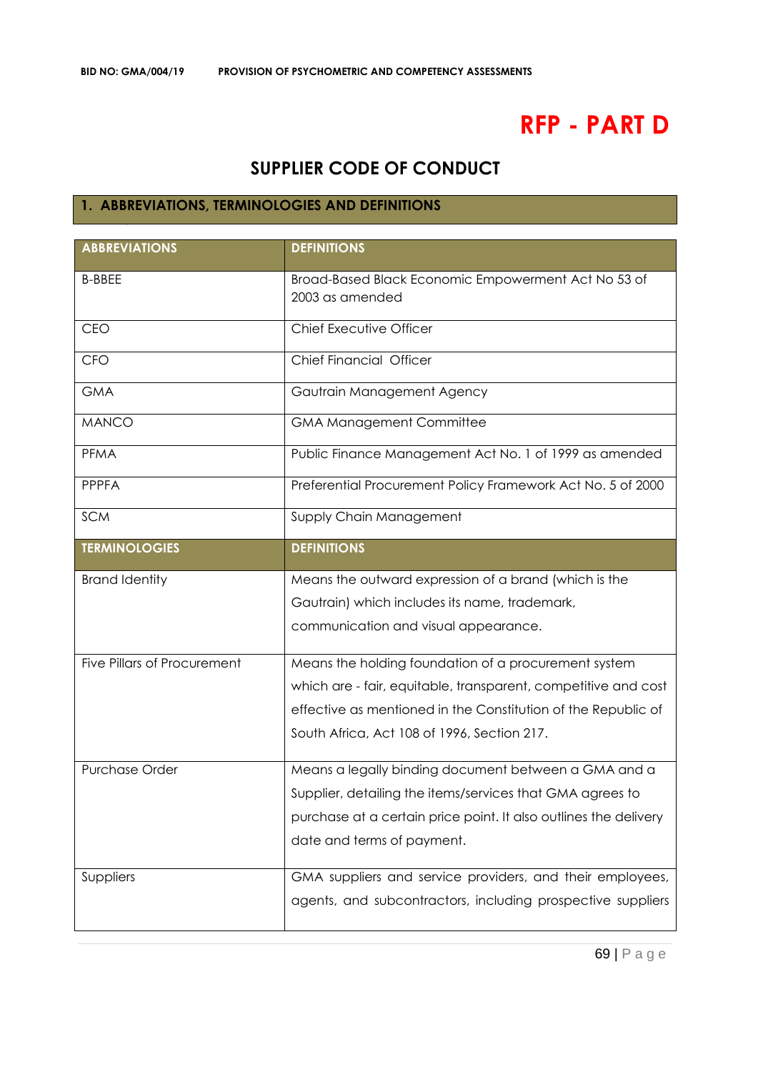# RFP - PART D

## SUPPLIER CODE OF CONDUCT

### 1. ABBREVIATIONS, TERMINOLOGIES AND DEFINITIONS

| ABBREVIATIONS | DEFINITIONS |
|---|---|
| B-BBEE | Broad-Based Black Economic Empowerment Act No 53 of 2003 as amended |
| CEO | Chief Executive Officer |
| CFO | Chief Financial Officer |
| GMA | Gautrain Management Agency |
| MANCO | GMA Management Committee |
| PFMA | Public Finance Management Act No. 1 of 1999 as amended |
| PPPFA | Preferential Procurement Policy Framework Act No. 5 of 2000 |
| SCM | Supply Chain Management |
| **TERMINOLOGIES** | **DEFINITIONS** |
| Brand Identity | Means the outward expression of a brand (which is the Gautrain) which includes its name, trademark, communication and visual appearance. |
| Five Pillars of Procurement | Means the holding foundation of a procurement system which are - fair, equitable, transparent, competitive and cost effective as mentioned in the Constitution of the Republic of South Africa, Act 108 of 1996, Section 217. |
| Purchase Order | Means a legally binding document between a GMA and a Supplier, detailing the items/services that GMA agrees to purchase at a certain price point. It also outlines the delivery date and terms of payment. |
| Suppliers | GMA suppliers and service providers, and their employees, agents, and subcontractors, including prospective suppliers |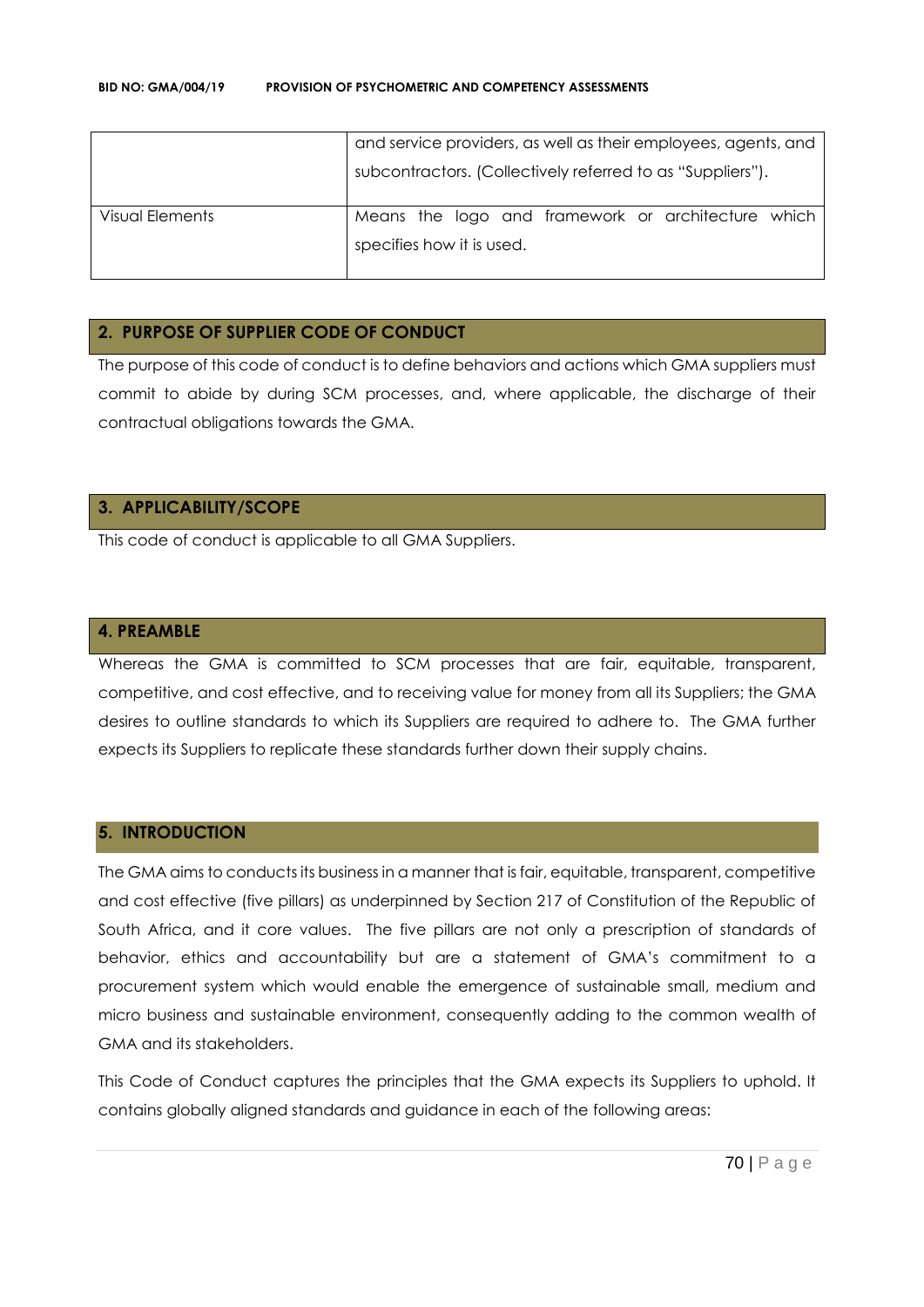| | |
|---|---|
| | and service providers, as well as their employees, agents, and subcontractors. (Collectively referred to as "Suppliers"). |
| Visual Elements | Means the logo and framework or architecture which specifies how it is used. |

## 2. PURPOSE OF SUPPLIER CODE OF CONDUCT

The purpose of this code of conduct is to define behaviors and actions which GMA suppliers must commit to abide by during SCM processes, and, where applicable, the discharge of their contractual obligations towards the GMA.

## 3. APPLICABILITY/SCOPE

This code of conduct is applicable to all GMA Suppliers.

## 4. PREAMBLE

Whereas the GMA is committed to SCM processes that are fair, equitable, transparent, competitive, and cost effective, and to receiving value for money from all its Suppliers; the GMA desires to outline standards to which its Suppliers are required to adhere to. The GMA further expects its Suppliers to replicate these standards further down their supply chains.

## 5. INTRODUCTION

The GMA aims to conducts its business in a manner that is fair, equitable, transparent, competitive and cost effective (five pillars) as underpinned by Section 217 of Constitution of the Republic of South Africa, and it core values. The five pillars are not only a prescription of standards of behavior, ethics and accountability but are a statement of GMA's commitment to a procurement system which would enable the emergence of sustainable small, medium and micro business and sustainable environment, consequently adding to the common wealth of GMA and its stakeholders.

This Code of Conduct captures the principles that the GMA expects its Suppliers to uphold. It contains globally aligned standards and guidance in each of the following areas: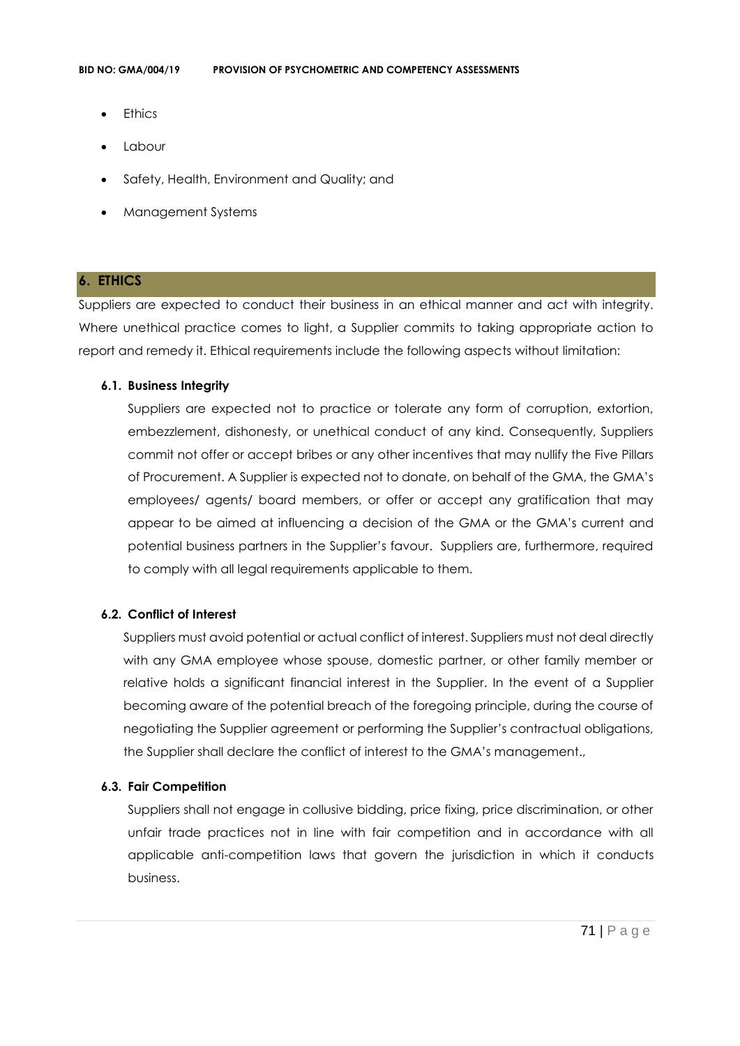- Ethics
- Labour
- Safety, Health, Environment and Quality; and
- Management Systems

## 6. ETHICS

Suppliers are expected to conduct their business in an ethical manner and act with integrity. Where unethical practice comes to light, a Supplier commits to taking appropriate action to report and remedy it. Ethical requirements include the following aspects without limitation:

### 6.1. Business Integrity

Suppliers are expected not to practice or tolerate any form of corruption, extortion, embezzlement, dishonesty, or unethical conduct of any kind. Consequently, Suppliers commit not offer or accept bribes or any other incentives that may nullify the Five Pillars of Procurement. A Supplier is expected not to donate, on behalf of the GMA, the GMA's employees/ agents/ board members, or offer or accept any gratification that may appear to be aimed at influencing a decision of the GMA or the GMA's current and potential business partners in the Supplier's favour. Suppliers are, furthermore, required to comply with all legal requirements applicable to them.

### 6.2. Conflict of Interest

Suppliers must avoid potential or actual conflict of interest. Suppliers must not deal directly with any GMA employee whose spouse, domestic partner, or other family member or relative holds a significant financial interest in the Supplier. In the event of a Supplier becoming aware of the potential breach of the foregoing principle, during the course of negotiating the Supplier agreement or performing the Supplier's contractual obligations, the Supplier shall declare the conflict of interest to the GMA's management.,

### 6.3. Fair Competition

Suppliers shall not engage in collusive bidding, price fixing, price discrimination, or other unfair trade practices not in line with fair competition and in accordance with all applicable anti-competition laws that govern the jurisdiction in which it conducts business.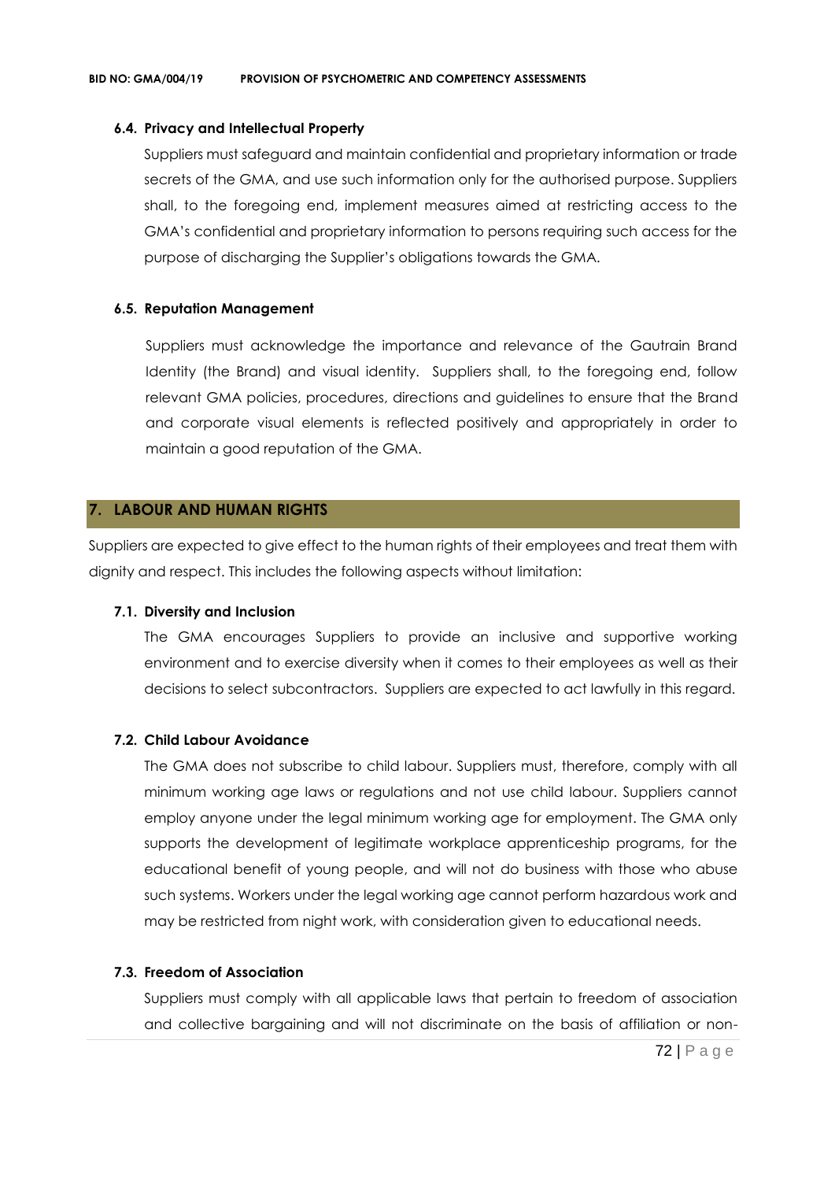### 6.4. Privacy and Intellectual Property

Suppliers must safeguard and maintain confidential and proprietary information or trade secrets of the GMA, and use such information only for the authorised purpose. Suppliers shall, to the foregoing end, implement measures aimed at restricting access to the GMA's confidential and proprietary information to persons requiring such access for the purpose of discharging the Supplier's obligations towards the GMA.

### 6.5. Reputation Management

Suppliers must acknowledge the importance and relevance of the Gautrain Brand Identity (the Brand) and visual identity. Suppliers shall, to the foregoing end, follow relevant GMA policies, procedures, directions and guidelines to ensure that the Brand and corporate visual elements is reflected positively and appropriately in order to maintain a good reputation of the GMA.

## 7. LABOUR AND HUMAN RIGHTS

Suppliers are expected to give effect to the human rights of their employees and treat them with dignity and respect. This includes the following aspects without limitation:

### 7.1. Diversity and Inclusion

The GMA encourages Suppliers to provide an inclusive and supportive working environment and to exercise diversity when it comes to their employees as well as their decisions to select subcontractors. Suppliers are expected to act lawfully in this regard.

### 7.2. Child Labour Avoidance

The GMA does not subscribe to child labour. Suppliers must, therefore, comply with all minimum working age laws or regulations and not use child labour. Suppliers cannot employ anyone under the legal minimum working age for employment. The GMA only supports the development of legitimate workplace apprenticeship programs, for the educational benefit of young people, and will not do business with those who abuse such systems. Workers under the legal working age cannot perform hazardous work and may be restricted from night work, with consideration given to educational needs.

### 7.3. Freedom of Association

Suppliers must comply with all applicable laws that pertain to freedom of association and collective bargaining and will not discriminate on the basis of affiliation or non-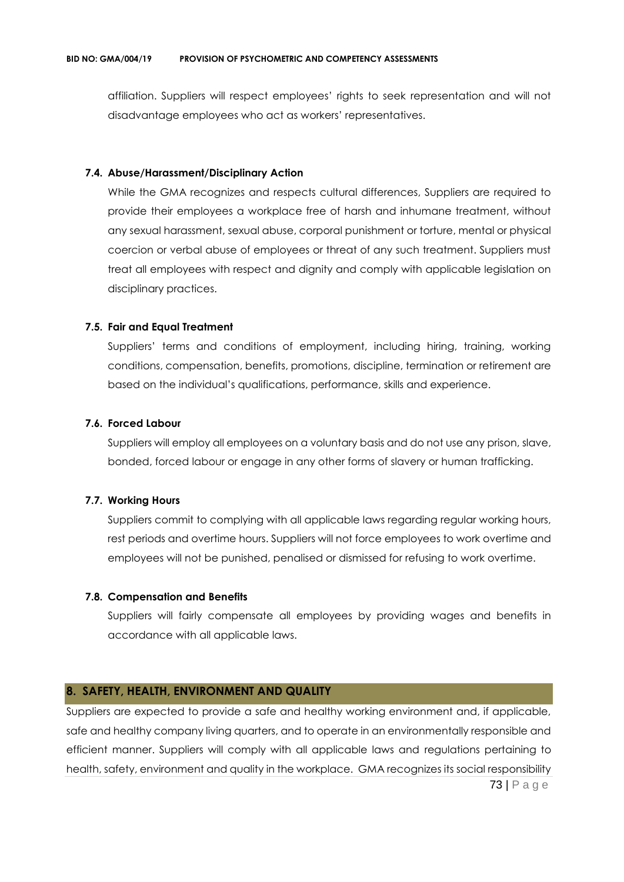affiliation. Suppliers will respect employees' rights to seek representation and will not disadvantage employees who act as workers' representatives.

### 7.4. Abuse/Harassment/Disciplinary Action

While the GMA recognizes and respects cultural differences, Suppliers are required to provide their employees a workplace free of harsh and inhumane treatment, without any sexual harassment, sexual abuse, corporal punishment or torture, mental or physical coercion or verbal abuse of employees or threat of any such treatment. Suppliers must treat all employees with respect and dignity and comply with applicable legislation on disciplinary practices.

### 7.5. Fair and Equal Treatment

Suppliers' terms and conditions of employment, including hiring, training, working conditions, compensation, benefits, promotions, discipline, termination or retirement are based on the individual's qualifications, performance, skills and experience.

### 7.6. Forced Labour

Suppliers will employ all employees on a voluntary basis and do not use any prison, slave, bonded, forced labour or engage in any other forms of slavery or human trafficking.

### 7.7. Working Hours

Suppliers commit to complying with all applicable laws regarding regular working hours, rest periods and overtime hours. Suppliers will not force employees to work overtime and employees will not be punished, penalised or dismissed for refusing to work overtime.

### 7.8. Compensation and Benefits

Suppliers will fairly compensate all employees by providing wages and benefits in accordance with all applicable laws.

## 8. SAFETY, HEALTH, ENVIRONMENT AND QUALITY

Suppliers are expected to provide a safe and healthy working environment and, if applicable, safe and healthy company living quarters, and to operate in an environmentally responsible and efficient manner. Suppliers will comply with all applicable laws and regulations pertaining to health, safety, environment and quality in the workplace. GMA recognizes its social responsibility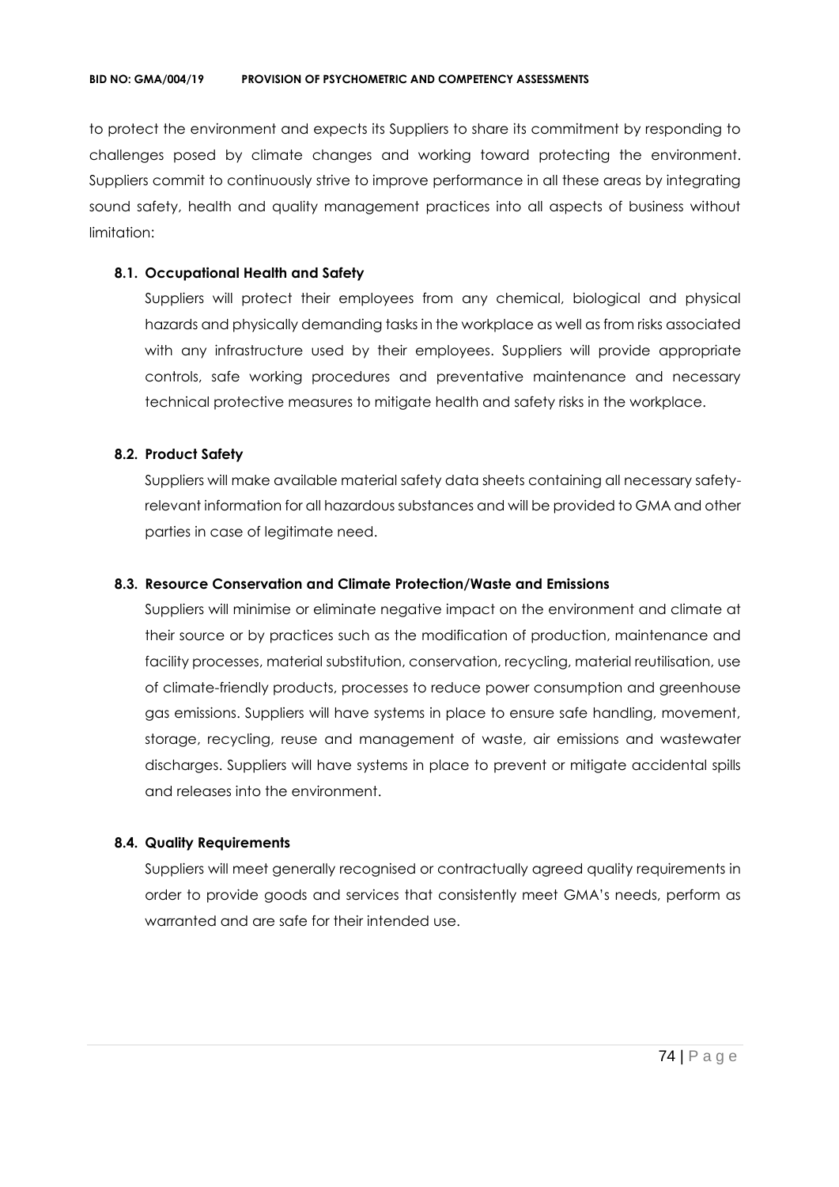to protect the environment and expects its Suppliers to share its commitment by responding to challenges posed by climate changes and working toward protecting the environment. Suppliers commit to continuously strive to improve performance in all these areas by integrating sound safety, health and quality management practices into all aspects of business without limitation:

### 8.1. Occupational Health and Safety

Suppliers will protect their employees from any chemical, biological and physical hazards and physically demanding tasks in the workplace as well as from risks associated with any infrastructure used by their employees. Suppliers will provide appropriate controls, safe working procedures and preventative maintenance and necessary technical protective measures to mitigate health and safety risks in the workplace.

### 8.2. Product Safety

Suppliers will make available material safety data sheets containing all necessary safety-relevant information for all hazardous substances and will be provided to GMA and other parties in case of legitimate need.

### 8.3. Resource Conservation and Climate Protection/Waste and Emissions

Suppliers will minimise or eliminate negative impact on the environment and climate at their source or by practices such as the modification of production, maintenance and facility processes, material substitution, conservation, recycling, material reutilisation, use of climate-friendly products, processes to reduce power consumption and greenhouse gas emissions. Suppliers will have systems in place to ensure safe handling, movement, storage, recycling, reuse and management of waste, air emissions and wastewater discharges. Suppliers will have systems in place to prevent or mitigate accidental spills and releases into the environment.

### 8.4. Quality Requirements

Suppliers will meet generally recognised or contractually agreed quality requirements in order to provide goods and services that consistently meet GMA's needs, perform as warranted and are safe for their intended use.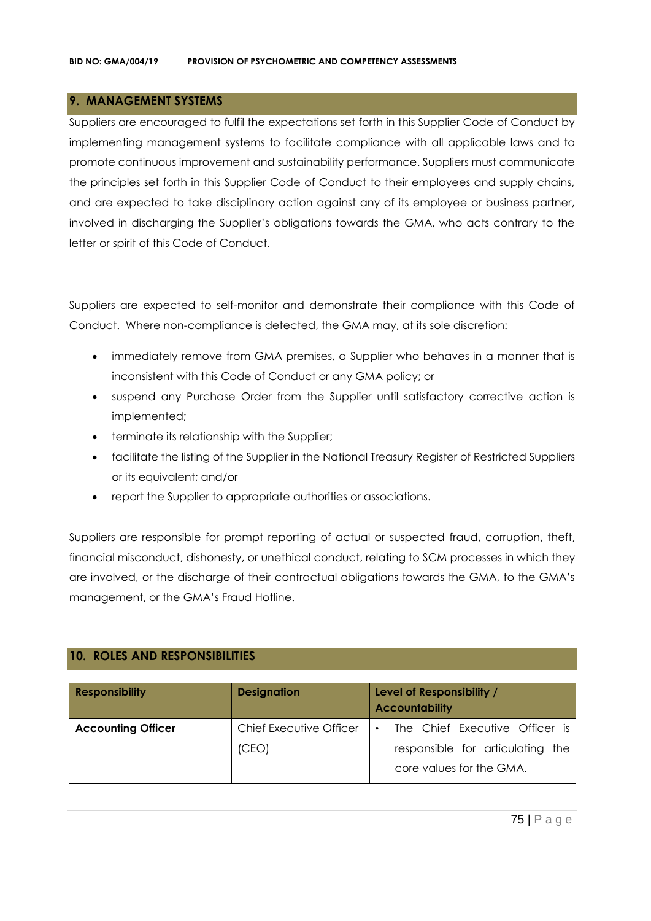## 9. MANAGEMENT SYSTEMS

Suppliers are encouraged to fulfil the expectations set forth in this Supplier Code of Conduct by implementing management systems to facilitate compliance with all applicable laws and to promote continuous improvement and sustainability performance. Suppliers must communicate the principles set forth in this Supplier Code of Conduct to their employees and supply chains, and are expected to take disciplinary action against any of its employee or business partner, involved in discharging the Supplier's obligations towards the GMA, who acts contrary to the letter or spirit of this Code of Conduct.

Suppliers are expected to self-monitor and demonstrate their compliance with this Code of Conduct. Where non-compliance is detected, the GMA may, at its sole discretion:

- immediately remove from GMA premises, a Supplier who behaves in a manner that is inconsistent with this Code of Conduct or any GMA policy; or
- suspend any Purchase Order from the Supplier until satisfactory corrective action is implemented;
- terminate its relationship with the Supplier;
- facilitate the listing of the Supplier in the National Treasury Register of Restricted Suppliers or its equivalent; and/or
- report the Supplier to appropriate authorities or associations.

Suppliers are responsible for prompt reporting of actual or suspected fraud, corruption, theft, financial misconduct, dishonesty, or unethical conduct, relating to SCM processes in which they are involved, or the discharge of their contractual obligations towards the GMA, to the GMA's management, or the GMA's Fraud Hotline.

## 10. ROLES AND RESPONSIBILITIES

| Responsibility | Designation | Level of Responsibility / Accountability |
|---|---|---|
| **Accounting Officer** | Chief Executive Officer (CEO) | • The Chief Executive Officer is responsible for articulating the core values for the GMA. |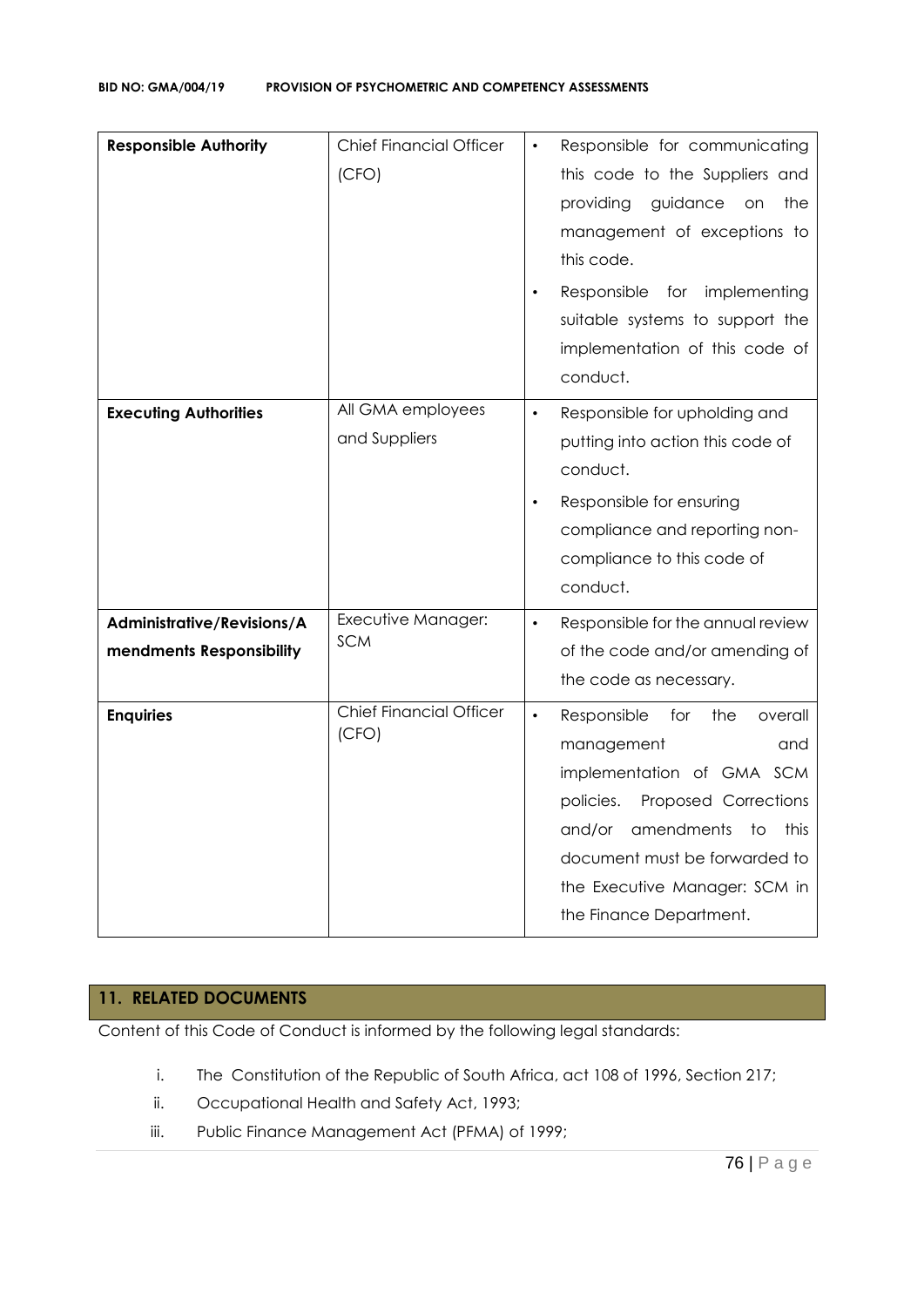| Responsible Authority | Chief Financial Officer (CFO) | • Responsible for communicating this code to the Suppliers and providing guidance on the management of exceptions to this code.<br>• Responsible for implementing suitable systems to support the implementation of this code of conduct. |
|---|---|---|
| **Executing Authorities** | All GMA employees and Suppliers | • Responsible for upholding and putting into action this code of conduct.<br>• Responsible for ensuring compliance and reporting non-compliance to this code of conduct. |
| **Administrative/Revisions/Amendments Responsibility** | Executive Manager: SCM | • Responsible for the annual review of the code and/or amending of the code as necessary. |
| **Enquiries** | Chief Financial Officer (CFO) | • Responsible for the overall management and implementation of GMA SCM policies. Proposed Corrections and/or amendments to this document must be forwarded to the Executive Manager: SCM in the Finance Department. |

## 11. RELATED DOCUMENTS

Content of this Code of Conduct is informed by the following legal standards:

i. The Constitution of the Republic of South Africa, act 108 of 1996, Section 217;
ii. Occupational Health and Safety Act, 1993;
iii. Public Finance Management Act (PFMA) of 1999;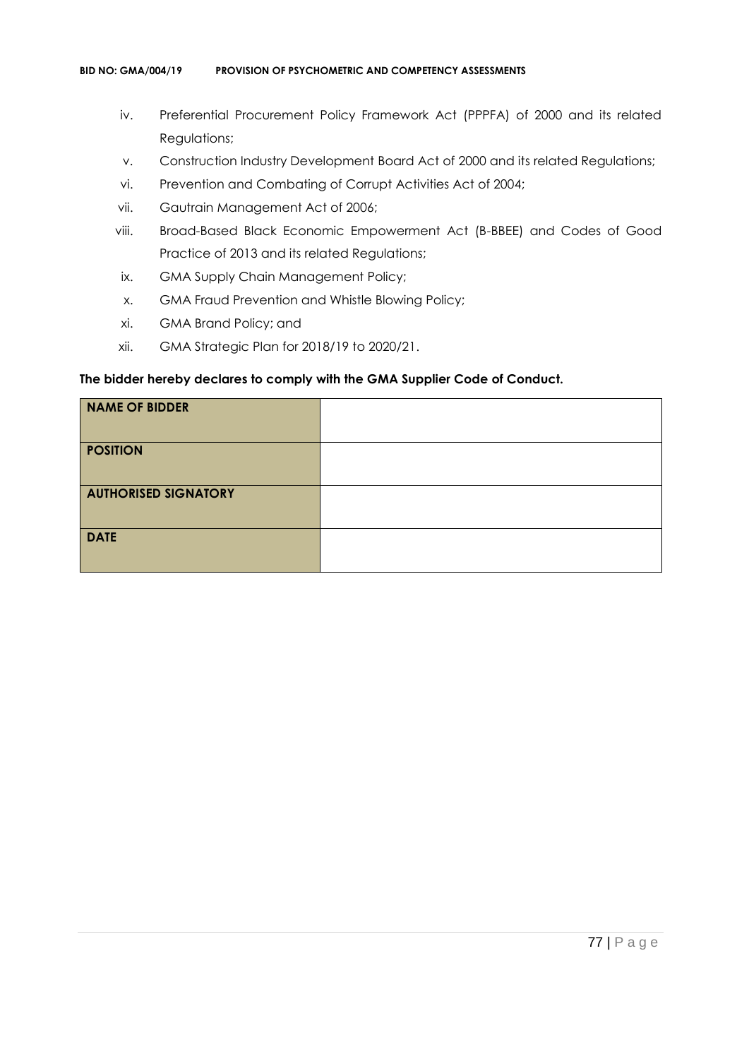iv. Preferential Procurement Policy Framework Act (PPPFA) of 2000 and its related Regulations;
v. Construction Industry Development Board Act of 2000 and its related Regulations;
vi. Prevention and Combating of Corrupt Activities Act of 2004;
vii. Gautrain Management Act of 2006;
viii. Broad-Based Black Economic Empowerment Act (B-BBEE) and Codes of Good Practice of 2013 and its related Regulations;
ix. GMA Supply Chain Management Policy;
x. GMA Fraud Prevention and Whistle Blowing Policy;
xi. GMA Brand Policy; and
xii. GMA Strategic Plan for 2018/19 to 2020/21.

**The bidder hereby declares to comply with the GMA Supplier Code of Conduct.**

| | |
|---|---|
| **NAME OF BIDDER** | |
| **POSITION** | |
| **AUTHORISED SIGNATORY** | |
| **DATE** | |